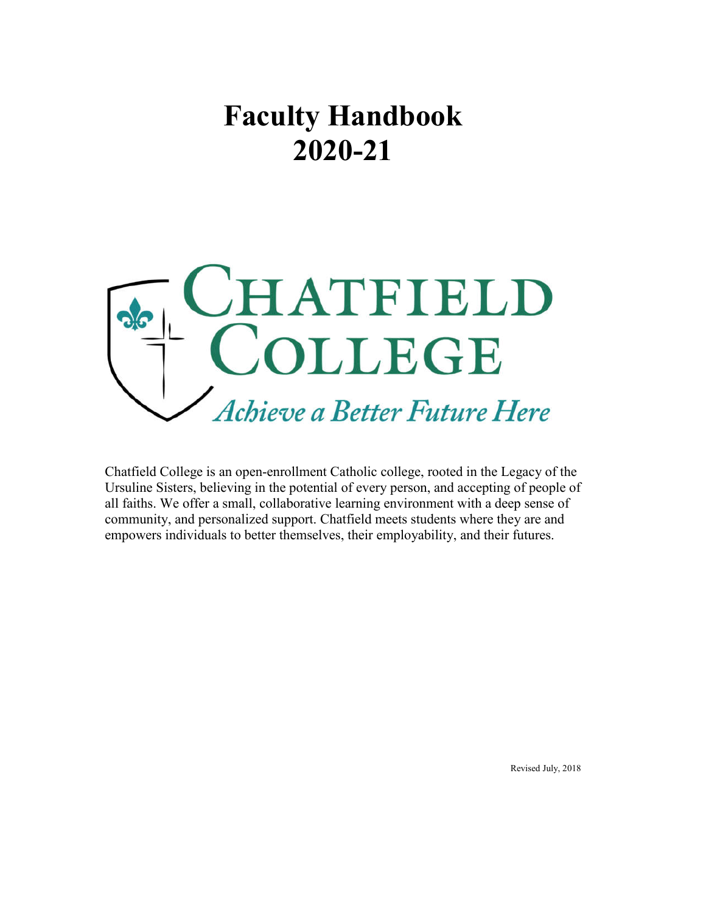# Faculty Handbook 2020-21

CHATFIELD COLLEGE

*Achieve a Better Future Here*

Chatfield College is an open-enrollment Catholic college, rooted in the Legacy of the Ursuline Sisters, believing in the potential of every person, and accepting of people of all faiths. We offer a small, collaborative learning environment with a deep sense of community, and personalized support. Chatfield meets students where they are and empowers individuals to better themselves, their employability, and their futures.

Revised July, 2018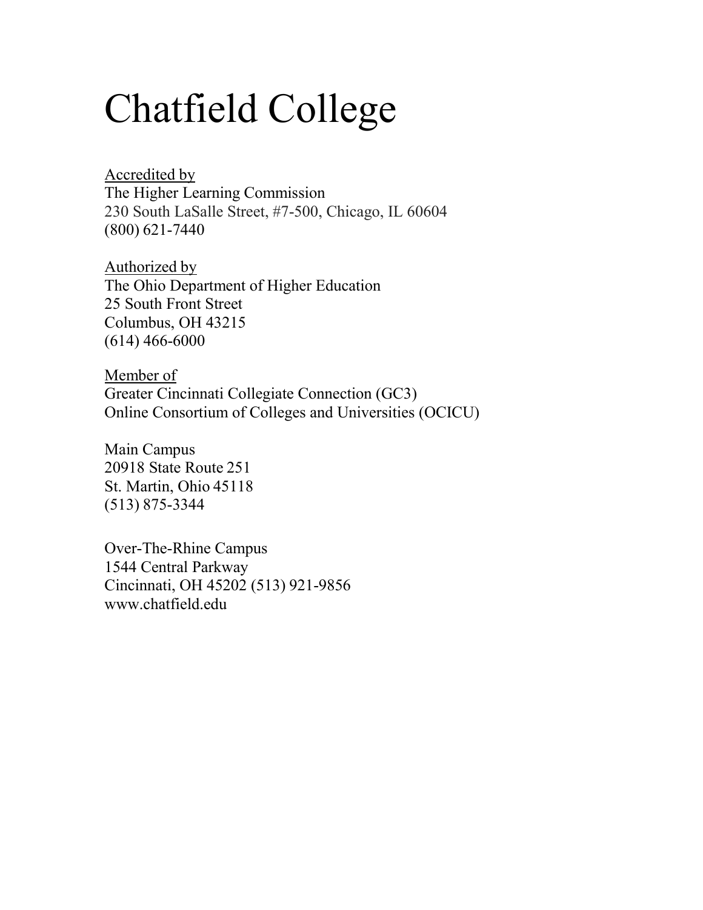# Chatfield College

Accredited by
The Higher Learning Commission
230 South LaSalle Street, #7-500, Chicago, IL 60604
(800) 621-7440

Authorized by
The Ohio Department of Higher Education
25 South Front Street
Columbus, OH 43215
(614) 466-6000

Member of
Greater Cincinnati Collegiate Connection (GC3)
Online Consortium of Colleges and Universities (OCICU)

Main Campus
20918 State Route 251
St. Martin, Ohio 45118
(513) 875-3344

Over-The-Rhine Campus
1544 Central Parkway
Cincinnati, OH 45202 (513) 921-9856
www.chatfield.edu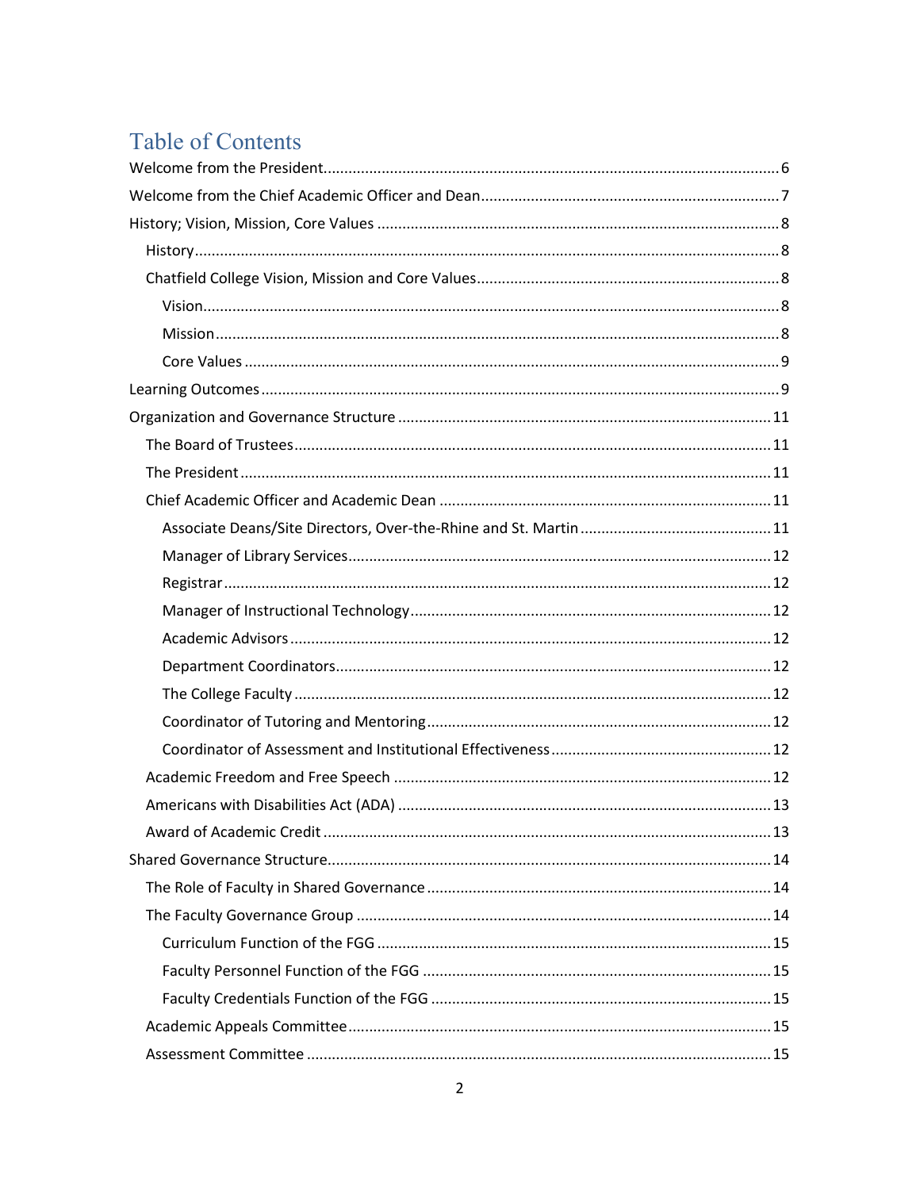# Table of Contents

- Welcome from the President ........ 6
- Welcome from the Chief Academic Officer and Dean ........ 7
- History; Vision, Mission, Core Values ........ 8
  - History ........ 8
  - Chatfield College Vision, Mission and Core Values ........ 8
    - Vision ........ 8
    - Mission ........ 8
    - Core Values ........ 9
- Learning Outcomes ........ 9
- Organization and Governance Structure ........ 11
  - The Board of Trustees ........ 11
  - The President ........ 11
  - Chief Academic Officer and Academic Dean ........ 11
    - Associate Deans/Site Directors, Over-the-Rhine and St. Martin ........ 11
    - Manager of Library Services ........ 12
    - Registrar ........ 12
    - Manager of Instructional Technology ........ 12
    - Academic Advisors ........ 12
    - Department Coordinators ........ 12
    - The College Faculty ........ 12
    - Coordinator of Tutoring and Mentoring ........ 12
    - Coordinator of Assessment and Institutional Effectiveness ........ 12
  - Academic Freedom and Free Speech ........ 12
  - Americans with Disabilities Act (ADA) ........ 13
  - Award of Academic Credit ........ 13
- Shared Governance Structure ........ 14
  - The Role of Faculty in Shared Governance ........ 14
  - The Faculty Governance Group ........ 14
    - Curriculum Function of the FGG ........ 15
    - Faculty Personnel Function of the FGG ........ 15
    - Faculty Credentials Function of the FGG ........ 15
  - Academic Appeals Committee ........ 15
  - Assessment Committee ........ 15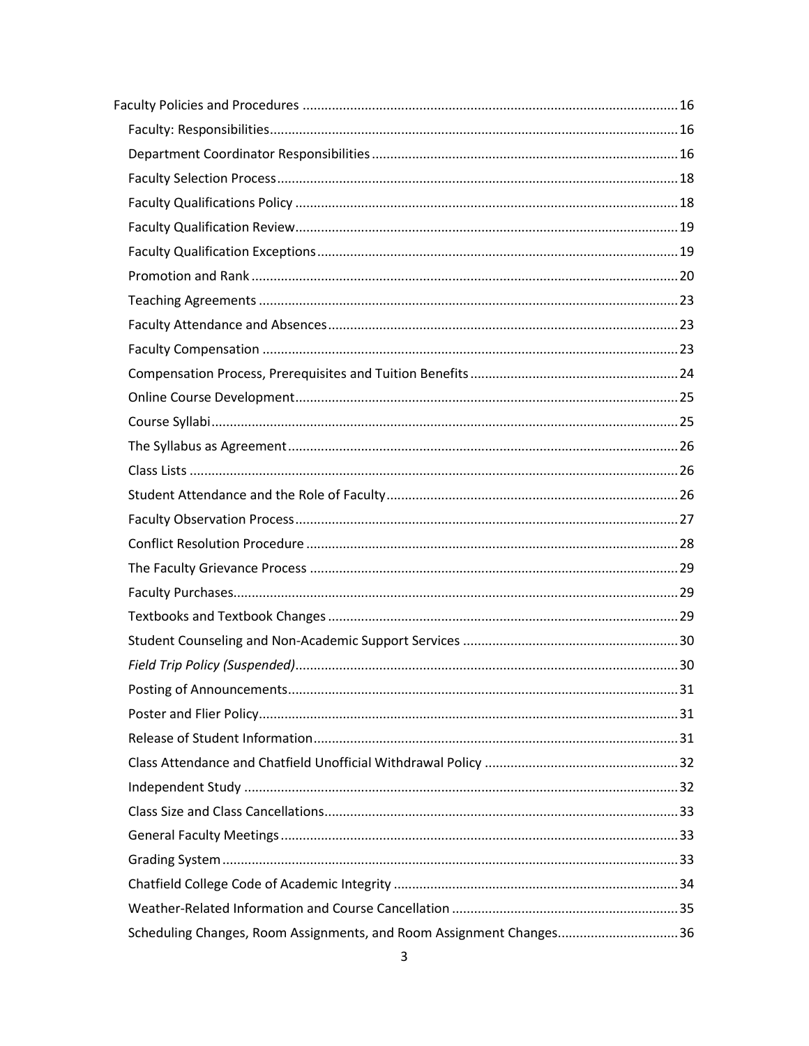- Faculty Policies and Procedures ... 16
  - Faculty: Responsibilities ... 16
  - Department Coordinator Responsibilities ... 16
  - Faculty Selection Process ... 18
  - Faculty Qualifications Policy ... 18
  - Faculty Qualification Review ... 19
  - Faculty Qualification Exceptions ... 19
  - Promotion and Rank ... 20
  - Teaching Agreements ... 23
  - Faculty Attendance and Absences ... 23
  - Faculty Compensation ... 23
  - Compensation Process, Prerequisites and Tuition Benefits ... 24
  - Online Course Development ... 25
  - Course Syllabi ... 25
  - The Syllabus as Agreement ... 26
  - Class Lists ... 26
  - Student Attendance and the Role of Faculty ... 26
  - Faculty Observation Process ... 27
  - Conflict Resolution Procedure ... 28
  - The Faculty Grievance Process ... 29
  - Faculty Purchases ... 29
  - Textbooks and Textbook Changes ... 29
  - Student Counseling and Non-Academic Support Services ... 30
  - *Field Trip Policy (Suspended)* ... 30
  - Posting of Announcements ... 31
  - Poster and Flier Policy ... 31
  - Release of Student Information ... 31
  - Class Attendance and Chatfield Unofficial Withdrawal Policy ... 32
  - Independent Study ... 32
  - Class Size and Class Cancellations ... 33
  - General Faculty Meetings ... 33
  - Grading System ... 33
  - Chatfield College Code of Academic Integrity ... 34
  - Weather-Related Information and Course Cancellation ... 35
  - Scheduling Changes, Room Assignments, and Room Assignment Changes ... 36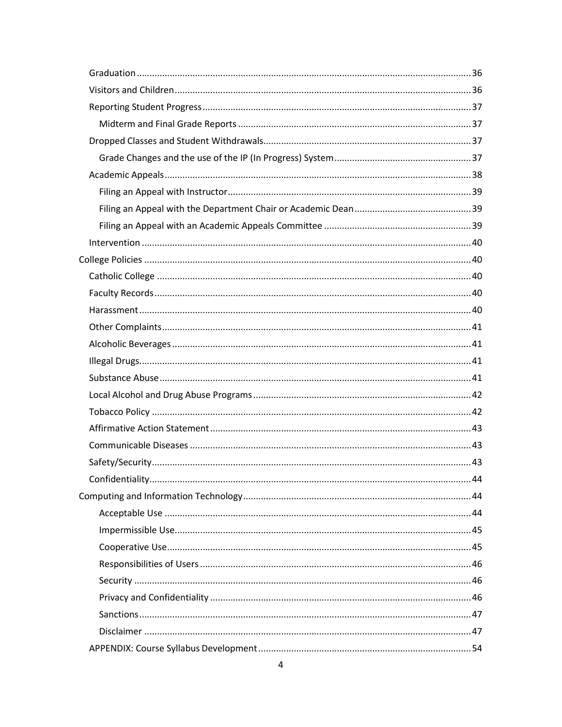- Graduation ..... 36
- Visitors and Children ..... 36
- Reporting Student Progress ..... 37
  - Midterm and Final Grade Reports ..... 37
- Dropped Classes and Student Withdrawals ..... 37
  - Grade Changes and the use of the IP (In Progress) System ..... 37
- Academic Appeals ..... 38
  - Filing an Appeal with Instructor ..... 39
  - Filing an Appeal with the Department Chair or Academic Dean ..... 39
  - Filing an Appeal with an Academic Appeals Committee ..... 39
- Intervention ..... 40

College Policies ..... 40

- Catholic College ..... 40
- Faculty Records ..... 40
- Harassment ..... 40
- Other Complaints ..... 41
- Alcoholic Beverages ..... 41
- Illegal Drugs ..... 41
- Substance Abuse ..... 41
- Local Alcohol and Drug Abuse Programs ..... 42
- Tobacco Policy ..... 42
- Affirmative Action Statement ..... 43
- Communicable Diseases ..... 43
- Safety/Security ..... 43
- Confidentiality ..... 44

Computing and Information Technology ..... 44

- Acceptable Use ..... 44
- Impermissible Use ..... 45
- Cooperative Use ..... 45
- Responsibilities of Users ..... 46
- Security ..... 46
- Privacy and Confidentiality ..... 46
- Sanctions ..... 47
- Disclaimer ..... 47
- APPENDIX: Course Syllabus Development ..... 54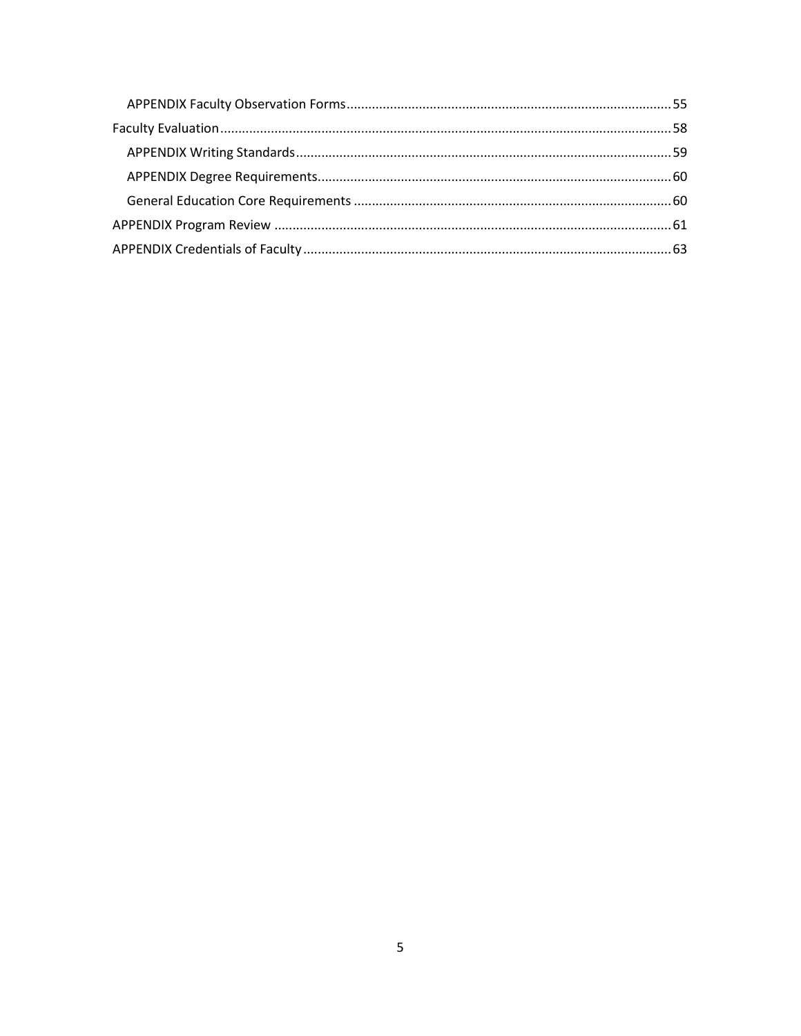- APPENDIX Faculty Observation Forms ........ 55

Faculty Evaluation ........ 58

- APPENDIX Writing Standards ........ 59
- APPENDIX Degree Requirements ........ 60
- General Education Core Requirements ........ 60

APPENDIX Program Review ........ 61

APPENDIX Credentials of Faculty ........ 63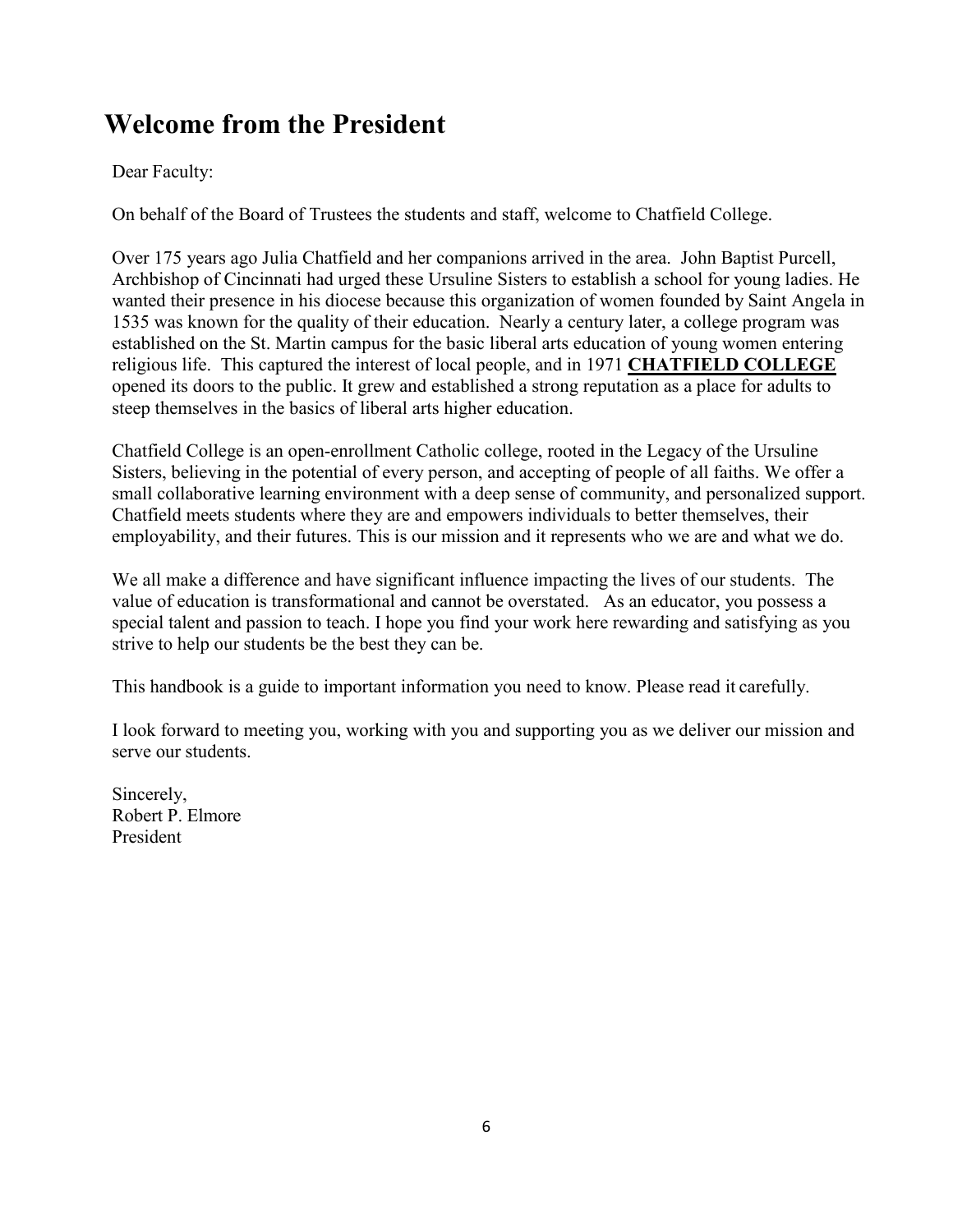# Welcome from the President

Dear Faculty:

On behalf of the Board of Trustees the students and staff, welcome to Chatfield College.

Over 175 years ago Julia Chatfield and her companions arrived in the area. John Baptist Purcell, Archbishop of Cincinnati had urged these Ursuline Sisters to establish a school for young ladies. He wanted their presence in his diocese because this organization of women founded by Saint Angela in 1535 was known for the quality of their education. Nearly a century later, a college program was established on the St. Martin campus for the basic liberal arts education of young women entering religious life. This captured the interest of local people, and in 1971 **CHATFIELD COLLEGE** opened its doors to the public. It grew and established a strong reputation as a place for adults to steep themselves in the basics of liberal arts higher education.

Chatfield College is an open-enrollment Catholic college, rooted in the Legacy of the Ursuline Sisters, believing in the potential of every person, and accepting of people of all faiths. We offer a small collaborative learning environment with a deep sense of community, and personalized support. Chatfield meets students where they are and empowers individuals to better themselves, their employability, and their futures. This is our mission and it represents who we are and what we do.

We all make a difference and have significant influence impacting the lives of our students. The value of education is transformational and cannot be overstated. As an educator, you possess a special talent and passion to teach. I hope you find your work here rewarding and satisfying as you strive to help our students be the best they can be.

This handbook is a guide to important information you need to know. Please read it carefully.

I look forward to meeting you, working with you and supporting you as we deliver our mission and serve our students.

Sincerely,
Robert P. Elmore
President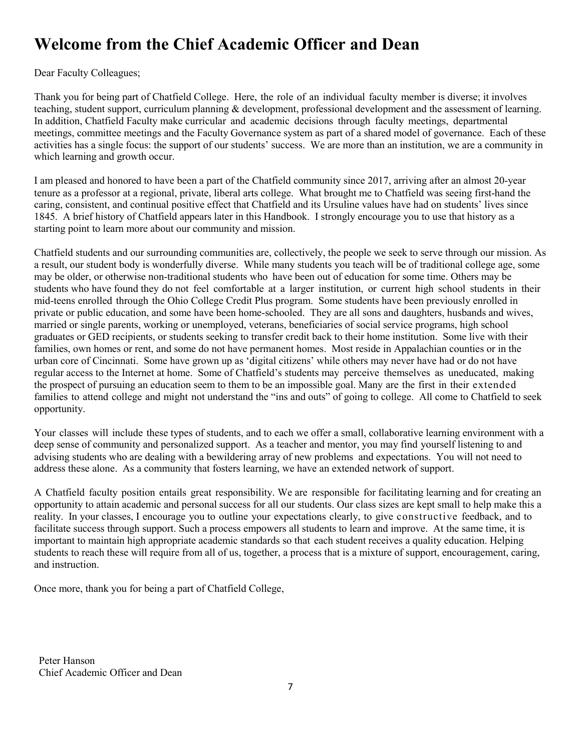# Welcome from the Chief Academic Officer and Dean

Dear Faculty Colleagues;

Thank you for being part of Chatfield College. Here, the role of an individual faculty member is diverse; it involves teaching, student support, curriculum planning & development, professional development and the assessment of learning. In addition, Chatfield Faculty make curricular and academic decisions through faculty meetings, departmental meetings, committee meetings and the Faculty Governance system as part of a shared model of governance. Each of these activities has a single focus: the support of our students' success. We are more than an institution, we are a community in which learning and growth occur.

I am pleased and honored to have been a part of the Chatfield community since 2017, arriving after an almost 20-year tenure as a professor at a regional, private, liberal arts college. What brought me to Chatfield was seeing first-hand the caring, consistent, and continual positive effect that Chatfield and its Ursuline values have had on students' lives since 1845. A brief history of Chatfield appears later in this Handbook. I strongly encourage you to use that history as a starting point to learn more about our community and mission.

Chatfield students and our surrounding communities are, collectively, the people we seek to serve through our mission. As a result, our student body is wonderfully diverse. While many students you teach will be of traditional college age, some may be older, or otherwise non-traditional students who have been out of education for some time. Others may be students who have found they do not feel comfortable at a larger institution, or current high school students in their mid-teens enrolled through the Ohio College Credit Plus program. Some students have been previously enrolled in private or public education, and some have been home-schooled. They are all sons and daughters, husbands and wives, married or single parents, working or unemployed, veterans, beneficiaries of social service programs, high school graduates or GED recipients, or students seeking to transfer credit back to their home institution. Some live with their families, own homes or rent, and some do not have permanent homes. Most reside in Appalachian counties or in the urban core of Cincinnati. Some have grown up as 'digital citizens' while others may never have had or do not have regular access to the Internet at home. Some of Chatfield's students may perceive themselves as uneducated, making the prospect of pursuing an education seem to them to be an impossible goal. Many are the first in their extended families to attend college and might not understand the "ins and outs" of going to college. All come to Chatfield to seek opportunity.

Your classes will include these types of students, and to each we offer a small, collaborative learning environment with a deep sense of community and personalized support. As a teacher and mentor, you may find yourself listening to and advising students who are dealing with a bewildering array of new problems and expectations. You will not need to address these alone. As a community that fosters learning, we have an extended network of support.

A Chatfield faculty position entails great responsibility. We are responsible for facilitating learning and for creating an opportunity to attain academic and personal success for all our students. Our class sizes are kept small to help make this a reality. In your classes, I encourage you to outline your expectations clearly, to give constructive feedback, and to facilitate success through support. Such a process empowers all students to learn and improve. At the same time, it is important to maintain high appropriate academic standards so that each student receives a quality education. Helping students to reach these will require from all of us, together, a process that is a mixture of support, encouragement, caring, and instruction.

Once more, thank you for being a part of Chatfield College,

Peter Hanson
Chief Academic Officer and Dean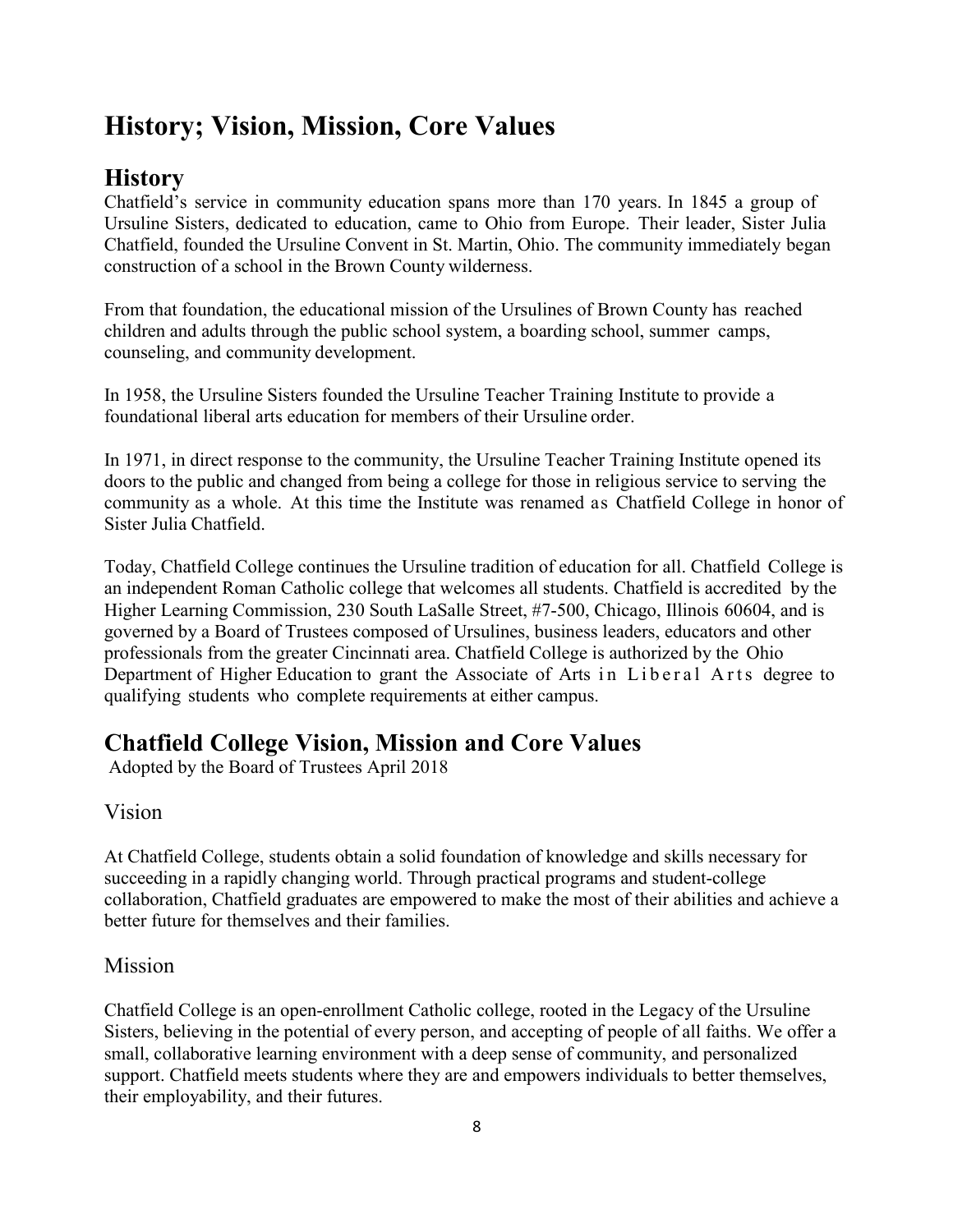# History; Vision, Mission, Core Values

## History

Chatfield's service in community education spans more than 170 years. In 1845 a group of Ursuline Sisters, dedicated to education, came to Ohio from Europe. Their leader, Sister Julia Chatfield, founded the Ursuline Convent in St. Martin, Ohio. The community immediately began construction of a school in the Brown County wilderness.

From that foundation, the educational mission of the Ursulines of Brown County has reached children and adults through the public school system, a boarding school, summer camps, counseling, and community development.

In 1958, the Ursuline Sisters founded the Ursuline Teacher Training Institute to provide a foundational liberal arts education for members of their Ursuline order.

In 1971, in direct response to the community, the Ursuline Teacher Training Institute opened its doors to the public and changed from being a college for those in religious service to serving the community as a whole. At this time the Institute was renamed as Chatfield College in honor of Sister Julia Chatfield.

Today, Chatfield College continues the Ursuline tradition of education for all. Chatfield College is an independent Roman Catholic college that welcomes all students. Chatfield is accredited by the Higher Learning Commission, 230 South LaSalle Street, #7-500, Chicago, Illinois 60604, and is governed by a Board of Trustees composed of Ursulines, business leaders, educators and other professionals from the greater Cincinnati area. Chatfield College is authorized by the Ohio Department of Higher Education to grant the Associate of Arts in Liberal Arts degree to qualifying students who complete requirements at either campus.

## Chatfield College Vision, Mission and Core Values

Adopted by the Board of Trustees April 2018

### Vision

At Chatfield College, students obtain a solid foundation of knowledge and skills necessary for succeeding in a rapidly changing world. Through practical programs and student-college collaboration, Chatfield graduates are empowered to make the most of their abilities and achieve a better future for themselves and their families.

### Mission

Chatfield College is an open-enrollment Catholic college, rooted in the Legacy of the Ursuline Sisters, believing in the potential of every person, and accepting of people of all faiths. We offer a small, collaborative learning environment with a deep sense of community, and personalized support. Chatfield meets students where they are and empowers individuals to better themselves, their employability, and their futures.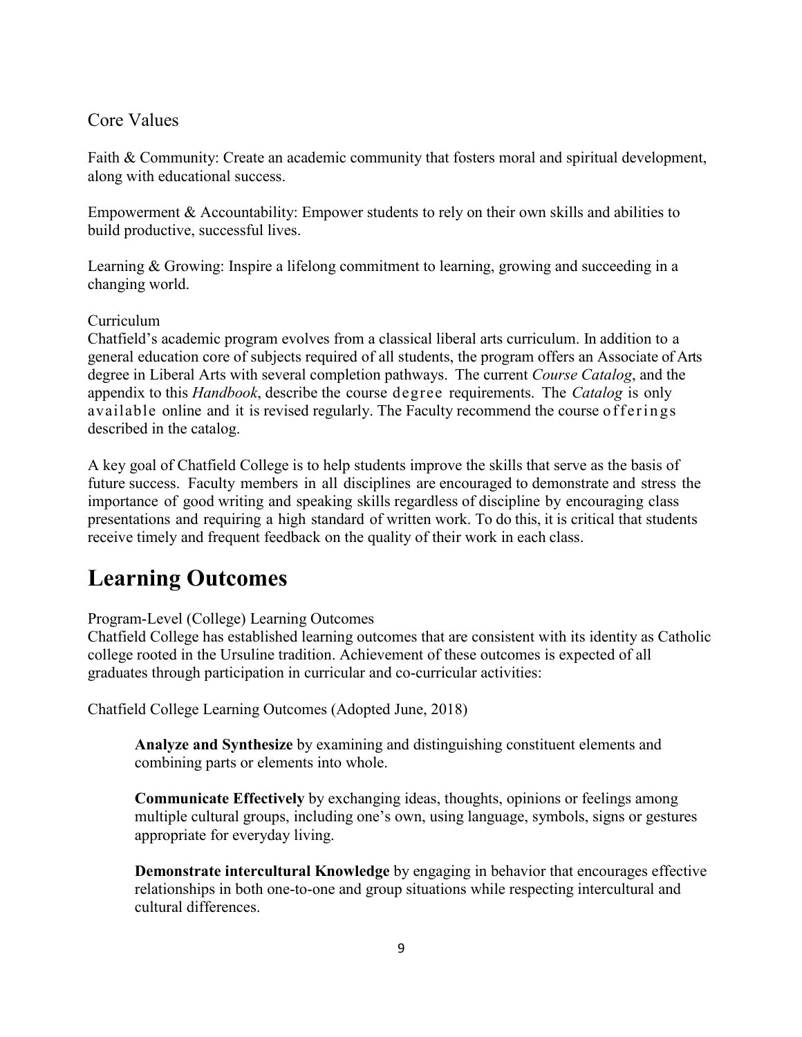## Core Values

Faith & Community: Create an academic community that fosters moral and spiritual development, along with educational success.

Empowerment & Accountability: Empower students to rely on their own skills and abilities to build productive, successful lives.

Learning & Growing: Inspire a lifelong commitment to learning, growing and succeeding in a changing world.

### Curriculum

Chatfield's academic program evolves from a classical liberal arts curriculum. In addition to a general education core of subjects required of all students, the program offers an Associate of Arts degree in Liberal Arts with several completion pathways. The current *Course Catalog*, and the appendix to this *Handbook*, describe the course degree requirements. The *Catalog* is only available online and it is revised regularly. The Faculty recommend the course offerings described in the catalog.

A key goal of Chatfield College is to help students improve the skills that serve as the basis of future success. Faculty members in all disciplines are encouraged to demonstrate and stress the importance of good writing and speaking skills regardless of discipline by encouraging class presentations and requiring a high standard of written work. To do this, it is critical that students receive timely and frequent feedback on the quality of their work in each class.

# Learning Outcomes

### Program-Level (College) Learning Outcomes

Chatfield College has established learning outcomes that are consistent with its identity as Catholic college rooted in the Ursuline tradition. Achievement of these outcomes is expected of all graduates through participation in curricular and co-curricular activities:

Chatfield College Learning Outcomes (Adopted June, 2018)

> **Analyze and Synthesize** by examining and distinguishing constituent elements and combining parts or elements into whole.
>
> **Communicate Effectively** by exchanging ideas, thoughts, opinions or feelings among multiple cultural groups, including one's own, using language, symbols, signs or gestures appropriate for everyday living.
>
> **Demonstrate intercultural Knowledge** by engaging in behavior that encourages effective relationships in both one-to-one and group situations while respecting intercultural and cultural differences.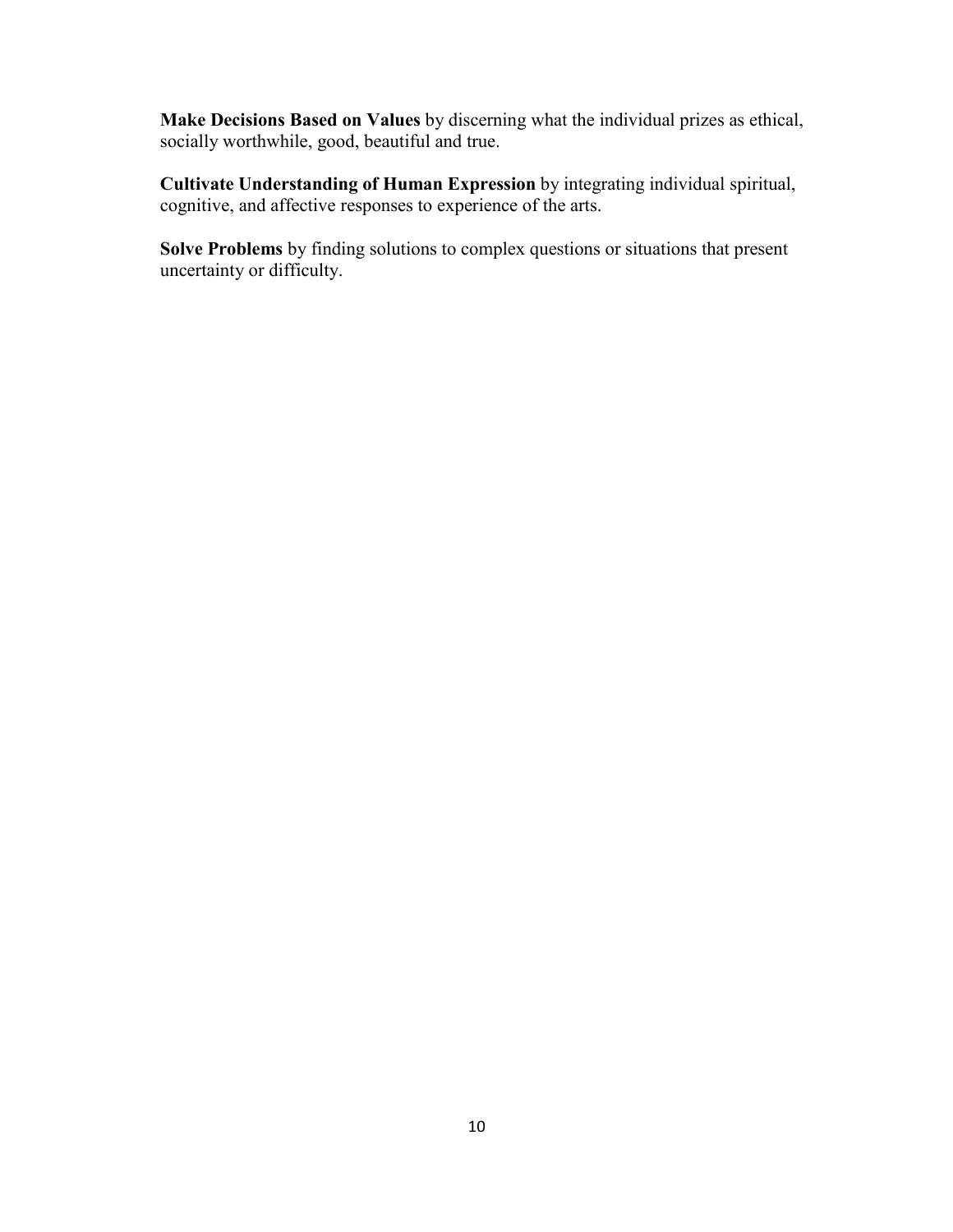**Make Decisions Based on Values** by discerning what the individual prizes as ethical, socially worthwhile, good, beautiful and true.

**Cultivate Understanding of Human Expression** by integrating individual spiritual, cognitive, and affective responses to experience of the arts.

**Solve Problems** by finding solutions to complex questions or situations that present uncertainty or difficulty.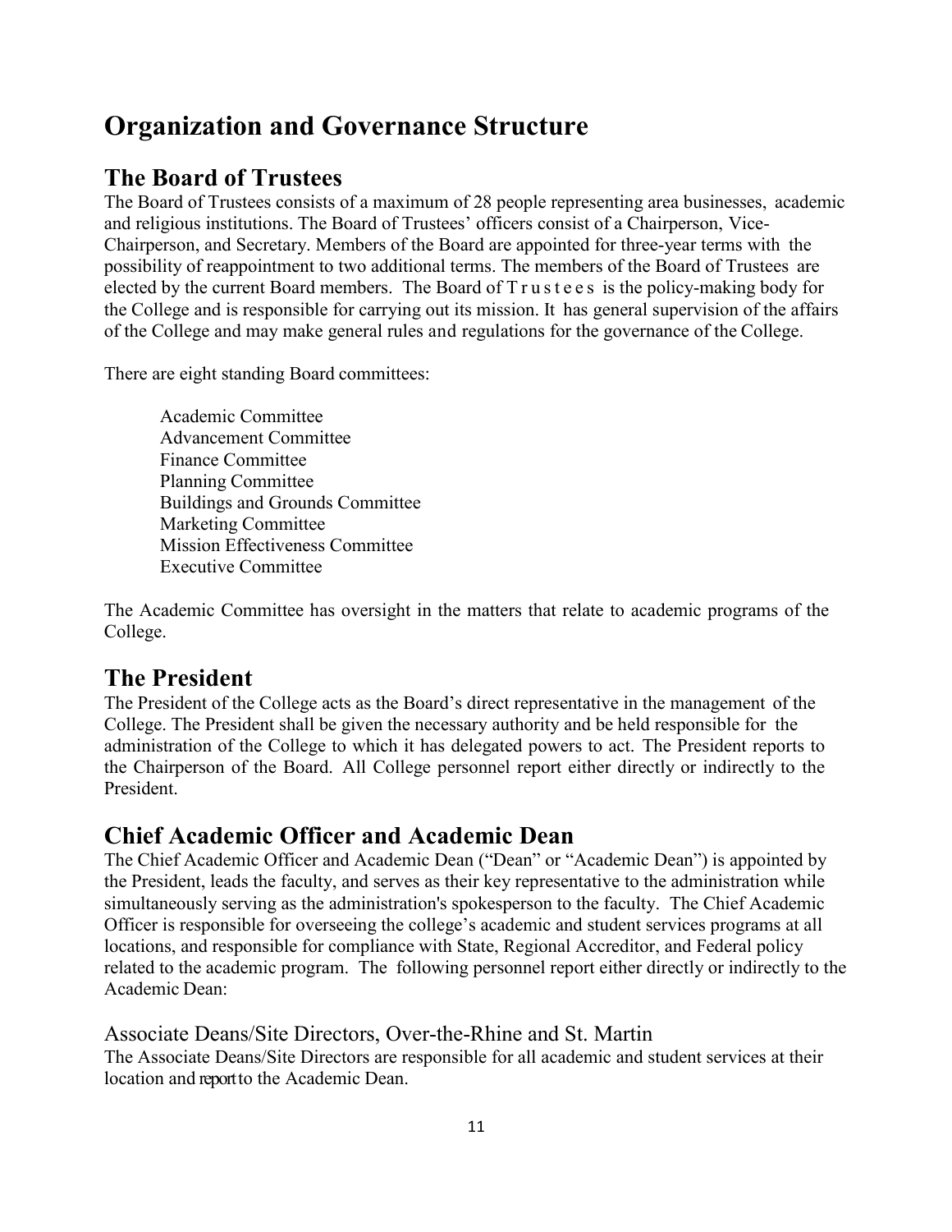# Organization and Governance Structure

## The Board of Trustees

The Board of Trustees consists of a maximum of 28 people representing area businesses, academic and religious institutions. The Board of Trustees' officers consist of a Chairperson, Vice-Chairperson, and Secretary. Members of the Board are appointed for three-year terms with the possibility of reappointment to two additional terms. The members of the Board of Trustees are elected by the current Board members. The Board of Trustees is the policy-making body for the College and is responsible for carrying out its mission. It has general supervision of the affairs of the College and may make general rules and regulations for the governance of the College.

There are eight standing Board committees:

- Academic Committee
- Advancement Committee
- Finance Committee
- Planning Committee
- Buildings and Grounds Committee
- Marketing Committee
- Mission Effectiveness Committee
- Executive Committee

The Academic Committee has oversight in the matters that relate to academic programs of the College.

## The President

The President of the College acts as the Board's direct representative in the management of the College. The President shall be given the necessary authority and be held responsible for the administration of the College to which it has delegated powers to act. The President reports to the Chairperson of the Board. All College personnel report either directly or indirectly to the President.

## Chief Academic Officer and Academic Dean

The Chief Academic Officer and Academic Dean ("Dean" or "Academic Dean") is appointed by the President, leads the faculty, and serves as their key representative to the administration while simultaneously serving as the administration's spokesperson to the faculty. The Chief Academic Officer is responsible for overseeing the college's academic and student services programs at all locations, and responsible for compliance with State, Regional Accreditor, and Federal policy related to the academic program. The following personnel report either directly or indirectly to the Academic Dean:

### Associate Deans/Site Directors, Over-the-Rhine and St. Martin

The Associate Deans/Site Directors are responsible for all academic and student services at their location and report to the Academic Dean.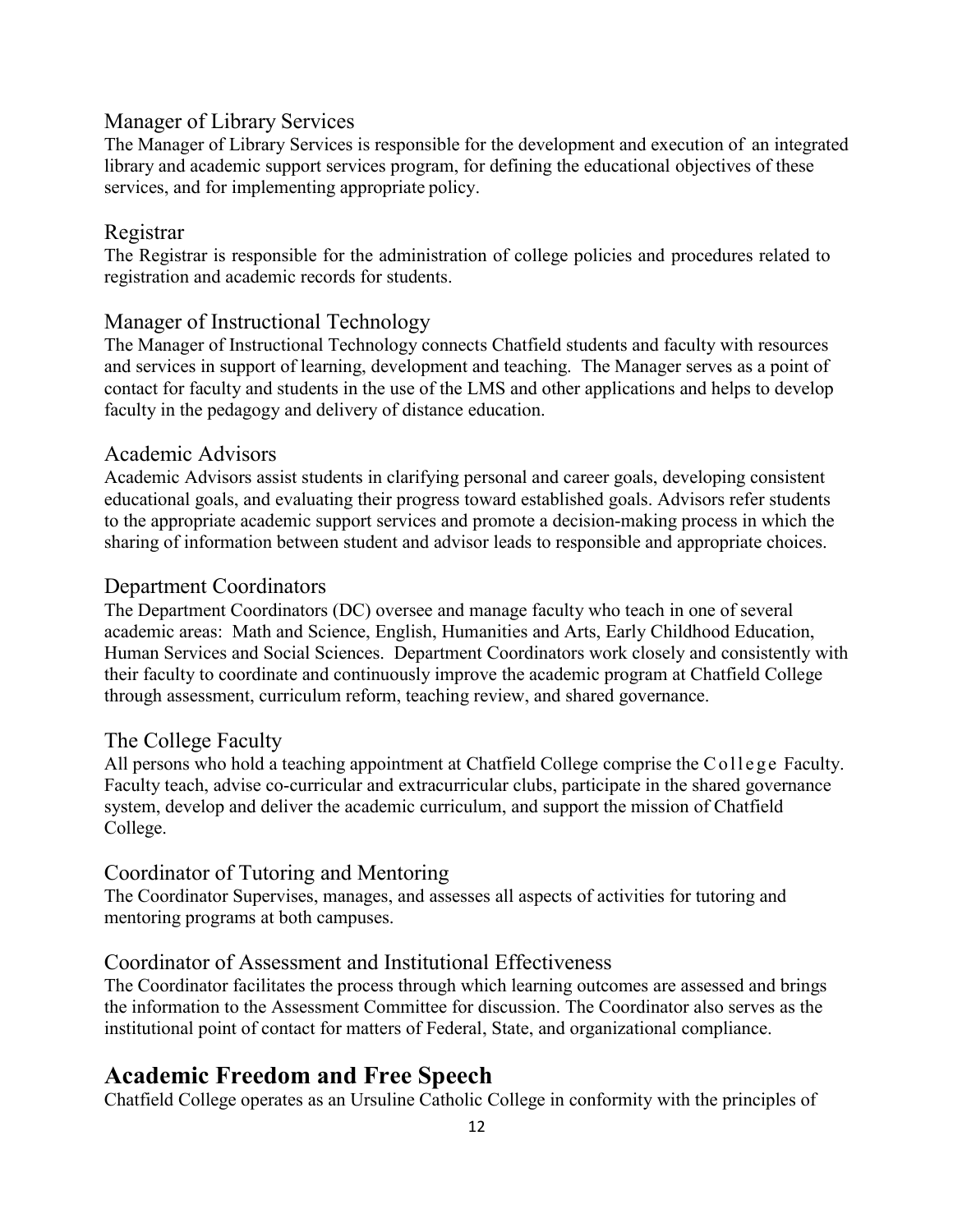### Manager of Library Services

The Manager of Library Services is responsible for the development and execution of an integrated library and academic support services program, for defining the educational objectives of these services, and for implementing appropriate policy.

### Registrar

The Registrar is responsible for the administration of college policies and procedures related to registration and academic records for students.

### Manager of Instructional Technology

The Manager of Instructional Technology connects Chatfield students and faculty with resources and services in support of learning, development and teaching. The Manager serves as a point of contact for faculty and students in the use of the LMS and other applications and helps to develop faculty in the pedagogy and delivery of distance education.

### Academic Advisors

Academic Advisors assist students in clarifying personal and career goals, developing consistent educational goals, and evaluating their progress toward established goals. Advisors refer students to the appropriate academic support services and promote a decision-making process in which the sharing of information between student and advisor leads to responsible and appropriate choices.

### Department Coordinators

The Department Coordinators (DC) oversee and manage faculty who teach in one of several academic areas: Math and Science, English, Humanities and Arts, Early Childhood Education, Human Services and Social Sciences. Department Coordinators work closely and consistently with their faculty to coordinate and continuously improve the academic program at Chatfield College through assessment, curriculum reform, teaching review, and shared governance.

### The College Faculty

All persons who hold a teaching appointment at Chatfield College comprise the College Faculty. Faculty teach, advise co-curricular and extracurricular clubs, participate in the shared governance system, develop and deliver the academic curriculum, and support the mission of Chatfield College.

### Coordinator of Tutoring and Mentoring

The Coordinator Supervises, manages, and assesses all aspects of activities for tutoring and mentoring programs at both campuses.

### Coordinator of Assessment and Institutional Effectiveness

The Coordinator facilitates the process through which learning outcomes are assessed and brings the information to the Assessment Committee for discussion. The Coordinator also serves as the institutional point of contact for matters of Federal, State, and organizational compliance.

## Academic Freedom and Free Speech

Chatfield College operates as an Ursuline Catholic College in conformity with the principles of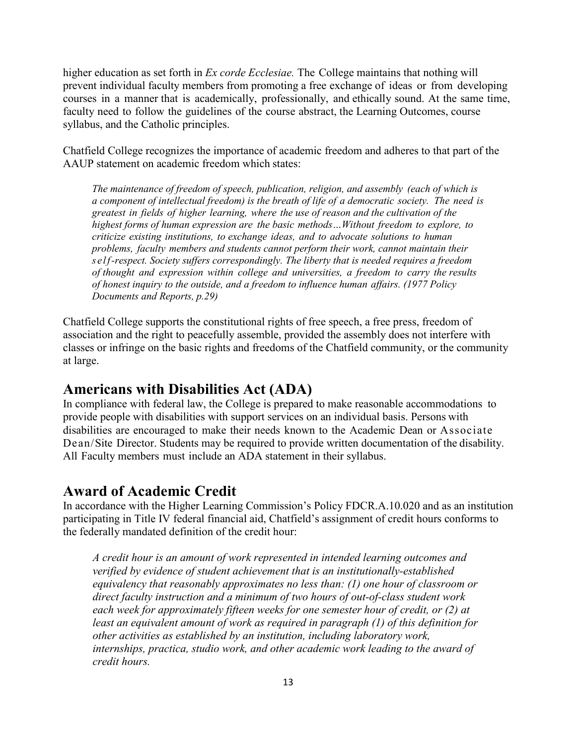higher education as set forth in *Ex corde Ecclesiae.* The College maintains that nothing will prevent individual faculty members from promoting a free exchange of ideas or from developing courses in a manner that is academically, professionally, and ethically sound. At the same time, faculty need to follow the guidelines of the course abstract, the Learning Outcomes, course syllabus, and the Catholic principles.

Chatfield College recognizes the importance of academic freedom and adheres to that part of the AAUP statement on academic freedom which states:

> *The maintenance of freedom of speech, publication, religion, and assembly (each of which is a component of intellectual freedom) is the breath of life of a democratic society. The need is greatest in fields of higher learning, where the use of reason and the cultivation of the highest forms of human expression are the basic methods…Without freedom to explore, to criticize existing institutions, to exchange ideas, and to advocate solutions to human problems, faculty members and students cannot perform their work, cannot maintain their self-respect. Society suffers correspondingly. The liberty that is needed requires a freedom of thought and expression within college and universities, a freedom to carry the results of honest inquiry to the outside, and a freedom to influence human affairs. (1977 Policy Documents and Reports, p.29)*

Chatfield College supports the constitutional rights of free speech, a free press, freedom of association and the right to peacefully assemble, provided the assembly does not interfere with classes or infringe on the basic rights and freedoms of the Chatfield community, or the community at large.

## Americans with Disabilities Act (ADA)

In compliance with federal law, the College is prepared to make reasonable accommodations to provide people with disabilities with support services on an individual basis. Persons with disabilities are encouraged to make their needs known to the Academic Dean or Associate Dean/Site Director. Students may be required to provide written documentation of the disability. All Faculty members must include an ADA statement in their syllabus.

## Award of Academic Credit

In accordance with the Higher Learning Commission's Policy FDCR.A.10.020 and as an institution participating in Title IV federal financial aid, Chatfield's assignment of credit hours conforms to the federally mandated definition of the credit hour:

> *A credit hour is an amount of work represented in intended learning outcomes and verified by evidence of student achievement that is an institutionally-established equivalency that reasonably approximates no less than: (1) one hour of classroom or direct faculty instruction and a minimum of two hours of out-of-class student work each week for approximately fifteen weeks for one semester hour of credit, or (2) at least an equivalent amount of work as required in paragraph (1) of this definition for other activities as established by an institution, including laboratory work, internships, practica, studio work, and other academic work leading to the award of credit hours.*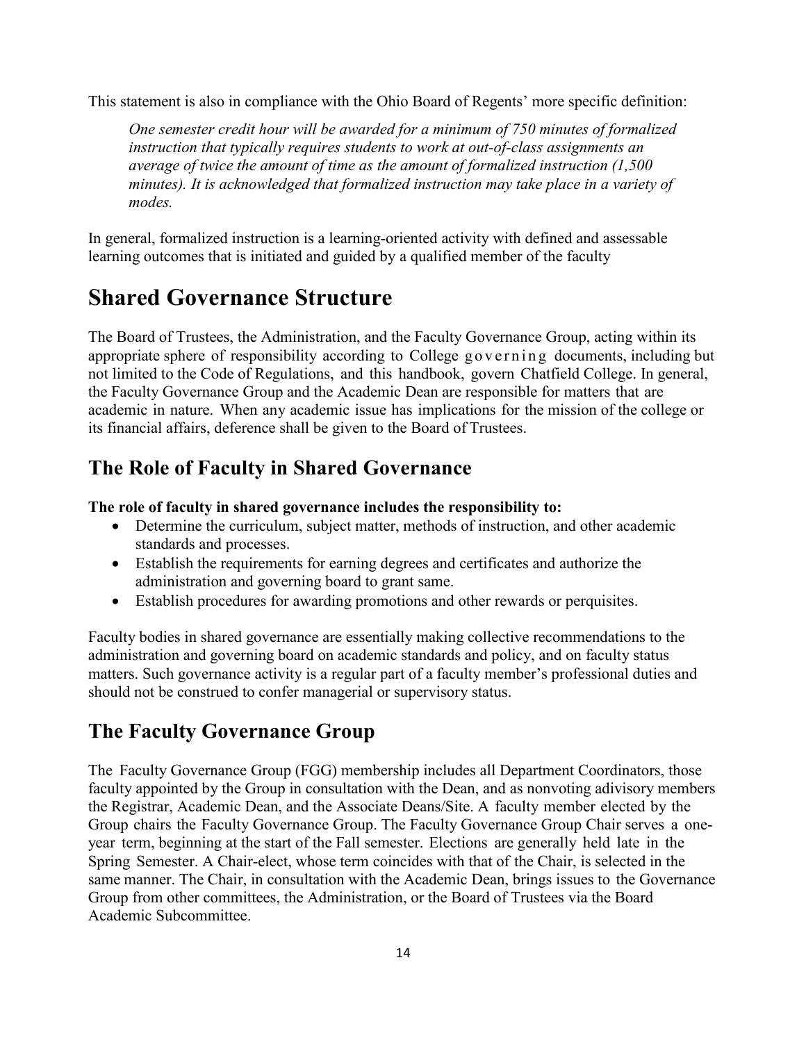This statement is also in compliance with the Ohio Board of Regents' more specific definition:

> *One semester credit hour will be awarded for a minimum of 750 minutes of formalized instruction that typically requires students to work at out-of-class assignments an average of twice the amount of time as the amount of formalized instruction (1,500 minutes). It is acknowledged that formalized instruction may take place in a variety of modes.*

In general, formalized instruction is a learning-oriented activity with defined and assessable learning outcomes that is initiated and guided by a qualified member of the faculty

# Shared Governance Structure

The Board of Trustees, the Administration, and the Faculty Governance Group, acting within its appropriate sphere of responsibility according to College governing documents, including but not limited to the Code of Regulations, and this handbook, govern Chatfield College. In general, the Faculty Governance Group and the Academic Dean are responsible for matters that are academic in nature. When any academic issue has implications for the mission of the college or its financial affairs, deference shall be given to the Board of Trustees.

## The Role of Faculty in Shared Governance

**The role of faculty in shared governance includes the responsibility to:**

- Determine the curriculum, subject matter, methods of instruction, and other academic standards and processes.
- Establish the requirements for earning degrees and certificates and authorize the administration and governing board to grant same.
- Establish procedures for awarding promotions and other rewards or perquisites.

Faculty bodies in shared governance are essentially making collective recommendations to the administration and governing board on academic standards and policy, and on faculty status matters. Such governance activity is a regular part of a faculty member's professional duties and should not be construed to confer managerial or supervisory status.

## The Faculty Governance Group

The Faculty Governance Group (FGG) membership includes all Department Coordinators, those faculty appointed by the Group in consultation with the Dean, and as nonvoting adivisory members the Registrar, Academic Dean, and the Associate Deans/Site. A faculty member elected by the Group chairs the Faculty Governance Group. The Faculty Governance Group Chair serves a one-year term, beginning at the start of the Fall semester. Elections are generally held late in the Spring Semester. A Chair-elect, whose term coincides with that of the Chair, is selected in the same manner. The Chair, in consultation with the Academic Dean, brings issues to the Governance Group from other committees, the Administration, or the Board of Trustees via the Board Academic Subcommittee.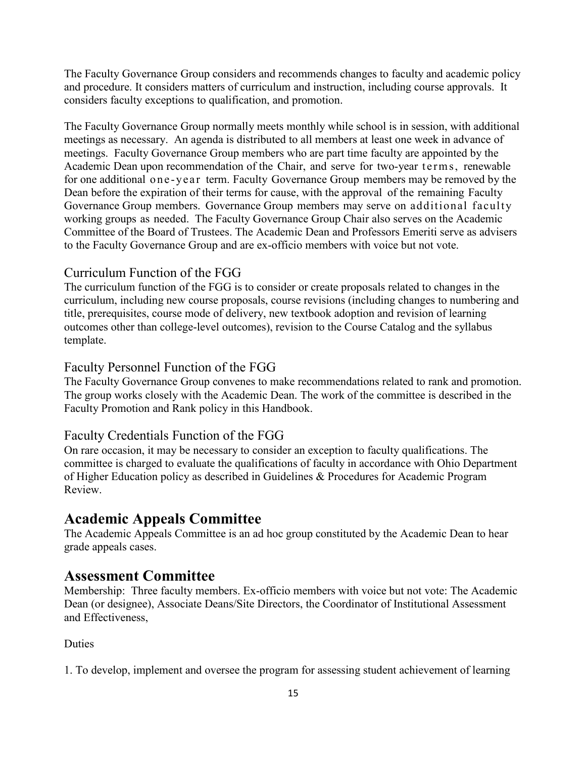The Faculty Governance Group considers and recommends changes to faculty and academic policy and procedure. It considers matters of curriculum and instruction, including course approvals. It considers faculty exceptions to qualification, and promotion.

The Faculty Governance Group normally meets monthly while school is in session, with additional meetings as necessary. An agenda is distributed to all members at least one week in advance of meetings. Faculty Governance Group members who are part time faculty are appointed by the Academic Dean upon recommendation of the Chair, and serve for two-year terms, renewable for one additional one-year term. Faculty Governance Group members may be removed by the Dean before the expiration of their terms for cause, with the approval of the remaining Faculty Governance Group members. Governance Group members may serve on additional faculty working groups as needed. The Faculty Governance Group Chair also serves on the Academic Committee of the Board of Trustees. The Academic Dean and Professors Emeriti serve as advisers to the Faculty Governance Group and are ex-officio members with voice but not vote.

### Curriculum Function of the FGG

The curriculum function of the FGG is to consider or create proposals related to changes in the curriculum, including new course proposals, course revisions (including changes to numbering and title, prerequisites, course mode of delivery, new textbook adoption and revision of learning outcomes other than college-level outcomes), revision to the Course Catalog and the syllabus template.

### Faculty Personnel Function of the FGG

The Faculty Governance Group convenes to make recommendations related to rank and promotion. The group works closely with the Academic Dean. The work of the committee is described in the Faculty Promotion and Rank policy in this Handbook.

### Faculty Credentials Function of the FGG

On rare occasion, it may be necessary to consider an exception to faculty qualifications. The committee is charged to evaluate the qualifications of faculty in accordance with Ohio Department of Higher Education policy as described in Guidelines & Procedures for Academic Program Review.

## Academic Appeals Committee

The Academic Appeals Committee is an ad hoc group constituted by the Academic Dean to hear grade appeals cases.

## Assessment Committee

Membership: Three faculty members. Ex-officio members with voice but not vote: The Academic Dean (or designee), Associate Deans/Site Directors, the Coordinator of Institutional Assessment and Effectiveness,

Duties

1. To develop, implement and oversee the program for assessing student achievement of learning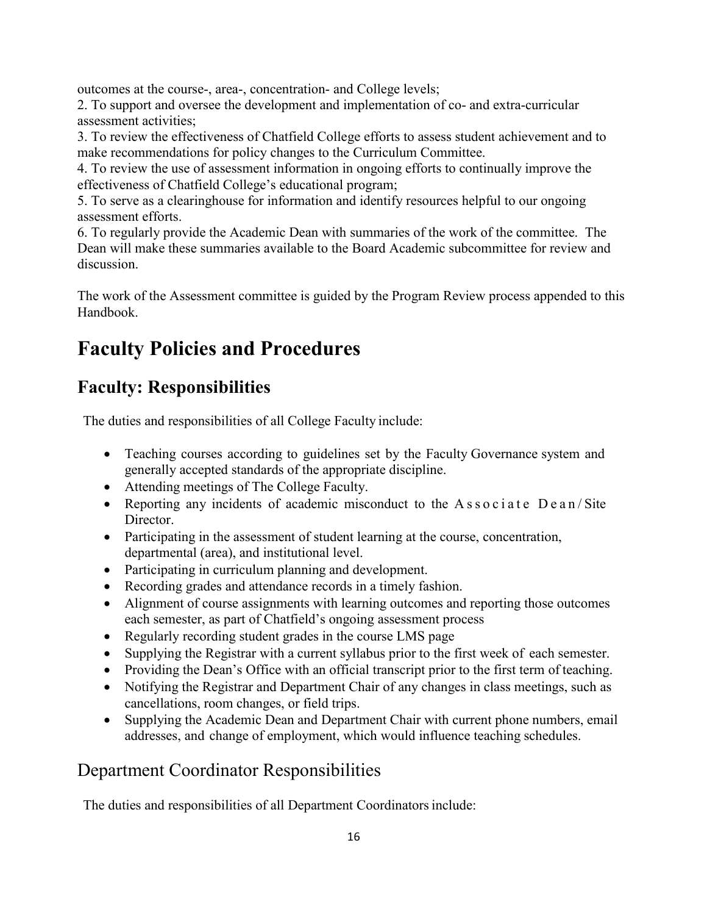outcomes at the course-, area-, concentration- and College levels;

2. To support and oversee the development and implementation of co- and extra-curricular assessment activities;

3. To review the effectiveness of Chatfield College efforts to assess student achievement and to make recommendations for policy changes to the Curriculum Committee.

4. To review the use of assessment information in ongoing efforts to continually improve the effectiveness of Chatfield College's educational program;

5. To serve as a clearinghouse for information and identify resources helpful to our ongoing assessment efforts.

6. To regularly provide the Academic Dean with summaries of the work of the committee. The Dean will make these summaries available to the Board Academic subcommittee for review and discussion.

The work of the Assessment committee is guided by the Program Review process appended to this Handbook.

# Faculty Policies and Procedures

## Faculty: Responsibilities

The duties and responsibilities of all College Faculty include:

- Teaching courses according to guidelines set by the Faculty Governance system and generally accepted standards of the appropriate discipline.
- Attending meetings of The College Faculty.
- Reporting any incidents of academic misconduct to the Associate Dean/Site Director.
- Participating in the assessment of student learning at the course, concentration, departmental (area), and institutional level.
- Participating in curriculum planning and development.
- Recording grades and attendance records in a timely fashion.
- Alignment of course assignments with learning outcomes and reporting those outcomes each semester, as part of Chatfield's ongoing assessment process
- Regularly recording student grades in the course LMS page
- Supplying the Registrar with a current syllabus prior to the first week of each semester.
- Providing the Dean's Office with an official transcript prior to the first term of teaching.
- Notifying the Registrar and Department Chair of any changes in class meetings, such as cancellations, room changes, or field trips.
- Supplying the Academic Dean and Department Chair with current phone numbers, email addresses, and change of employment, which would influence teaching schedules.

## Department Coordinator Responsibilities

The duties and responsibilities of all Department Coordinators include: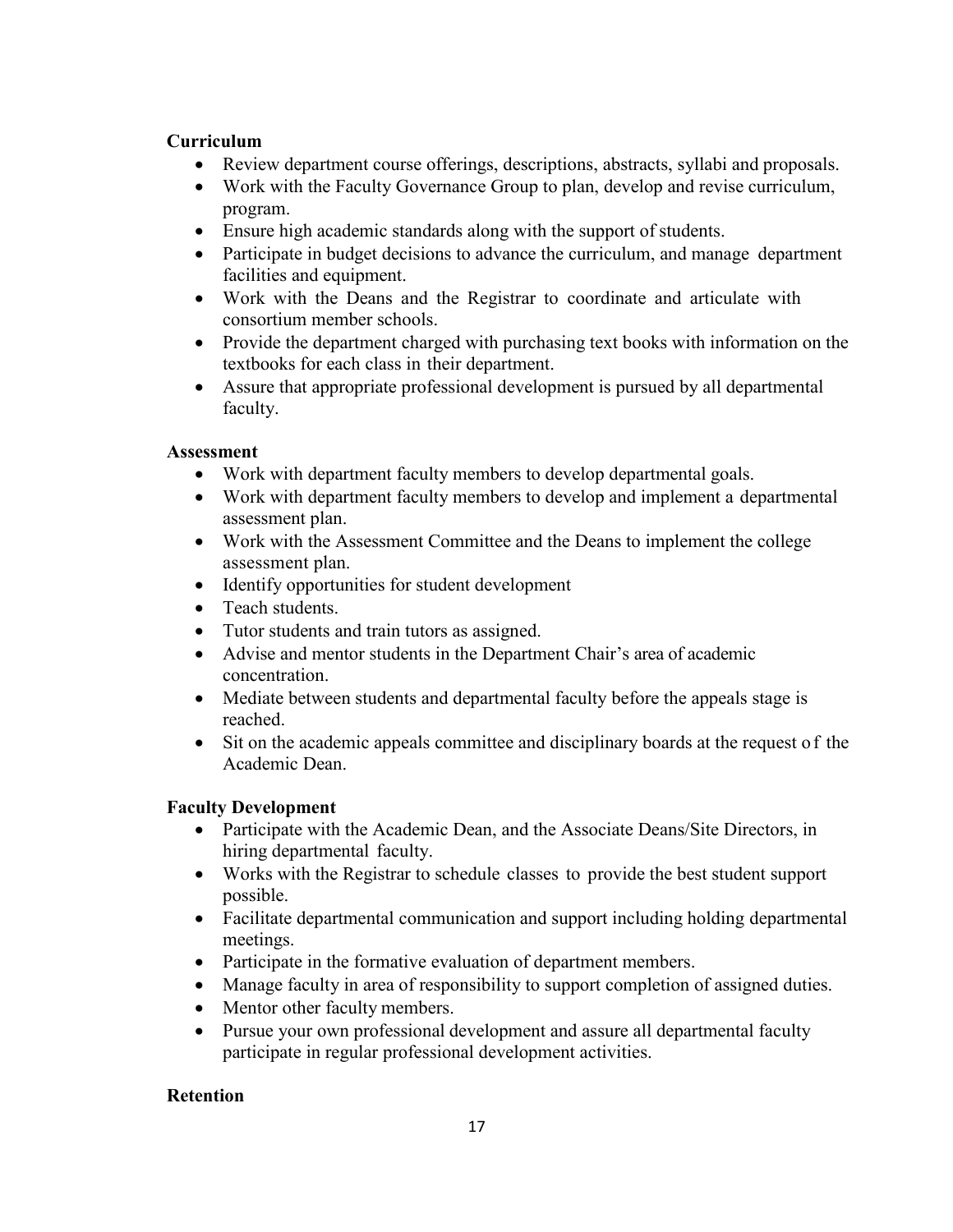**Curriculum**

- Review department course offerings, descriptions, abstracts, syllabi and proposals.
- Work with the Faculty Governance Group to plan, develop and revise curriculum, program.
- Ensure high academic standards along with the support of students.
- Participate in budget decisions to advance the curriculum, and manage department facilities and equipment.
- Work with the Deans and the Registrar to coordinate and articulate with consortium member schools.
- Provide the department charged with purchasing text books with information on the textbooks for each class in their department.
- Assure that appropriate professional development is pursued by all departmental faculty.

**Assessment**

- Work with department faculty members to develop departmental goals.
- Work with department faculty members to develop and implement a departmental assessment plan.
- Work with the Assessment Committee and the Deans to implement the college assessment plan.
- Identify opportunities for student development
- Teach students.
- Tutor students and train tutors as assigned.
- Advise and mentor students in the Department Chair's area of academic concentration.
- Mediate between students and departmental faculty before the appeals stage is reached.
- Sit on the academic appeals committee and disciplinary boards at the request of the Academic Dean.

**Faculty Development**

- Participate with the Academic Dean, and the Associate Deans/Site Directors, in hiring departmental faculty.
- Works with the Registrar to schedule classes to provide the best student support possible.
- Facilitate departmental communication and support including holding departmental meetings.
- Participate in the formative evaluation of department members.
- Manage faculty in area of responsibility to support completion of assigned duties.
- Mentor other faculty members.
- Pursue your own professional development and assure all departmental faculty participate in regular professional development activities.

**Retention**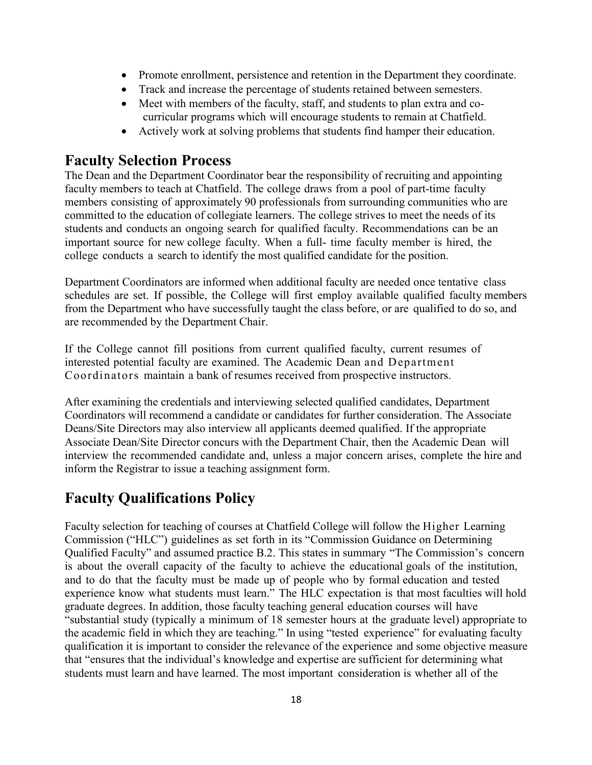- Promote enrollment, persistence and retention in the Department they coordinate.
- Track and increase the percentage of students retained between semesters.
- Meet with members of the faculty, staff, and students to plan extra and co-curricular programs which will encourage students to remain at Chatfield.
- Actively work at solving problems that students find hamper their education.

## Faculty Selection Process

The Dean and the Department Coordinator bear the responsibility of recruiting and appointing faculty members to teach at Chatfield. The college draws from a pool of part-time faculty members consisting of approximately 90 professionals from surrounding communities who are committed to the education of collegiate learners. The college strives to meet the needs of its students and conducts an ongoing search for qualified faculty. Recommendations can be an important source for new college faculty. When a full- time faculty member is hired, the college conducts a search to identify the most qualified candidate for the position.

Department Coordinators are informed when additional faculty are needed once tentative class schedules are set. If possible, the College will first employ available qualified faculty members from the Department who have successfully taught the class before, or are qualified to do so, and are recommended by the Department Chair.

If the College cannot fill positions from current qualified faculty, current resumes of interested potential faculty are examined. The Academic Dean and Department Coordinators maintain a bank of resumes received from prospective instructors.

After examining the credentials and interviewing selected qualified candidates, Department Coordinators will recommend a candidate or candidates for further consideration. The Associate Deans/Site Directors may also interview all applicants deemed qualified. If the appropriate Associate Dean/Site Director concurs with the Department Chair, then the Academic Dean will interview the recommended candidate and, unless a major concern arises, complete the hire and inform the Registrar to issue a teaching assignment form.

## Faculty Qualifications Policy

Faculty selection for teaching of courses at Chatfield College will follow the Higher Learning Commission ("HLC") guidelines as set forth in its "Commission Guidance on Determining Qualified Faculty" and assumed practice B.2. This states in summary "The Commission's concern is about the overall capacity of the faculty to achieve the educational goals of the institution, and to do that the faculty must be made up of people who by formal education and tested experience know what students must learn." The HLC expectation is that most faculties will hold graduate degrees. In addition, those faculty teaching general education courses will have "substantial study (typically a minimum of 18 semester hours at the graduate level) appropriate to the academic field in which they are teaching." In using "tested experience" for evaluating faculty qualification it is important to consider the relevance of the experience and some objective measure that "ensures that the individual's knowledge and expertise are sufficient for determining what students must learn and have learned. The most important consideration is whether all of the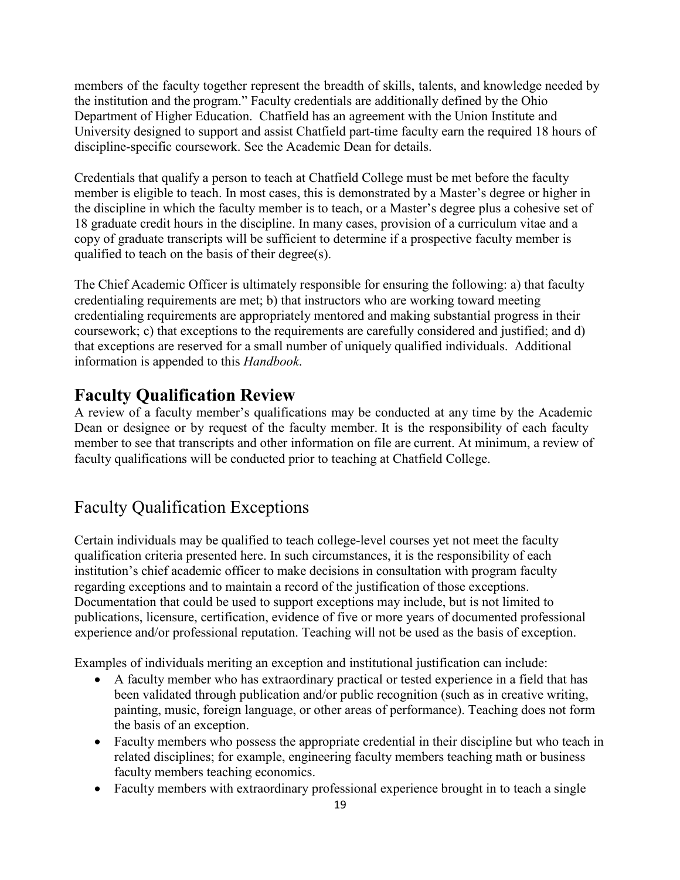members of the faculty together represent the breadth of skills, talents, and knowledge needed by the institution and the program." Faculty credentials are additionally defined by the Ohio Department of Higher Education. Chatfield has an agreement with the Union Institute and University designed to support and assist Chatfield part-time faculty earn the required 18 hours of discipline-specific coursework. See the Academic Dean for details.

Credentials that qualify a person to teach at Chatfield College must be met before the faculty member is eligible to teach. In most cases, this is demonstrated by a Master's degree or higher in the discipline in which the faculty member is to teach, or a Master's degree plus a cohesive set of 18 graduate credit hours in the discipline. In many cases, provision of a curriculum vitae and a copy of graduate transcripts will be sufficient to determine if a prospective faculty member is qualified to teach on the basis of their degree(s).

The Chief Academic Officer is ultimately responsible for ensuring the following: a) that faculty credentialing requirements are met; b) that instructors who are working toward meeting credentialing requirements are appropriately mentored and making substantial progress in their coursework; c) that exceptions to the requirements are carefully considered and justified; and d) that exceptions are reserved for a small number of uniquely qualified individuals. Additional information is appended to this *Handbook*.

## Faculty Qualification Review

A review of a faculty member's qualifications may be conducted at any time by the Academic Dean or designee or by request of the faculty member. It is the responsibility of each faculty member to see that transcripts and other information on file are current. At minimum, a review of faculty qualifications will be conducted prior to teaching at Chatfield College.

## Faculty Qualification Exceptions

Certain individuals may be qualified to teach college-level courses yet not meet the faculty qualification criteria presented here. In such circumstances, it is the responsibility of each institution's chief academic officer to make decisions in consultation with program faculty regarding exceptions and to maintain a record of the justification of those exceptions. Documentation that could be used to support exceptions may include, but is not limited to publications, licensure, certification, evidence of five or more years of documented professional experience and/or professional reputation. Teaching will not be used as the basis of exception.

Examples of individuals meriting an exception and institutional justification can include:

- A faculty member who has extraordinary practical or tested experience in a field that has been validated through publication and/or public recognition (such as in creative writing, painting, music, foreign language, or other areas of performance). Teaching does not form the basis of an exception.
- Faculty members who possess the appropriate credential in their discipline but who teach in related disciplines; for example, engineering faculty members teaching math or business faculty members teaching economics.
- Faculty members with extraordinary professional experience brought in to teach a single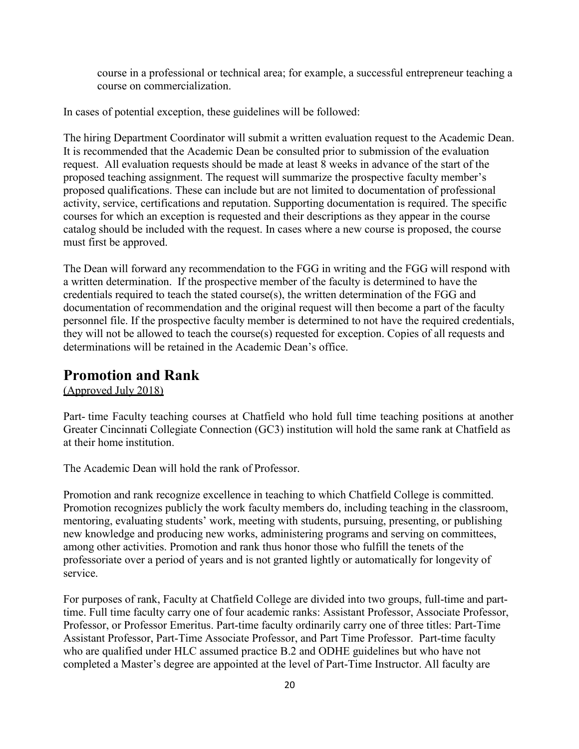course in a professional or technical area; for example, a successful entrepreneur teaching a course on commercialization.

In cases of potential exception, these guidelines will be followed:

The hiring Department Coordinator will submit a written evaluation request to the Academic Dean. It is recommended that the Academic Dean be consulted prior to submission of the evaluation request. All evaluation requests should be made at least 8 weeks in advance of the start of the proposed teaching assignment. The request will summarize the prospective faculty member's proposed qualifications. These can include but are not limited to documentation of professional activity, service, certifications and reputation. Supporting documentation is required. The specific courses for which an exception is requested and their descriptions as they appear in the course catalog should be included with the request. In cases where a new course is proposed, the course must first be approved.

The Dean will forward any recommendation to the FGG in writing and the FGG will respond with a written determination. If the prospective member of the faculty is determined to have the credentials required to teach the stated course(s), the written determination of the FGG and documentation of recommendation and the original request will then become a part of the faculty personnel file. If the prospective faculty member is determined to not have the required credentials, they will not be allowed to teach the course(s) requested for exception. Copies of all requests and determinations will be retained in the Academic Dean's office.

## Promotion and Rank

(Approved July 2018)

Part- time Faculty teaching courses at Chatfield who hold full time teaching positions at another Greater Cincinnati Collegiate Connection (GC3) institution will hold the same rank at Chatfield as at their home institution.

The Academic Dean will hold the rank of Professor.

Promotion and rank recognize excellence in teaching to which Chatfield College is committed. Promotion recognizes publicly the work faculty members do, including teaching in the classroom, mentoring, evaluating students' work, meeting with students, pursuing, presenting, or publishing new knowledge and producing new works, administering programs and serving on committees, among other activities. Promotion and rank thus honor those who fulfill the tenets of the professoriate over a period of years and is not granted lightly or automatically for longevity of service.

For purposes of rank, Faculty at Chatfield College are divided into two groups, full-time and part-time. Full time faculty carry one of four academic ranks: Assistant Professor, Associate Professor, Professor, or Professor Emeritus. Part-time faculty ordinarily carry one of three titles: Part-Time Assistant Professor, Part-Time Associate Professor, and Part Time Professor. Part-time faculty who are qualified under HLC assumed practice B.2 and ODHE guidelines but who have not completed a Master's degree are appointed at the level of Part-Time Instructor. All faculty are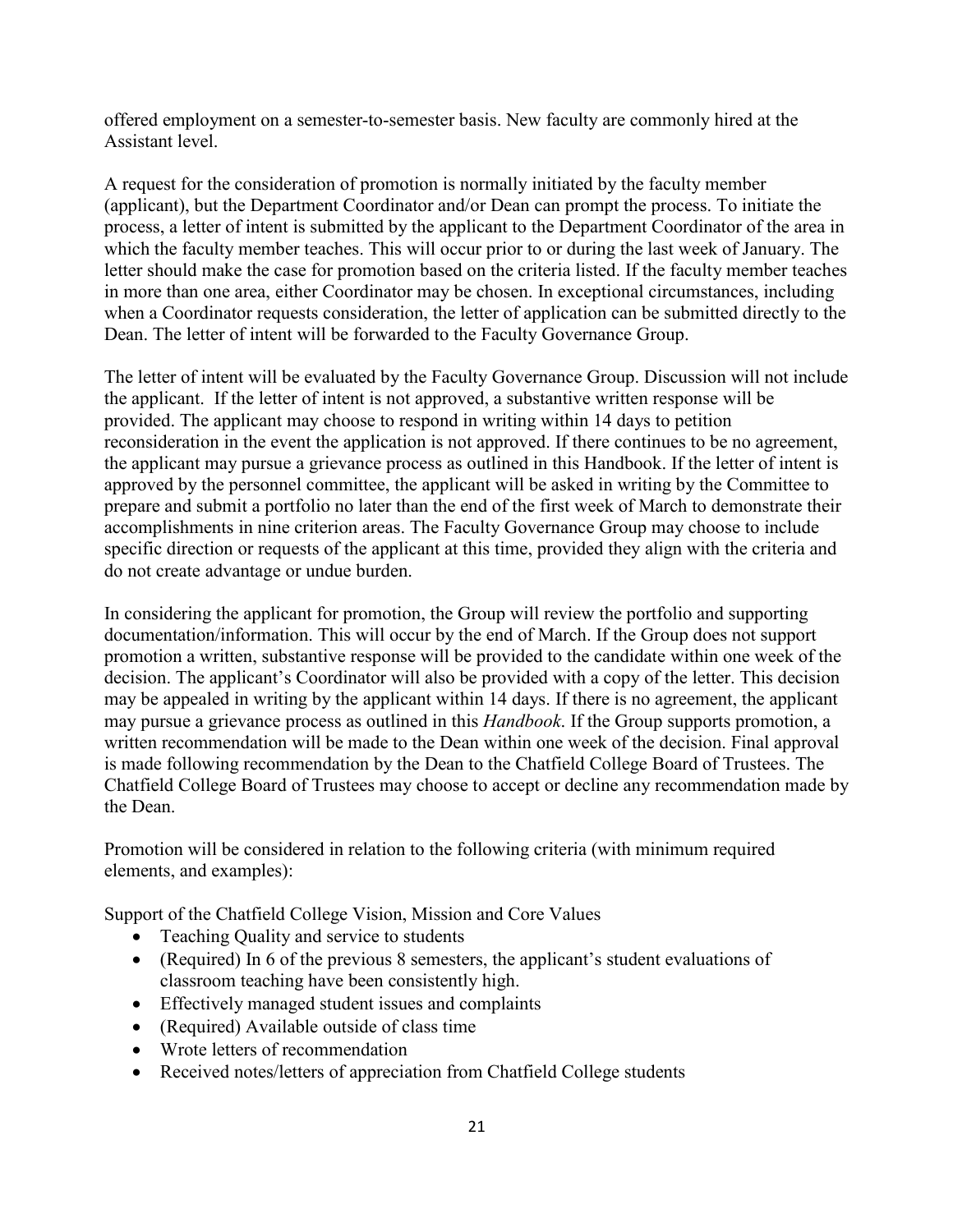offered employment on a semester-to-semester basis. New faculty are commonly hired at the Assistant level.

A request for the consideration of promotion is normally initiated by the faculty member (applicant), but the Department Coordinator and/or Dean can prompt the process. To initiate the process, a letter of intent is submitted by the applicant to the Department Coordinator of the area in which the faculty member teaches. This will occur prior to or during the last week of January. The letter should make the case for promotion based on the criteria listed. If the faculty member teaches in more than one area, either Coordinator may be chosen. In exceptional circumstances, including when a Coordinator requests consideration, the letter of application can be submitted directly to the Dean. The letter of intent will be forwarded to the Faculty Governance Group.

The letter of intent will be evaluated by the Faculty Governance Group. Discussion will not include the applicant. If the letter of intent is not approved, a substantive written response will be provided. The applicant may choose to respond in writing within 14 days to petition reconsideration in the event the application is not approved. If there continues to be no agreement, the applicant may pursue a grievance process as outlined in this Handbook. If the letter of intent is approved by the personnel committee, the applicant will be asked in writing by the Committee to prepare and submit a portfolio no later than the end of the first week of March to demonstrate their accomplishments in nine criterion areas. The Faculty Governance Group may choose to include specific direction or requests of the applicant at this time, provided they align with the criteria and do not create advantage or undue burden.

In considering the applicant for promotion, the Group will review the portfolio and supporting documentation/information. This will occur by the end of March. If the Group does not support promotion a written, substantive response will be provided to the candidate within one week of the decision. The applicant's Coordinator will also be provided with a copy of the letter. This decision may be appealed in writing by the applicant within 14 days. If there is no agreement, the applicant may pursue a grievance process as outlined in this *Handbook*. If the Group supports promotion, a written recommendation will be made to the Dean within one week of the decision. Final approval is made following recommendation by the Dean to the Chatfield College Board of Trustees. The Chatfield College Board of Trustees may choose to accept or decline any recommendation made by the Dean.

Promotion will be considered in relation to the following criteria (with minimum required elements, and examples):

Support of the Chatfield College Vision, Mission and Core Values

- Teaching Quality and service to students
- (Required) In 6 of the previous 8 semesters, the applicant's student evaluations of classroom teaching have been consistently high.
- Effectively managed student issues and complaints
- (Required) Available outside of class time
- Wrote letters of recommendation
- Received notes/letters of appreciation from Chatfield College students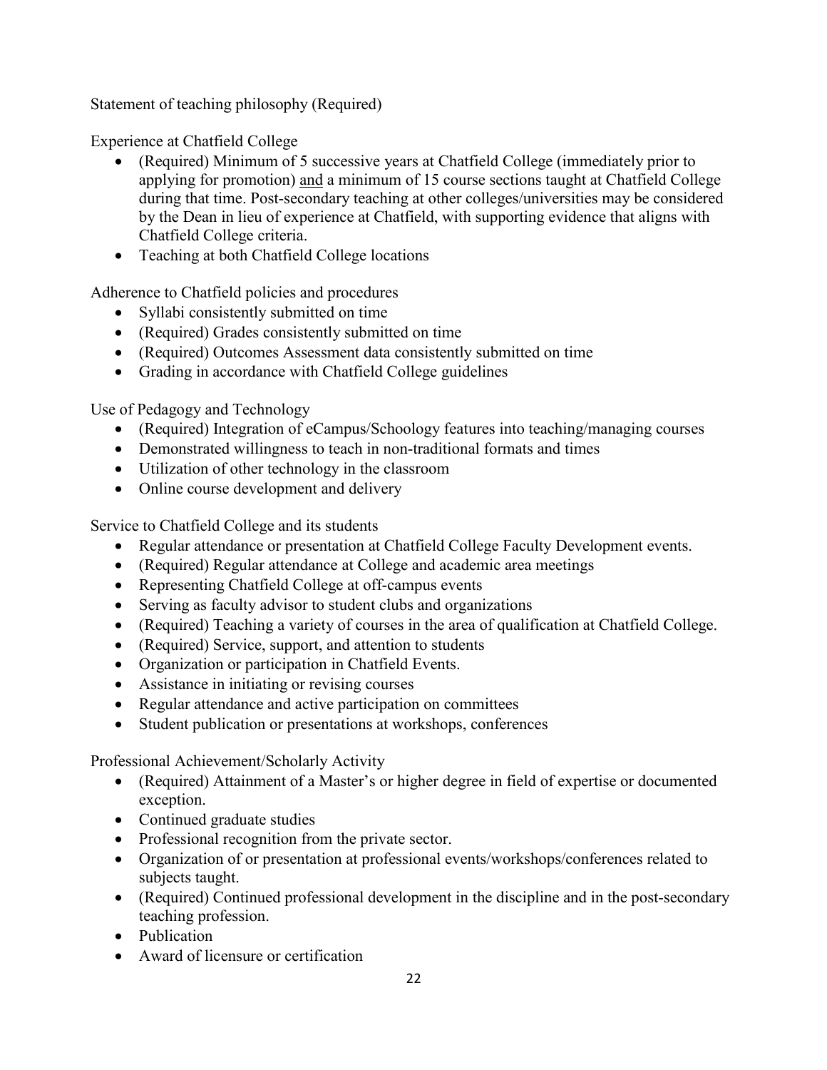Statement of teaching philosophy (Required)

Experience at Chatfield College

- (Required) Minimum of 5 successive years at Chatfield College (immediately prior to applying for promotion) <u>and</u> a minimum of 15 course sections taught at Chatfield College during that time. Post-secondary teaching at other colleges/universities may be considered by the Dean in lieu of experience at Chatfield, with supporting evidence that aligns with Chatfield College criteria.
- Teaching at both Chatfield College locations

Adherence to Chatfield policies and procedures

- Syllabi consistently submitted on time
- (Required) Grades consistently submitted on time
- (Required) Outcomes Assessment data consistently submitted on time
- Grading in accordance with Chatfield College guidelines

Use of Pedagogy and Technology

- (Required) Integration of eCampus/Schoology features into teaching/managing courses
- Demonstrated willingness to teach in non-traditional formats and times
- Utilization of other technology in the classroom
- Online course development and delivery

Service to Chatfield College and its students

- Regular attendance or presentation at Chatfield College Faculty Development events.
- (Required) Regular attendance at College and academic area meetings
- Representing Chatfield College at off-campus events
- Serving as faculty advisor to student clubs and organizations
- (Required) Teaching a variety of courses in the area of qualification at Chatfield College.
- (Required) Service, support, and attention to students
- Organization or participation in Chatfield Events.
- Assistance in initiating or revising courses
- Regular attendance and active participation on committees
- Student publication or presentations at workshops, conferences

Professional Achievement/Scholarly Activity

- (Required) Attainment of a Master's or higher degree in field of expertise or documented exception.
- Continued graduate studies
- Professional recognition from the private sector.
- Organization of or presentation at professional events/workshops/conferences related to subjects taught.
- (Required) Continued professional development in the discipline and in the post-secondary teaching profession.
- Publication
- Award of licensure or certification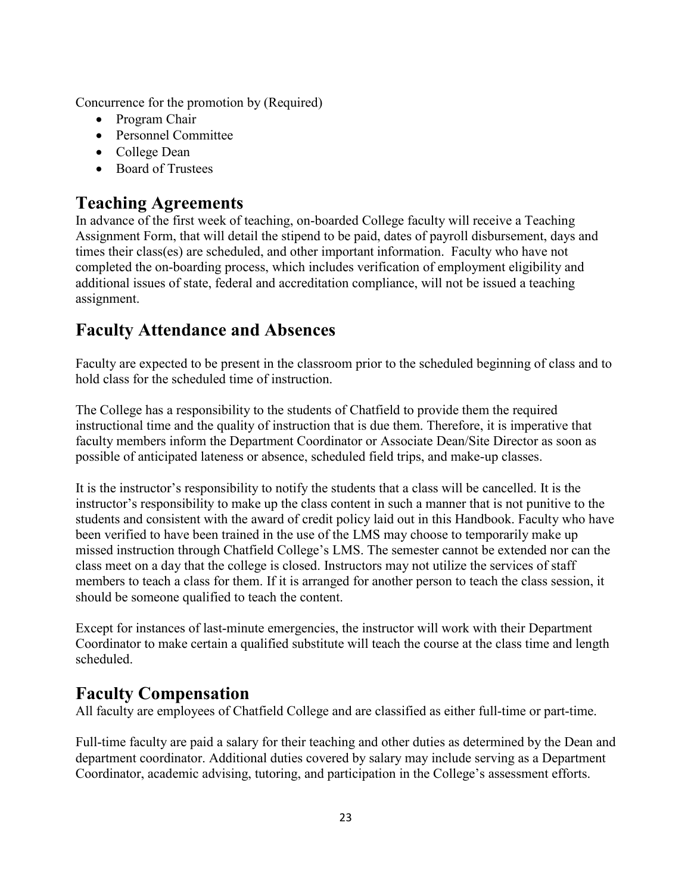Concurrence for the promotion by (Required)

- Program Chair
- Personnel Committee
- College Dean
- Board of Trustees

## Teaching Agreements

In advance of the first week of teaching, on-boarded College faculty will receive a Teaching Assignment Form, that will detail the stipend to be paid, dates of payroll disbursement, days and times their class(es) are scheduled, and other important information. Faculty who have not completed the on-boarding process, which includes verification of employment eligibility and additional issues of state, federal and accreditation compliance, will not be issued a teaching assignment.

## Faculty Attendance and Absences

Faculty are expected to be present in the classroom prior to the scheduled beginning of class and to hold class for the scheduled time of instruction.

The College has a responsibility to the students of Chatfield to provide them the required instructional time and the quality of instruction that is due them. Therefore, it is imperative that faculty members inform the Department Coordinator or Associate Dean/Site Director as soon as possible of anticipated lateness or absence, scheduled field trips, and make-up classes.

It is the instructor's responsibility to notify the students that a class will be cancelled. It is the instructor's responsibility to make up the class content in such a manner that is not punitive to the students and consistent with the award of credit policy laid out in this Handbook. Faculty who have been verified to have been trained in the use of the LMS may choose to temporarily make up missed instruction through Chatfield College's LMS. The semester cannot be extended nor can the class meet on a day that the college is closed. Instructors may not utilize the services of staff members to teach a class for them. If it is arranged for another person to teach the class session, it should be someone qualified to teach the content.

Except for instances of last-minute emergencies, the instructor will work with their Department Coordinator to make certain a qualified substitute will teach the course at the class time and length scheduled.

## Faculty Compensation

All faculty are employees of Chatfield College and are classified as either full-time or part-time.

Full-time faculty are paid a salary for their teaching and other duties as determined by the Dean and department coordinator. Additional duties covered by salary may include serving as a Department Coordinator, academic advising, tutoring, and participation in the College's assessment efforts.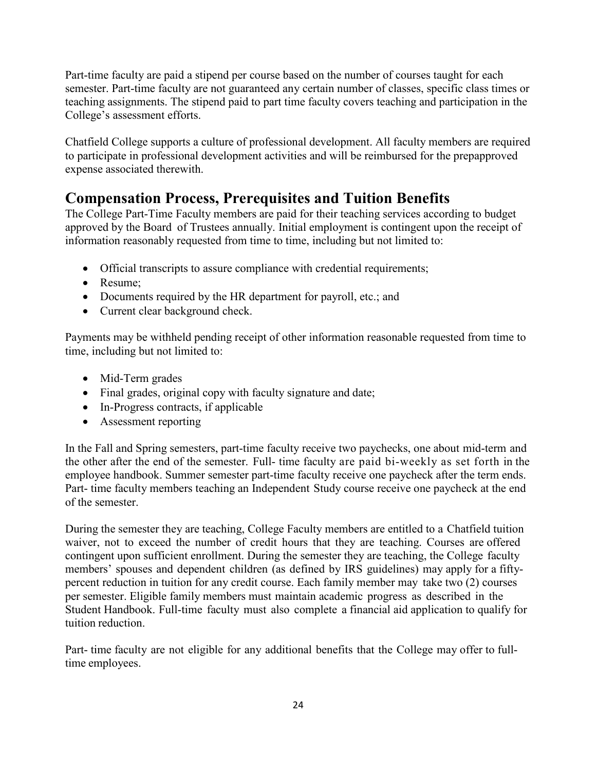Part-time faculty are paid a stipend per course based on the number of courses taught for each semester. Part-time faculty are not guaranteed any certain number of classes, specific class times or teaching assignments. The stipend paid to part time faculty covers teaching and participation in the College's assessment efforts.

Chatfield College supports a culture of professional development. All faculty members are required to participate in professional development activities and will be reimbursed for the prepapproved expense associated therewith.

## Compensation Process, Prerequisites and Tuition Benefits

The College Part-Time Faculty members are paid for their teaching services according to budget approved by the Board of Trustees annually. Initial employment is contingent upon the receipt of information reasonably requested from time to time, including but not limited to:

- Official transcripts to assure compliance with credential requirements;
- Resume;
- Documents required by the HR department for payroll, etc.; and
- Current clear background check.

Payments may be withheld pending receipt of other information reasonable requested from time to time, including but not limited to:

- Mid-Term grades
- Final grades, original copy with faculty signature and date;
- In-Progress contracts, if applicable
- Assessment reporting

In the Fall and Spring semesters, part-time faculty receive two paychecks, one about mid-term and the other after the end of the semester. Full- time faculty are paid bi-weekly as set forth in the employee handbook. Summer semester part-time faculty receive one paycheck after the term ends. Part- time faculty members teaching an Independent Study course receive one paycheck at the end of the semester.

During the semester they are teaching, College Faculty members are entitled to a Chatfield tuition waiver, not to exceed the number of credit hours that they are teaching. Courses are offered contingent upon sufficient enrollment. During the semester they are teaching, the College faculty members' spouses and dependent children (as defined by IRS guidelines) may apply for a fifty-percent reduction in tuition for any credit course. Each family member may take two (2) courses per semester. Eligible family members must maintain academic progress as described in the Student Handbook. Full-time faculty must also complete a financial aid application to qualify for tuition reduction.

Part- time faculty are not eligible for any additional benefits that the College may offer to full-time employees.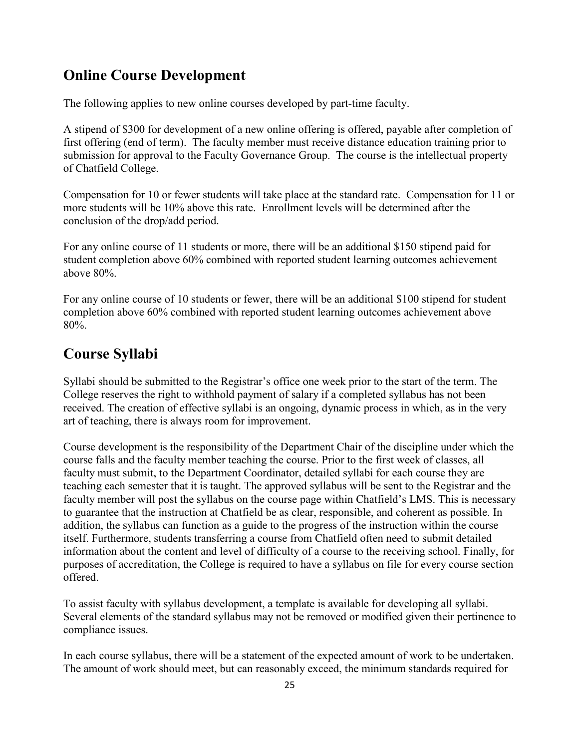## Online Course Development

The following applies to new online courses developed by part-time faculty.

A stipend of $300 for development of a new online offering is offered, payable after completion of first offering (end of term). The faculty member must receive distance education training prior to submission for approval to the Faculty Governance Group. The course is the intellectual property of Chatfield College.

Compensation for 10 or fewer students will take place at the standard rate. Compensation for 11 or more students will be 10% above this rate. Enrollment levels will be determined after the conclusion of the drop/add period.

For any online course of 11 students or more, there will be an additional $150 stipend paid for student completion above 60% combined with reported student learning outcomes achievement above 80%.

For any online course of 10 students or fewer, there will be an additional $100 stipend for student completion above 60% combined with reported student learning outcomes achievement above 80%.

## Course Syllabi

Syllabi should be submitted to the Registrar's office one week prior to the start of the term. The College reserves the right to withhold payment of salary if a completed syllabus has not been received. The creation of effective syllabi is an ongoing, dynamic process in which, as in the very art of teaching, there is always room for improvement.

Course development is the responsibility of the Department Chair of the discipline under which the course falls and the faculty member teaching the course. Prior to the first week of classes, all faculty must submit, to the Department Coordinator, detailed syllabi for each course they are teaching each semester that it is taught. The approved syllabus will be sent to the Registrar and the faculty member will post the syllabus on the course page within Chatfield's LMS. This is necessary to guarantee that the instruction at Chatfield be as clear, responsible, and coherent as possible. In addition, the syllabus can function as a guide to the progress of the instruction within the course itself. Furthermore, students transferring a course from Chatfield often need to submit detailed information about the content and level of difficulty of a course to the receiving school. Finally, for purposes of accreditation, the College is required to have a syllabus on file for every course section offered.

To assist faculty with syllabus development, a template is available for developing all syllabi. Several elements of the standard syllabus may not be removed or modified given their pertinence to compliance issues.

In each course syllabus, there will be a statement of the expected amount of work to be undertaken. The amount of work should meet, but can reasonably exceed, the minimum standards required for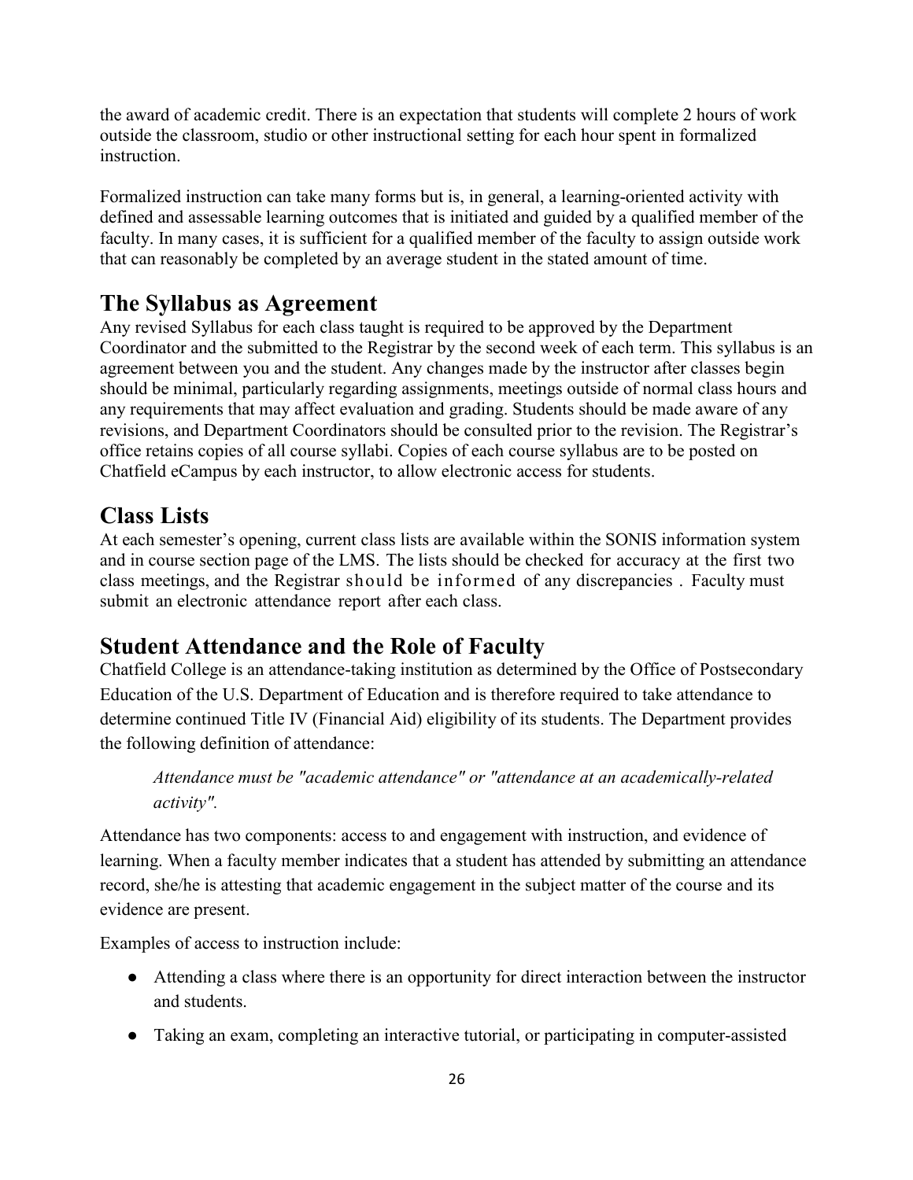the award of academic credit. There is an expectation that students will complete 2 hours of work outside the classroom, studio or other instructional setting for each hour spent in formalized instruction.

Formalized instruction can take many forms but is, in general, a learning-oriented activity with defined and assessable learning outcomes that is initiated and guided by a qualified member of the faculty. In many cases, it is sufficient for a qualified member of the faculty to assign outside work that can reasonably be completed by an average student in the stated amount of time.

## The Syllabus as Agreement

Any revised Syllabus for each class taught is required to be approved by the Department Coordinator and the submitted to the Registrar by the second week of each term. This syllabus is an agreement between you and the student. Any changes made by the instructor after classes begin should be minimal, particularly regarding assignments, meetings outside of normal class hours and any requirements that may affect evaluation and grading. Students should be made aware of any revisions, and Department Coordinators should be consulted prior to the revision. The Registrar's office retains copies of all course syllabi. Copies of each course syllabus are to be posted on Chatfield eCampus by each instructor, to allow electronic access for students.

## Class Lists

At each semester's opening, current class lists are available within the SONIS information system and in course section page of the LMS. The lists should be checked for accuracy at the first two class meetings, and the Registrar should be informed of any discrepancies . Faculty must submit an electronic attendance report after each class.

## Student Attendance and the Role of Faculty

Chatfield College is an attendance-taking institution as determined by the Office of Postsecondary Education of the U.S. Department of Education and is therefore required to take attendance to determine continued Title IV (Financial Aid) eligibility of its students. The Department provides the following definition of attendance:

> *Attendance must be "academic attendance" or "attendance at an academically-related activity".*

Attendance has two components: access to and engagement with instruction, and evidence of learning. When a faculty member indicates that a student has attended by submitting an attendance record, she/he is attesting that academic engagement in the subject matter of the course and its evidence are present.

Examples of access to instruction include:

- Attending a class where there is an opportunity for direct interaction between the instructor and students.
- Taking an exam, completing an interactive tutorial, or participating in computer-assisted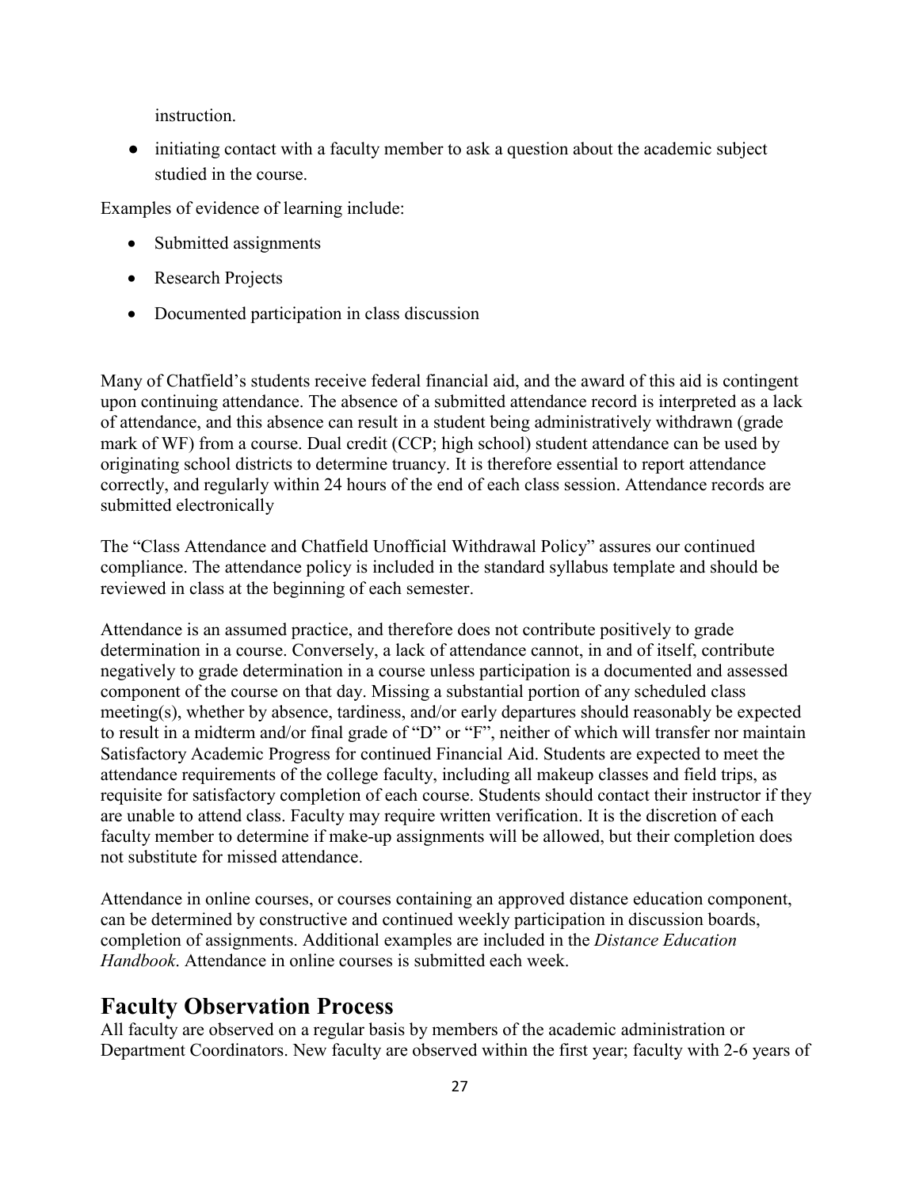instruction.

- initiating contact with a faculty member to ask a question about the academic subject studied in the course.

Examples of evidence of learning include:

- Submitted assignments
- Research Projects
- Documented participation in class discussion

Many of Chatfield's students receive federal financial aid, and the award of this aid is contingent upon continuing attendance. The absence of a submitted attendance record is interpreted as a lack of attendance, and this absence can result in a student being administratively withdrawn (grade mark of WF) from a course. Dual credit (CCP; high school) student attendance can be used by originating school districts to determine truancy. It is therefore essential to report attendance correctly, and regularly within 24 hours of the end of each class session. Attendance records are submitted electronically

The "Class Attendance and Chatfield Unofficial Withdrawal Policy" assures our continued compliance. The attendance policy is included in the standard syllabus template and should be reviewed in class at the beginning of each semester.

Attendance is an assumed practice, and therefore does not contribute positively to grade determination in a course. Conversely, a lack of attendance cannot, in and of itself, contribute negatively to grade determination in a course unless participation is a documented and assessed component of the course on that day. Missing a substantial portion of any scheduled class meeting(s), whether by absence, tardiness, and/or early departures should reasonably be expected to result in a midterm and/or final grade of "D" or "F", neither of which will transfer nor maintain Satisfactory Academic Progress for continued Financial Aid. Students are expected to meet the attendance requirements of the college faculty, including all makeup classes and field trips, as requisite for satisfactory completion of each course. Students should contact their instructor if they are unable to attend class. Faculty may require written verification. It is the discretion of each faculty member to determine if make-up assignments will be allowed, but their completion does not substitute for missed attendance.

Attendance in online courses, or courses containing an approved distance education component, can be determined by constructive and continued weekly participation in discussion boards, completion of assignments. Additional examples are included in the *Distance Education Handbook*. Attendance in online courses is submitted each week.

## Faculty Observation Process

All faculty are observed on a regular basis by members of the academic administration or Department Coordinators. New faculty are observed within the first year; faculty with 2-6 years of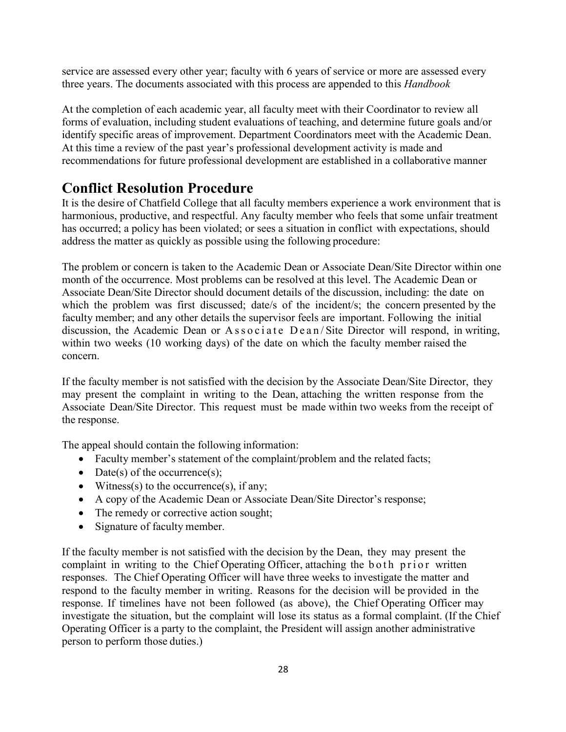service are assessed every other year; faculty with 6 years of service or more are assessed every three years. The documents associated with this process are appended to this *Handbook*

At the completion of each academic year, all faculty meet with their Coordinator to review all forms of evaluation, including student evaluations of teaching, and determine future goals and/or identify specific areas of improvement. Department Coordinators meet with the Academic Dean. At this time a review of the past year's professional development activity is made and recommendations for future professional development are established in a collaborative manner

## Conflict Resolution Procedure

It is the desire of Chatfield College that all faculty members experience a work environment that is harmonious, productive, and respectful. Any faculty member who feels that some unfair treatment has occurred; a policy has been violated; or sees a situation in conflict with expectations, should address the matter as quickly as possible using the following procedure:

The problem or concern is taken to the Academic Dean or Associate Dean/Site Director within one month of the occurrence. Most problems can be resolved at this level. The Academic Dean or Associate Dean/Site Director should document details of the discussion, including: the date on which the problem was first discussed; date/s of the incident/s; the concern presented by the faculty member; and any other details the supervisor feels are important. Following the initial discussion, the Academic Dean or Associate Dean/Site Director will respond, in writing, within two weeks (10 working days) of the date on which the faculty member raised the concern.

If the faculty member is not satisfied with the decision by the Associate Dean/Site Director, they may present the complaint in writing to the Dean, attaching the written response from the Associate Dean/Site Director. This request must be made within two weeks from the receipt of the response.

The appeal should contain the following information:

- Faculty member's statement of the complaint/problem and the related facts;
- Date(s) of the occurrence(s);
- Witness(s) to the occurrence(s), if any;
- A copy of the Academic Dean or Associate Dean/Site Director's response;
- The remedy or corrective action sought;
- Signature of faculty member.

If the faculty member is not satisfied with the decision by the Dean, they may present the complaint in writing to the Chief Operating Officer, attaching the both prior written responses. The Chief Operating Officer will have three weeks to investigate the matter and respond to the faculty member in writing. Reasons for the decision will be provided in the response. If timelines have not been followed (as above), the Chief Operating Officer may investigate the situation, but the complaint will lose its status as a formal complaint. (If the Chief Operating Officer is a party to the complaint, the President will assign another administrative person to perform those duties.)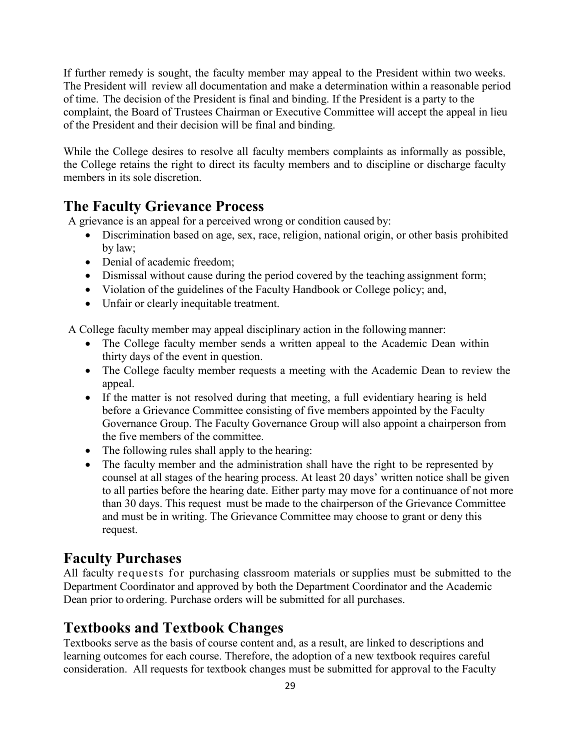If further remedy is sought, the faculty member may appeal to the President within two weeks. The President will review all documentation and make a determination within a reasonable period of time. The decision of the President is final and binding. If the President is a party to the complaint, the Board of Trustees Chairman or Executive Committee will accept the appeal in lieu of the President and their decision will be final and binding.

While the College desires to resolve all faculty members complaints as informally as possible, the College retains the right to direct its faculty members and to discipline or discharge faculty members in its sole discretion.

## The Faculty Grievance Process

A grievance is an appeal for a perceived wrong or condition caused by:

- Discrimination based on age, sex, race, religion, national origin, or other basis prohibited by law;
- Denial of academic freedom;
- Dismissal without cause during the period covered by the teaching assignment form;
- Violation of the guidelines of the Faculty Handbook or College policy; and,
- Unfair or clearly inequitable treatment.

A College faculty member may appeal disciplinary action in the following manner:

- The College faculty member sends a written appeal to the Academic Dean within thirty days of the event in question.
- The College faculty member requests a meeting with the Academic Dean to review the appeal.
- If the matter is not resolved during that meeting, a full evidentiary hearing is held before a Grievance Committee consisting of five members appointed by the Faculty Governance Group. The Faculty Governance Group will also appoint a chairperson from the five members of the committee.
- The following rules shall apply to the hearing:
- The faculty member and the administration shall have the right to be represented by counsel at all stages of the hearing process. At least 20 days' written notice shall be given to all parties before the hearing date. Either party may move for a continuance of not more than 30 days. This request must be made to the chairperson of the Grievance Committee and must be in writing. The Grievance Committee may choose to grant or deny this request.

## Faculty Purchases

All faculty requests for purchasing classroom materials or supplies must be submitted to the Department Coordinator and approved by both the Department Coordinator and the Academic Dean prior to ordering. Purchase orders will be submitted for all purchases.

## Textbooks and Textbook Changes

Textbooks serve as the basis of course content and, as a result, are linked to descriptions and learning outcomes for each course. Therefore, the adoption of a new textbook requires careful consideration. All requests for textbook changes must be submitted for approval to the Faculty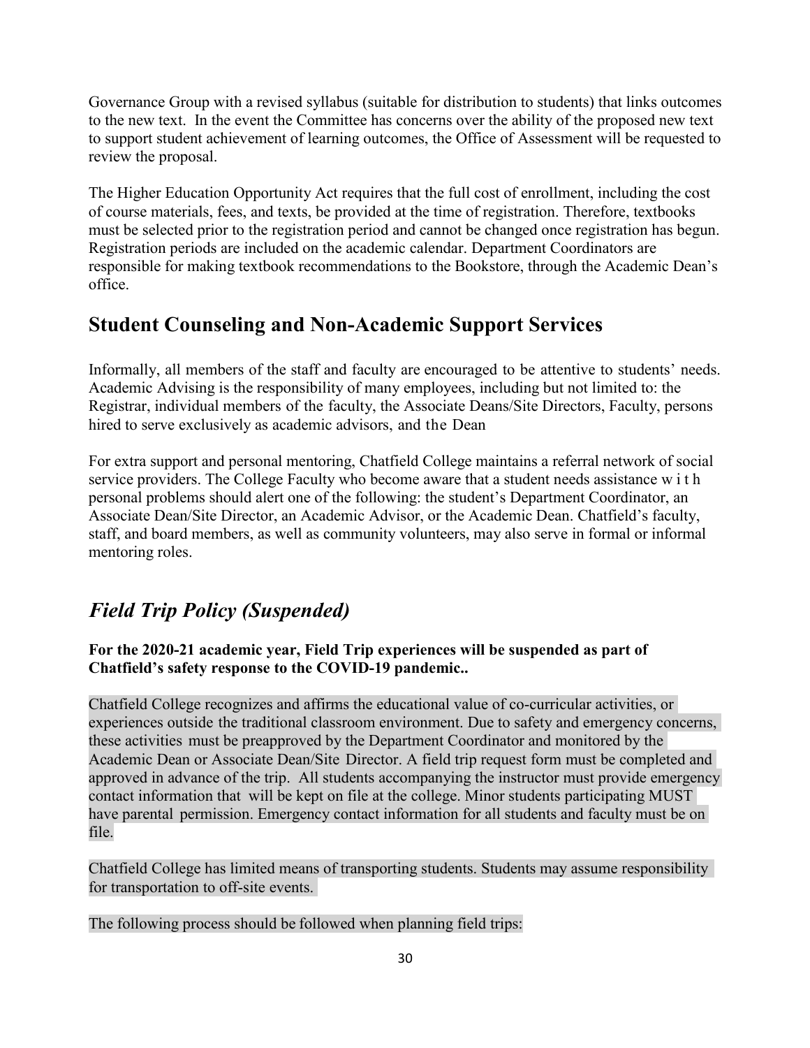Governance Group with a revised syllabus (suitable for distribution to students) that links outcomes to the new text. In the event the Committee has concerns over the ability of the proposed new text to support student achievement of learning outcomes, the Office of Assessment will be requested to review the proposal.

The Higher Education Opportunity Act requires that the full cost of enrollment, including the cost of course materials, fees, and texts, be provided at the time of registration. Therefore, textbooks must be selected prior to the registration period and cannot be changed once registration has begun. Registration periods are included on the academic calendar. Department Coordinators are responsible for making textbook recommendations to the Bookstore, through the Academic Dean's office.

## Student Counseling and Non-Academic Support Services

Informally, all members of the staff and faculty are encouraged to be attentive to students' needs. Academic Advising is the responsibility of many employees, including but not limited to: the Registrar, individual members of the faculty, the Associate Deans/Site Directors, Faculty, persons hired to serve exclusively as academic advisors, and the Dean

For extra support and personal mentoring, Chatfield College maintains a referral network of social service providers. The College Faculty who become aware that a student needs assistance with personal problems should alert one of the following: the student's Department Coordinator, an Associate Dean/Site Director, an Academic Advisor, or the Academic Dean. Chatfield's faculty, staff, and board members, as well as community volunteers, may also serve in formal or informal mentoring roles.

## *Field Trip Policy (Suspended)*

**For the 2020-21 academic year, Field Trip experiences will be suspended as part of Chatfield's safety response to the COVID-19 pandemic..**

Chatfield College recognizes and affirms the educational value of co-curricular activities, or experiences outside the traditional classroom environment. Due to safety and emergency concerns, these activities must be preapproved by the Department Coordinator and monitored by the Academic Dean or Associate Dean/Site Director. A field trip request form must be completed and approved in advance of the trip. All students accompanying the instructor must provide emergency contact information that will be kept on file at the college. Minor students participating MUST have parental permission. Emergency contact information for all students and faculty must be on file.

Chatfield College has limited means of transporting students. Students may assume responsibility for transportation to off-site events.

The following process should be followed when planning field trips: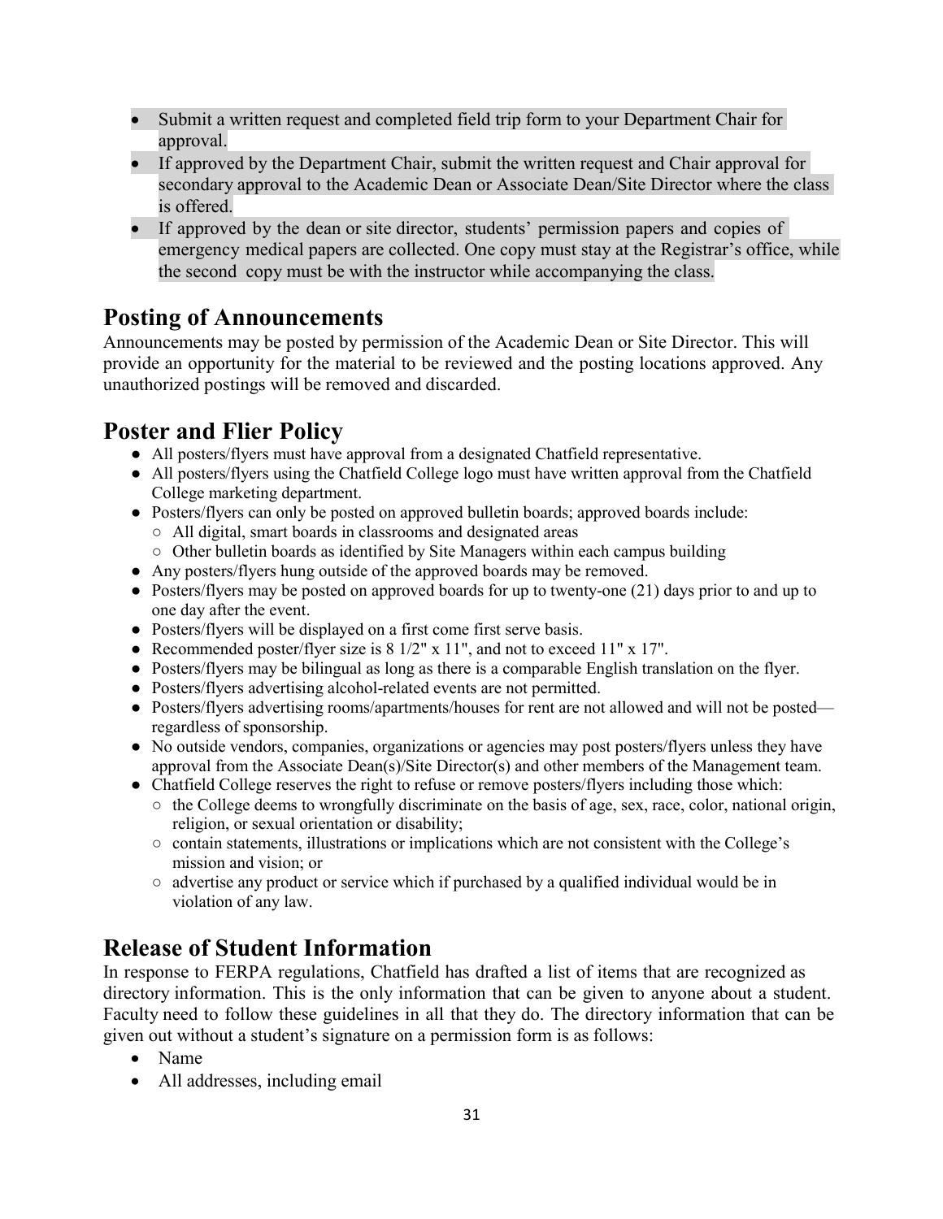- Submit a written request and completed field trip form to your Department Chair for approval.
- If approved by the Department Chair, submit the written request and Chair approval for secondary approval to the Academic Dean or Associate Dean/Site Director where the class is offered.
- If approved by the dean or site director, students' permission papers and copies of emergency medical papers are collected. One copy must stay at the Registrar's office, while the second copy must be with the instructor while accompanying the class.

## Posting of Announcements

Announcements may be posted by permission of the Academic Dean or Site Director. This will provide an opportunity for the material to be reviewed and the posting locations approved. Any unauthorized postings will be removed and discarded.

## Poster and Flier Policy

- All posters/flyers must have approval from a designated Chatfield representative.
- All posters/flyers using the Chatfield College logo must have written approval from the Chatfield College marketing department.
- Posters/flyers can only be posted on approved bulletin boards; approved boards include:
  - All digital, smart boards in classrooms and designated areas
  - Other bulletin boards as identified by Site Managers within each campus building
- Any posters/flyers hung outside of the approved boards may be removed.
- Posters/flyers may be posted on approved boards for up to twenty-one (21) days prior to and up to one day after the event.
- Posters/flyers will be displayed on a first come first serve basis.
- Recommended poster/flyer size is 8 1/2" x 11", and not to exceed 11" x 17".
- Posters/flyers may be bilingual as long as there is a comparable English translation on the flyer.
- Posters/flyers advertising alcohol-related events are not permitted.
- Posters/flyers advertising rooms/apartments/houses for rent are not allowed and will not be posted—regardless of sponsorship.
- No outside vendors, companies, organizations or agencies may post posters/flyers unless they have approval from the Associate Dean(s)/Site Director(s) and other members of the Management team.
- Chatfield College reserves the right to refuse or remove posters/flyers including those which:
  - the College deems to wrongfully discriminate on the basis of age, sex, race, color, national origin, religion, or sexual orientation or disability;
  - contain statements, illustrations or implications which are not consistent with the College's mission and vision; or
  - advertise any product or service which if purchased by a qualified individual would be in violation of any law.

## Release of Student Information

In response to FERPA regulations, Chatfield has drafted a list of items that are recognized as directory information. This is the only information that can be given to anyone about a student. Faculty need to follow these guidelines in all that they do. The directory information that can be given out without a student's signature on a permission form is as follows:

- Name
- All addresses, including email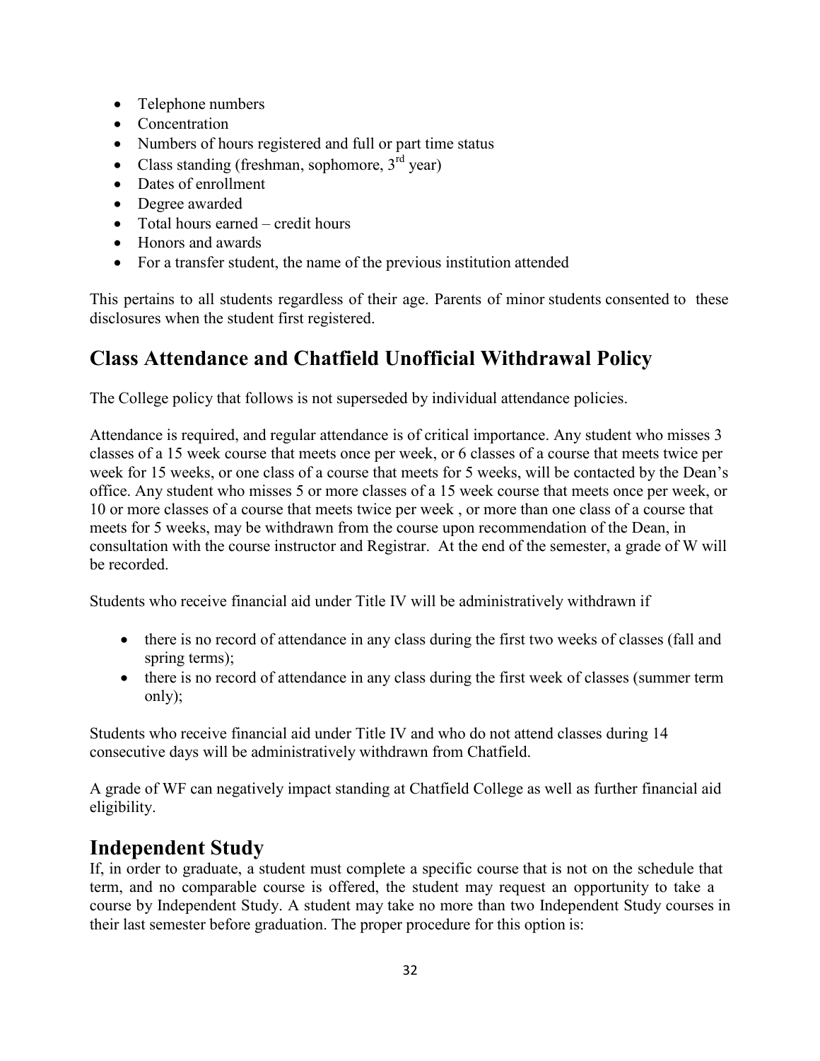- Telephone numbers
- Concentration
- Numbers of hours registered and full or part time status
- Class standing (freshman, sophomore, 3rd year)
- Dates of enrollment
- Degree awarded
- Total hours earned – credit hours
- Honors and awards
- For a transfer student, the name of the previous institution attended

This pertains to all students regardless of their age. Parents of minor students consented to these disclosures when the student first registered.

## Class Attendance and Chatfield Unofficial Withdrawal Policy

The College policy that follows is not superseded by individual attendance policies.

Attendance is required, and regular attendance is of critical importance. Any student who misses 3 classes of a 15 week course that meets once per week, or 6 classes of a course that meets twice per week for 15 weeks, or one class of a course that meets for 5 weeks, will be contacted by the Dean's office. Any student who misses 5 or more classes of a 15 week course that meets once per week, or 10 or more classes of a course that meets twice per week , or more than one class of a course that meets for 5 weeks, may be withdrawn from the course upon recommendation of the Dean, in consultation with the course instructor and Registrar. At the end of the semester, a grade of W will be recorded.

Students who receive financial aid under Title IV will be administratively withdrawn if

- there is no record of attendance in any class during the first two weeks of classes (fall and spring terms);
- there is no record of attendance in any class during the first week of classes (summer term only);

Students who receive financial aid under Title IV and who do not attend classes during 14 consecutive days will be administratively withdrawn from Chatfield.

A grade of WF can negatively impact standing at Chatfield College as well as further financial aid eligibility.

## Independent Study

If, in order to graduate, a student must complete a specific course that is not on the schedule that term, and no comparable course is offered, the student may request an opportunity to take a course by Independent Study. A student may take no more than two Independent Study courses in their last semester before graduation. The proper procedure for this option is: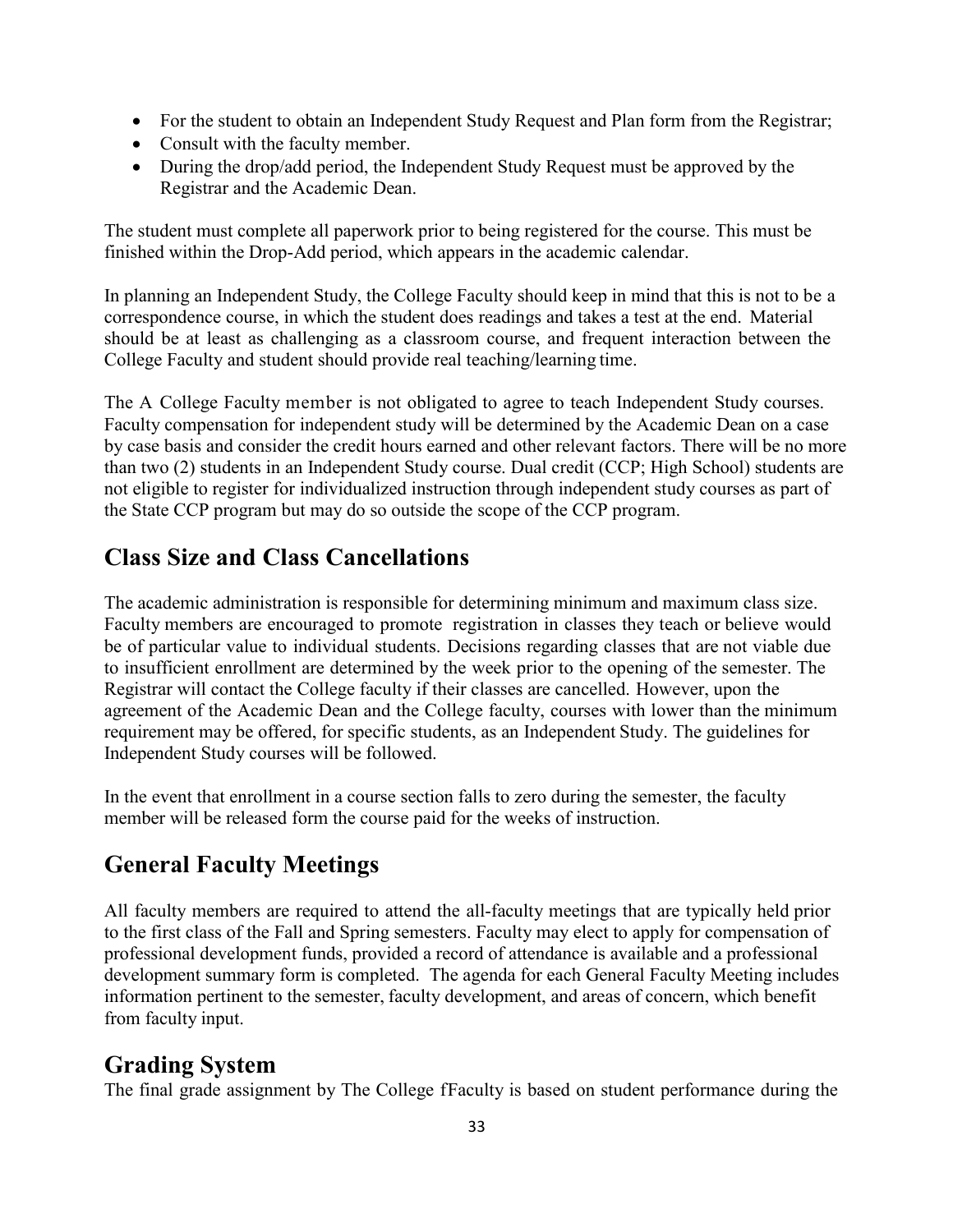- For the student to obtain an Independent Study Request and Plan form from the Registrar;
- Consult with the faculty member.
- During the drop/add period, the Independent Study Request must be approved by the Registrar and the Academic Dean.

The student must complete all paperwork prior to being registered for the course. This must be finished within the Drop-Add period, which appears in the academic calendar.

In planning an Independent Study, the College Faculty should keep in mind that this is not to be a correspondence course, in which the student does readings and takes a test at the end. Material should be at least as challenging as a classroom course, and frequent interaction between the College Faculty and student should provide real teaching/learning time.

The A College Faculty member is not obligated to agree to teach Independent Study courses. Faculty compensation for independent study will be determined by the Academic Dean on a case by case basis and consider the credit hours earned and other relevant factors. There will be no more than two (2) students in an Independent Study course. Dual credit (CCP; High School) students are not eligible to register for individualized instruction through independent study courses as part of the State CCP program but may do so outside the scope of the CCP program.

## Class Size and Class Cancellations

The academic administration is responsible for determining minimum and maximum class size. Faculty members are encouraged to promote registration in classes they teach or believe would be of particular value to individual students. Decisions regarding classes that are not viable due to insufficient enrollment are determined by the week prior to the opening of the semester. The Registrar will contact the College faculty if their classes are cancelled. However, upon the agreement of the Academic Dean and the College faculty, courses with lower than the minimum requirement may be offered, for specific students, as an Independent Study. The guidelines for Independent Study courses will be followed.

In the event that enrollment in a course section falls to zero during the semester, the faculty member will be released form the course paid for the weeks of instruction.

## General Faculty Meetings

All faculty members are required to attend the all-faculty meetings that are typically held prior to the first class of the Fall and Spring semesters. Faculty may elect to apply for compensation of professional development funds, provided a record of attendance is available and a professional development summary form is completed. The agenda for each General Faculty Meeting includes information pertinent to the semester, faculty development, and areas of concern, which benefit from faculty input.

## Grading System

The final grade assignment by The College fFaculty is based on student performance during the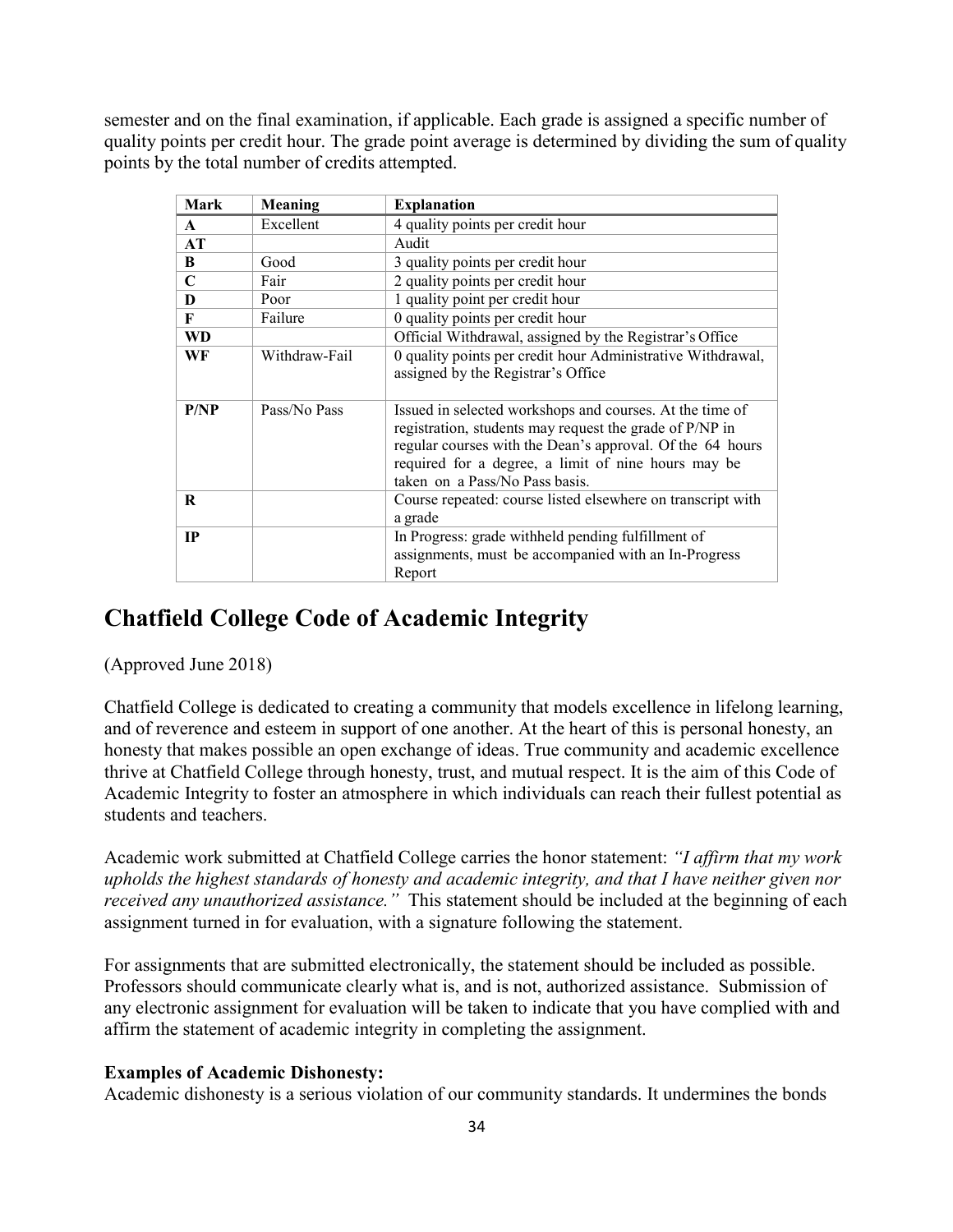semester and on the final examination, if applicable. Each grade is assigned a specific number of quality points per credit hour. The grade point average is determined by dividing the sum of quality points by the total number of credits attempted.

| Mark | Meaning | Explanation |
|---|---|---|
| **A** | Excellent | 4 quality points per credit hour |
| **AT** | | Audit |
| **B** | Good | 3 quality points per credit hour |
| **C** | Fair | 2 quality points per credit hour |
| **D** | Poor | 1 quality point per credit hour |
| **F** | Failure | 0 quality points per credit hour |
| **WD** | | Official Withdrawal, assigned by the Registrar's Office |
| **WF** | Withdraw-Fail | 0 quality points per credit hour Administrative Withdrawal, assigned by the Registrar's Office |
| **P/NP** | Pass/No Pass | Issued in selected workshops and courses. At the time of registration, students may request the grade of P/NP in regular courses with the Dean's approval. Of the 64 hours required for a degree, a limit of nine hours may be taken on a Pass/No Pass basis. |
| **R** | | Course repeated: course listed elsewhere on transcript with a grade |
| **IP** | | In Progress: grade withheld pending fulfillment of assignments, must be accompanied with an In-Progress Report |

## Chatfield College Code of Academic Integrity

(Approved June 2018)

Chatfield College is dedicated to creating a community that models excellence in lifelong learning, and of reverence and esteem in support of one another. At the heart of this is personal honesty, an honesty that makes possible an open exchange of ideas. True community and academic excellence thrive at Chatfield College through honesty, trust, and mutual respect. It is the aim of this Code of Academic Integrity to foster an atmosphere in which individuals can reach their fullest potential as students and teachers.

Academic work submitted at Chatfield College carries the honor statement: *"I affirm that my work upholds the highest standards of honesty and academic integrity, and that I have neither given nor received any unauthorized assistance."* This statement should be included at the beginning of each assignment turned in for evaluation, with a signature following the statement.

For assignments that are submitted electronically, the statement should be included as possible. Professors should communicate clearly what is, and is not, authorized assistance. Submission of any electronic assignment for evaluation will be taken to indicate that you have complied with and affirm the statement of academic integrity in completing the assignment.

**Examples of Academic Dishonesty:**
Academic dishonesty is a serious violation of our community standards. It undermines the bonds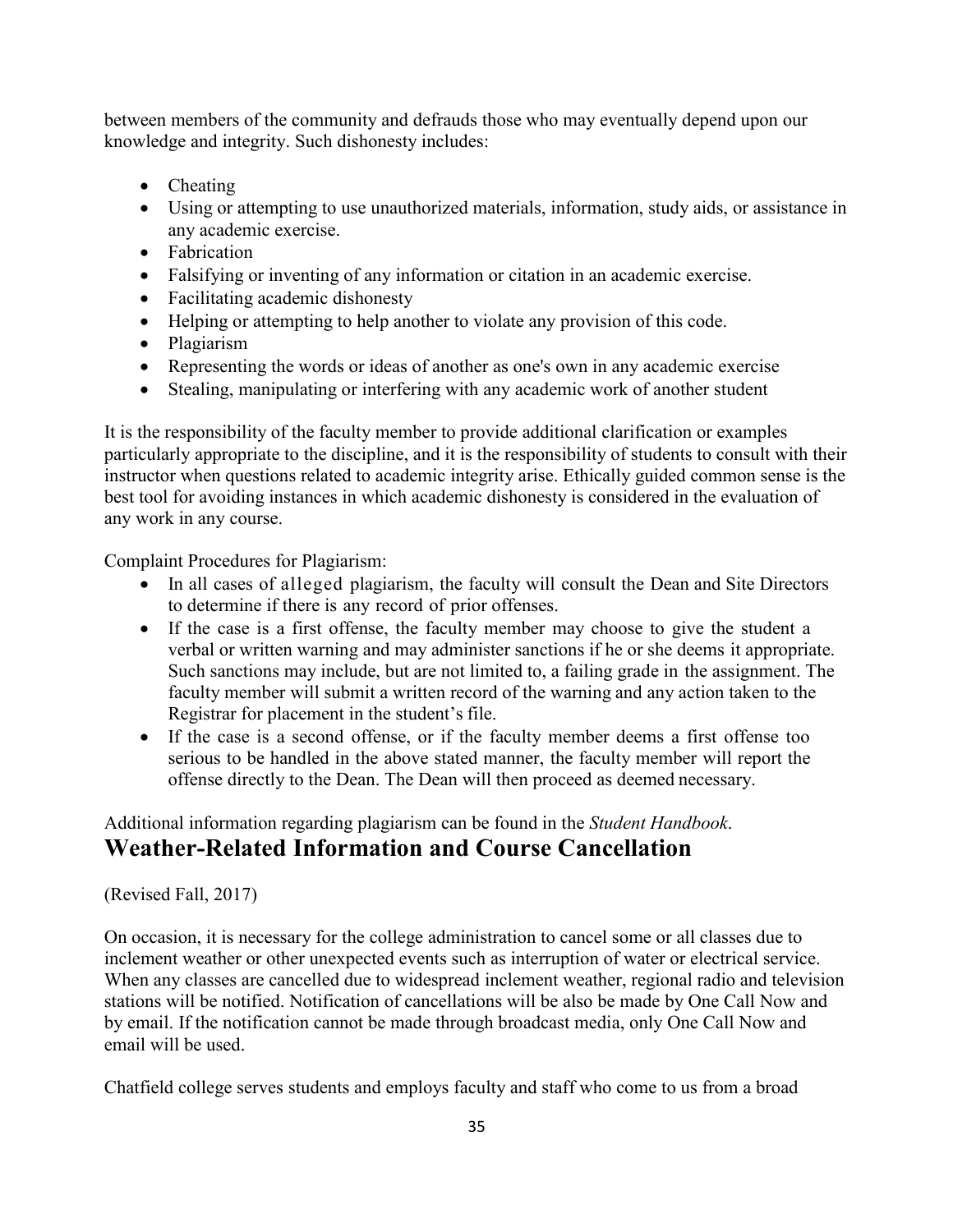between members of the community and defrauds those who may eventually depend upon our knowledge and integrity. Such dishonesty includes:

- Cheating
- Using or attempting to use unauthorized materials, information, study aids, or assistance in any academic exercise.
- Fabrication
- Falsifying or inventing of any information or citation in an academic exercise.
- Facilitating academic dishonesty
- Helping or attempting to help another to violate any provision of this code.
- Plagiarism
- Representing the words or ideas of another as one's own in any academic exercise
- Stealing, manipulating or interfering with any academic work of another student

It is the responsibility of the faculty member to provide additional clarification or examples particularly appropriate to the discipline, and it is the responsibility of students to consult with their instructor when questions related to academic integrity arise. Ethically guided common sense is the best tool for avoiding instances in which academic dishonesty is considered in the evaluation of any work in any course.

Complaint Procedures for Plagiarism:

- In all cases of alleged plagiarism, the faculty will consult the Dean and Site Directors to determine if there is any record of prior offenses.
- If the case is a first offense, the faculty member may choose to give the student a verbal or written warning and may administer sanctions if he or she deems it appropriate. Such sanctions may include, but are not limited to, a failing grade in the assignment. The faculty member will submit a written record of the warning and any action taken to the Registrar for placement in the student's file.
- If the case is a second offense, or if the faculty member deems a first offense too serious to be handled in the above stated manner, the faculty member will report the offense directly to the Dean. The Dean will then proceed as deemed necessary.

Additional information regarding plagiarism can be found in the *Student Handbook*.

## Weather-Related Information and Course Cancellation

(Revised Fall, 2017)

On occasion, it is necessary for the college administration to cancel some or all classes due to inclement weather or other unexpected events such as interruption of water or electrical service. When any classes are cancelled due to widespread inclement weather, regional radio and television stations will be notified. Notification of cancellations will be also be made by One Call Now and by email. If the notification cannot be made through broadcast media, only One Call Now and email will be used.

Chatfield college serves students and employs faculty and staff who come to us from a broad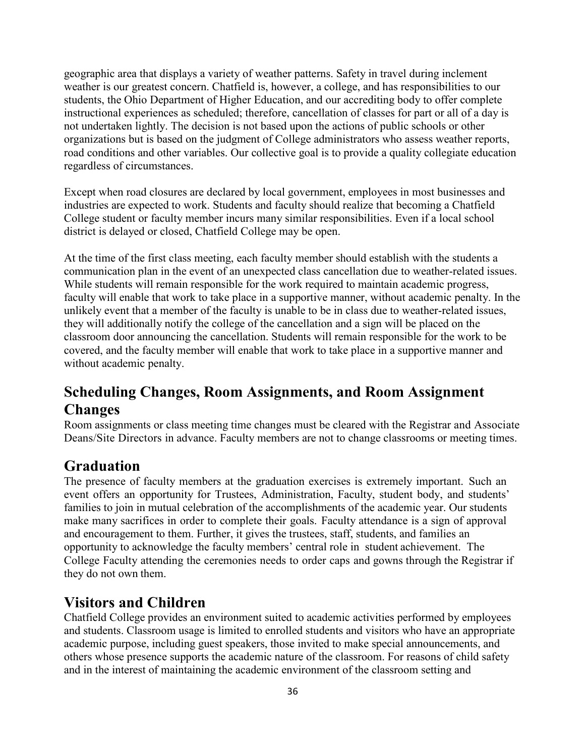geographic area that displays a variety of weather patterns. Safety in travel during inclement weather is our greatest concern. Chatfield is, however, a college, and has responsibilities to our students, the Ohio Department of Higher Education, and our accrediting body to offer complete instructional experiences as scheduled; therefore, cancellation of classes for part or all of a day is not undertaken lightly. The decision is not based upon the actions of public schools or other organizations but is based on the judgment of College administrators who assess weather reports, road conditions and other variables. Our collective goal is to provide a quality collegiate education regardless of circumstances.

Except when road closures are declared by local government, employees in most businesses and industries are expected to work. Students and faculty should realize that becoming a Chatfield College student or faculty member incurs many similar responsibilities. Even if a local school district is delayed or closed, Chatfield College may be open.

At the time of the first class meeting, each faculty member should establish with the students a communication plan in the event of an unexpected class cancellation due to weather-related issues. While students will remain responsible for the work required to maintain academic progress, faculty will enable that work to take place in a supportive manner, without academic penalty. In the unlikely event that a member of the faculty is unable to be in class due to weather-related issues, they will additionally notify the college of the cancellation and a sign will be placed on the classroom door announcing the cancellation. Students will remain responsible for the work to be covered, and the faculty member will enable that work to take place in a supportive manner and without academic penalty.

## Scheduling Changes, Room Assignments, and Room Assignment Changes

Room assignments or class meeting time changes must be cleared with the Registrar and Associate Deans/Site Directors in advance. Faculty members are not to change classrooms or meeting times.

## Graduation

The presence of faculty members at the graduation exercises is extremely important. Such an event offers an opportunity for Trustees, Administration, Faculty, student body, and students' families to join in mutual celebration of the accomplishments of the academic year. Our students make many sacrifices in order to complete their goals. Faculty attendance is a sign of approval and encouragement to them. Further, it gives the trustees, staff, students, and families an opportunity to acknowledge the faculty members' central role in student achievement. The College Faculty attending the ceremonies needs to order caps and gowns through the Registrar if they do not own them.

## Visitors and Children

Chatfield College provides an environment suited to academic activities performed by employees and students. Classroom usage is limited to enrolled students and visitors who have an appropriate academic purpose, including guest speakers, those invited to make special announcements, and others whose presence supports the academic nature of the classroom. For reasons of child safety and in the interest of maintaining the academic environment of the classroom setting and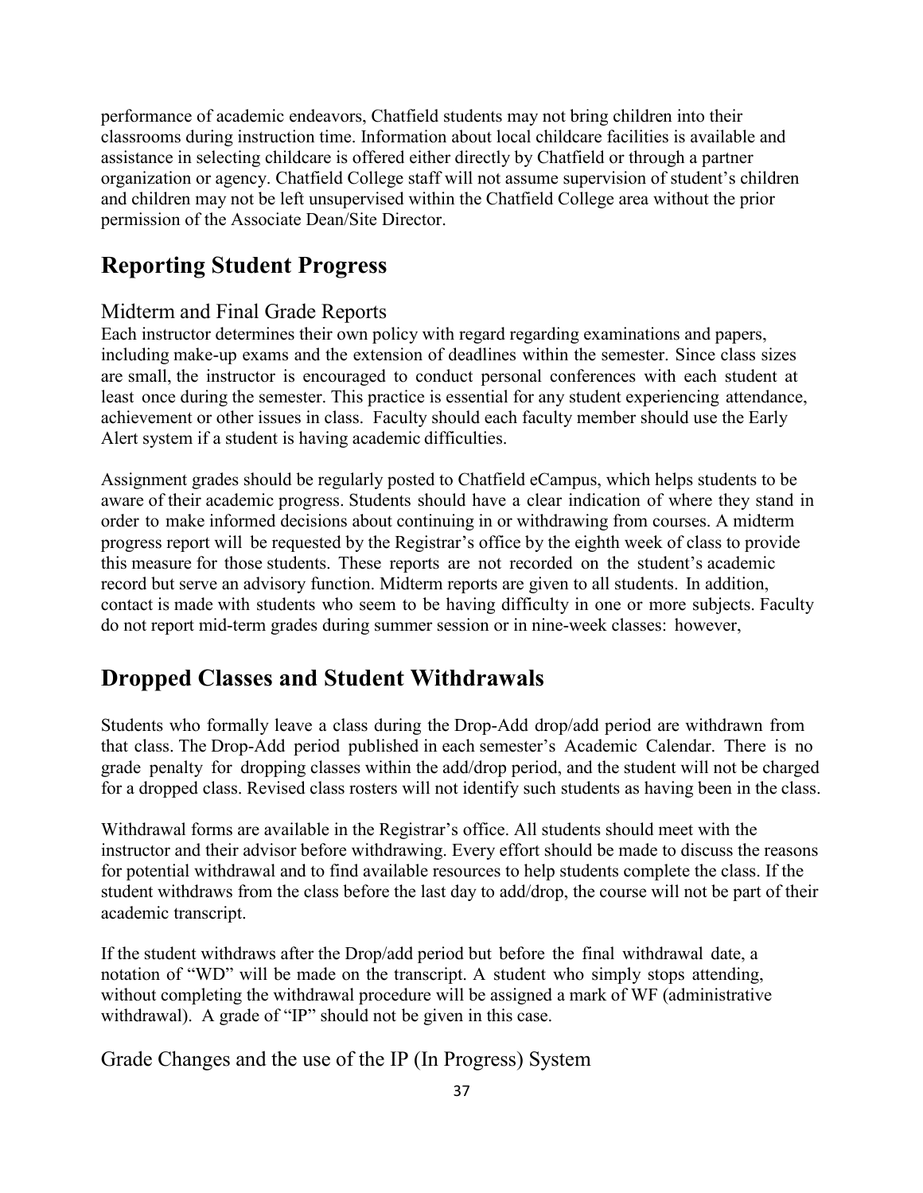performance of academic endeavors, Chatfield students may not bring children into their classrooms during instruction time. Information about local childcare facilities is available and assistance in selecting childcare is offered either directly by Chatfield or through a partner organization or agency. Chatfield College staff will not assume supervision of student's children and children may not be left unsupervised within the Chatfield College area without the prior permission of the Associate Dean/Site Director.

# Reporting Student Progress

## Midterm and Final Grade Reports

Each instructor determines their own policy with regard regarding examinations and papers, including make-up exams and the extension of deadlines within the semester. Since class sizes are small, the instructor is encouraged to conduct personal conferences with each student at least once during the semester. This practice is essential for any student experiencing attendance, achievement or other issues in class. Faculty should each faculty member should use the Early Alert system if a student is having academic difficulties.

Assignment grades should be regularly posted to Chatfield eCampus, which helps students to be aware of their academic progress. Students should have a clear indication of where they stand in order to make informed decisions about continuing in or withdrawing from courses. A midterm progress report will be requested by the Registrar's office by the eighth week of class to provide this measure for those students. These reports are not recorded on the student's academic record but serve an advisory function. Midterm reports are given to all students. In addition, contact is made with students who seem to be having difficulty in one or more subjects. Faculty do not report mid-term grades during summer session or in nine-week classes: however,

# Dropped Classes and Student Withdrawals

Students who formally leave a class during the Drop-Add drop/add period are withdrawn from that class. The Drop-Add period published in each semester's Academic Calendar. There is no grade penalty for dropping classes within the add/drop period, and the student will not be charged for a dropped class. Revised class rosters will not identify such students as having been in the class.

Withdrawal forms are available in the Registrar's office. All students should meet with the instructor and their advisor before withdrawing. Every effort should be made to discuss the reasons for potential withdrawal and to find available resources to help students complete the class. If the student withdraws from the class before the last day to add/drop, the course will not be part of their academic transcript.

If the student withdraws after the Drop/add period but before the final withdrawal date, a notation of "WD" will be made on the transcript. A student who simply stops attending, without completing the withdrawal procedure will be assigned a mark of WF (administrative withdrawal). A grade of "IP" should not be given in this case.

## Grade Changes and the use of the IP (In Progress) System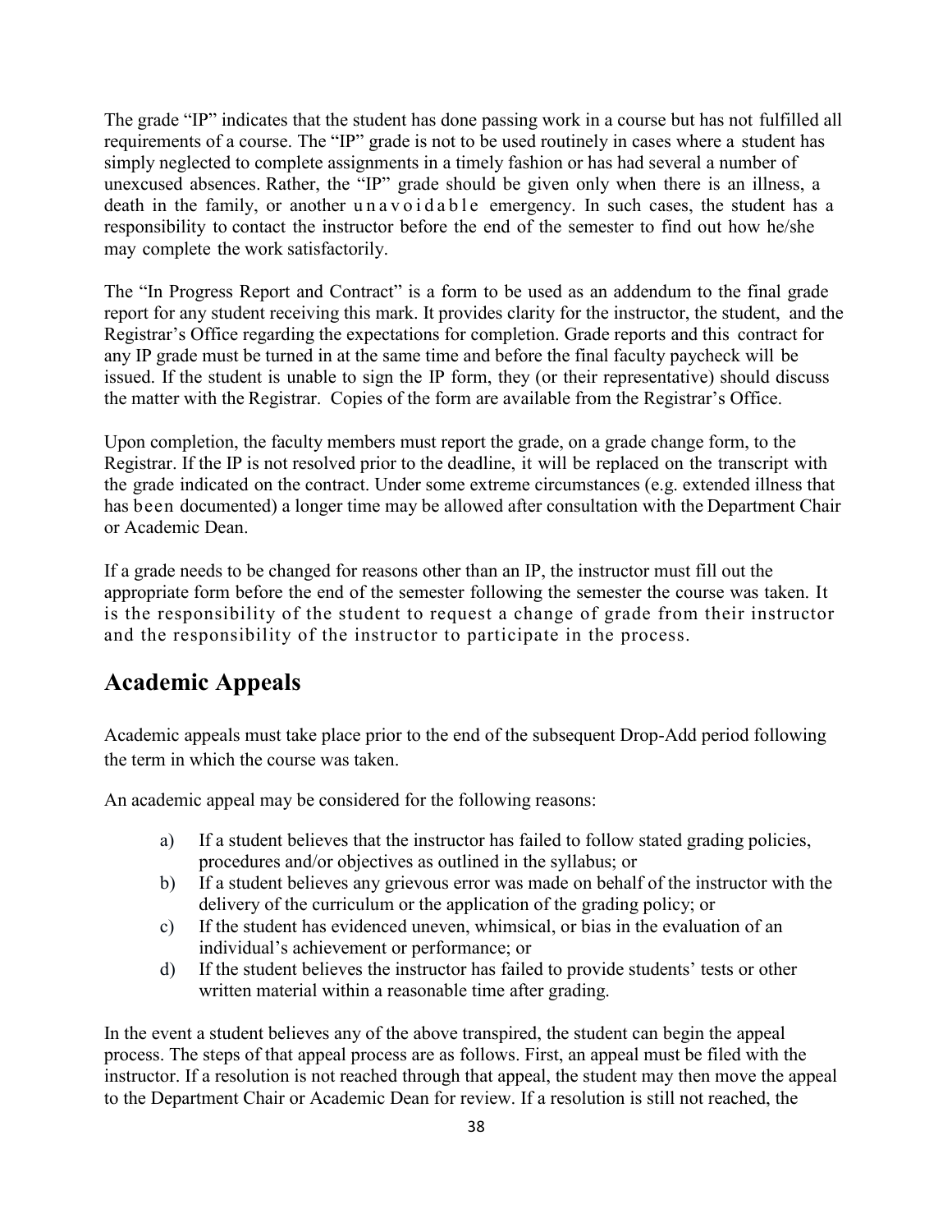The grade "IP" indicates that the student has done passing work in a course but has not fulfilled all requirements of a course. The "IP" grade is not to be used routinely in cases where a student has simply neglected to complete assignments in a timely fashion or has had several a number of unexcused absences. Rather, the "IP" grade should be given only when there is an illness, a death in the family, or another unavoidable emergency. In such cases, the student has a responsibility to contact the instructor before the end of the semester to find out how he/she may complete the work satisfactorily.

The "In Progress Report and Contract" is a form to be used as an addendum to the final grade report for any student receiving this mark. It provides clarity for the instructor, the student, and the Registrar's Office regarding the expectations for completion. Grade reports and this contract for any IP grade must be turned in at the same time and before the final faculty paycheck will be issued. If the student is unable to sign the IP form, they (or their representative) should discuss the matter with the Registrar. Copies of the form are available from the Registrar's Office.

Upon completion, the faculty members must report the grade, on a grade change form, to the Registrar. If the IP is not resolved prior to the deadline, it will be replaced on the transcript with the grade indicated on the contract. Under some extreme circumstances (e.g. extended illness that has been documented) a longer time may be allowed after consultation with the Department Chair or Academic Dean.

If a grade needs to be changed for reasons other than an IP, the instructor must fill out the appropriate form before the end of the semester following the semester the course was taken. It is the responsibility of the student to request a change of grade from their instructor and the responsibility of the instructor to participate in the process.

## Academic Appeals

Academic appeals must take place prior to the end of the subsequent Drop-Add period following the term in which the course was taken.

An academic appeal may be considered for the following reasons:

a) If a student believes that the instructor has failed to follow stated grading policies, procedures and/or objectives as outlined in the syllabus; or
b) If a student believes any grievous error was made on behalf of the instructor with the delivery of the curriculum or the application of the grading policy; or
c) If the student has evidenced uneven, whimsical, or bias in the evaluation of an individual's achievement or performance; or
d) If the student believes the instructor has failed to provide students' tests or other written material within a reasonable time after grading.

In the event a student believes any of the above transpired, the student can begin the appeal process. The steps of that appeal process are as follows. First, an appeal must be filed with the instructor. If a resolution is not reached through that appeal, the student may then move the appeal to the Department Chair or Academic Dean for review. If a resolution is still not reached, the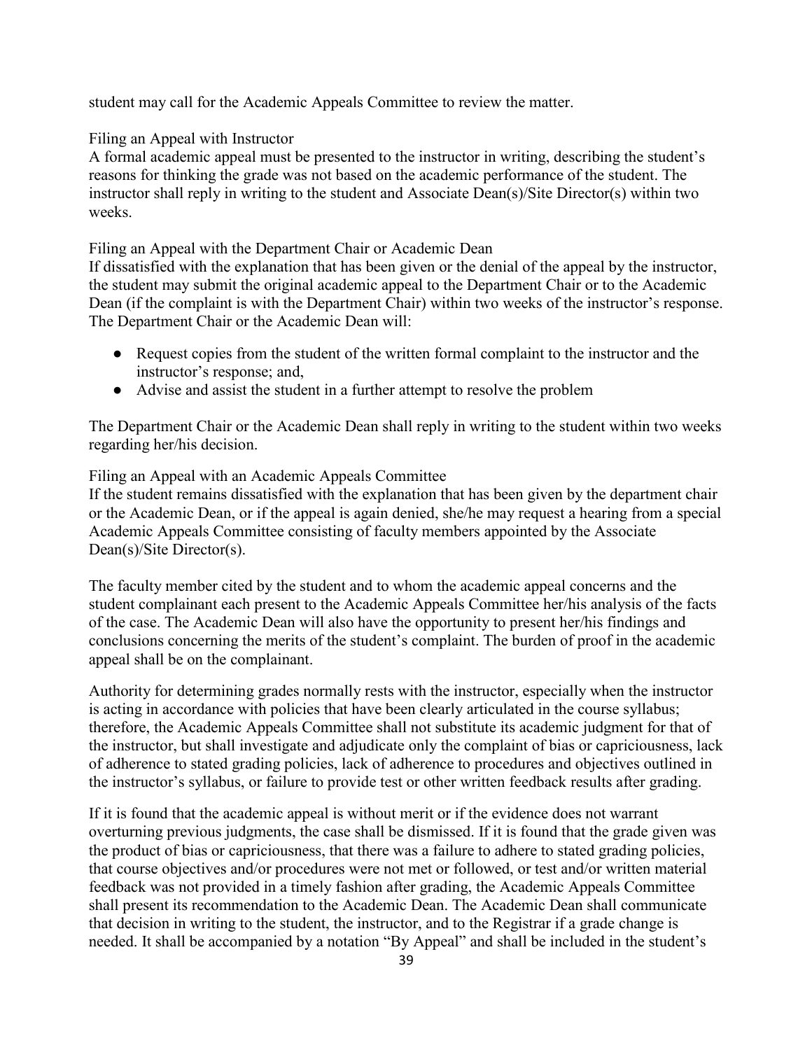student may call for the Academic Appeals Committee to review the matter.

### Filing an Appeal with Instructor

A formal academic appeal must be presented to the instructor in writing, describing the student's reasons for thinking the grade was not based on the academic performance of the student. The instructor shall reply in writing to the student and Associate Dean(s)/Site Director(s) within two weeks.

### Filing an Appeal with the Department Chair or Academic Dean

If dissatisfied with the explanation that has been given or the denial of the appeal by the instructor, the student may submit the original academic appeal to the Department Chair or to the Academic Dean (if the complaint is with the Department Chair) within two weeks of the instructor's response. The Department Chair or the Academic Dean will:

- Request copies from the student of the written formal complaint to the instructor and the instructor's response; and,
- Advise and assist the student in a further attempt to resolve the problem

The Department Chair or the Academic Dean shall reply in writing to the student within two weeks regarding her/his decision.

### Filing an Appeal with an Academic Appeals Committee

If the student remains dissatisfied with the explanation that has been given by the department chair or the Academic Dean, or if the appeal is again denied, she/he may request a hearing from a special Academic Appeals Committee consisting of faculty members appointed by the Associate Dean(s)/Site Director(s).

The faculty member cited by the student and to whom the academic appeal concerns and the student complainant each present to the Academic Appeals Committee her/his analysis of the facts of the case. The Academic Dean will also have the opportunity to present her/his findings and conclusions concerning the merits of the student's complaint. The burden of proof in the academic appeal shall be on the complainant.

Authority for determining grades normally rests with the instructor, especially when the instructor is acting in accordance with policies that have been clearly articulated in the course syllabus; therefore, the Academic Appeals Committee shall not substitute its academic judgment for that of the instructor, but shall investigate and adjudicate only the complaint of bias or capriciousness, lack of adherence to stated grading policies, lack of adherence to procedures and objectives outlined in the instructor's syllabus, or failure to provide test or other written feedback results after grading.

If it is found that the academic appeal is without merit or if the evidence does not warrant overturning previous judgments, the case shall be dismissed. If it is found that the grade given was the product of bias or capriciousness, that there was a failure to adhere to stated grading policies, that course objectives and/or procedures were not met or followed, or test and/or written material feedback was not provided in a timely fashion after grading, the Academic Appeals Committee shall present its recommendation to the Academic Dean. The Academic Dean shall communicate that decision in writing to the student, the instructor, and to the Registrar if a grade change is needed. It shall be accompanied by a notation "By Appeal" and shall be included in the student's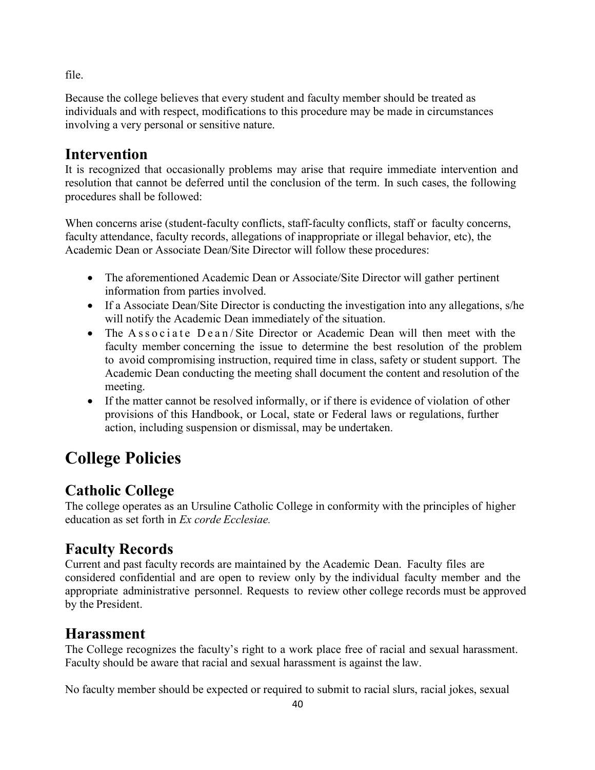file.

Because the college believes that every student and faculty member should be treated as individuals and with respect, modifications to this procedure may be made in circumstances involving a very personal or sensitive nature.

## Intervention

It is recognized that occasionally problems may arise that require immediate intervention and resolution that cannot be deferred until the conclusion of the term. In such cases, the following procedures shall be followed:

When concerns arise (student-faculty conflicts, staff-faculty conflicts, staff or faculty concerns, faculty attendance, faculty records, allegations of inappropriate or illegal behavior, etc), the Academic Dean or Associate Dean/Site Director will follow these procedures:

- The aforementioned Academic Dean or Associate/Site Director will gather pertinent information from parties involved.
- If a Associate Dean/Site Director is conducting the investigation into any allegations, s/he will notify the Academic Dean immediately of the situation.
- The Associate Dean/Site Director or Academic Dean will then meet with the faculty member concerning the issue to determine the best resolution of the problem to avoid compromising instruction, required time in class, safety or student support. The Academic Dean conducting the meeting shall document the content and resolution of the meeting.
- If the matter cannot be resolved informally, or if there is evidence of violation of other provisions of this Handbook, or Local, state or Federal laws or regulations, further action, including suspension or dismissal, may be undertaken.

# College Policies

## Catholic College

The college operates as an Ursuline Catholic College in conformity with the principles of higher education as set forth in *Ex corde Ecclesiae.*

## Faculty Records

Current and past faculty records are maintained by the Academic Dean. Faculty files are considered confidential and are open to review only by the individual faculty member and the appropriate administrative personnel. Requests to review other college records must be approved by the President.

## Harassment

The College recognizes the faculty's right to a work place free of racial and sexual harassment. Faculty should be aware that racial and sexual harassment is against the law.

No faculty member should be expected or required to submit to racial slurs, racial jokes, sexual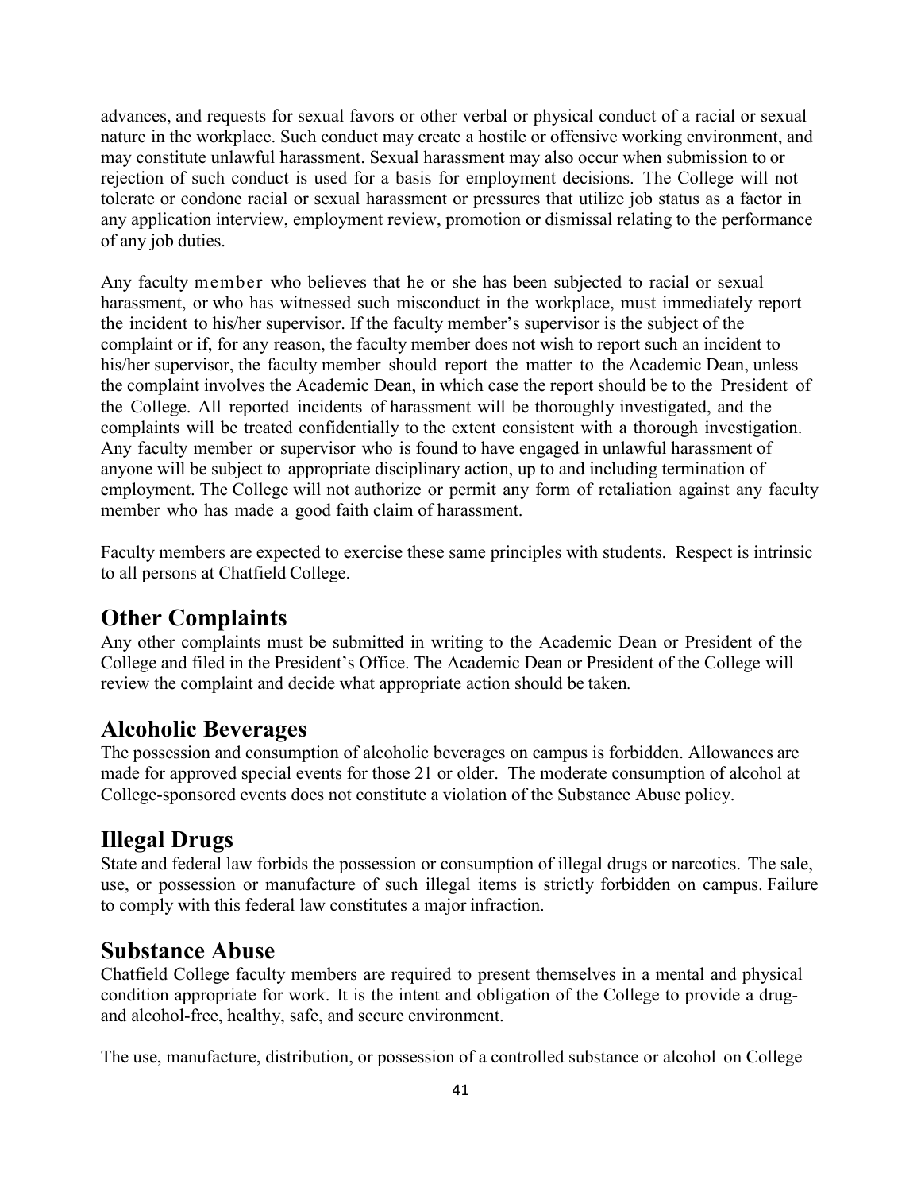advances, and requests for sexual favors or other verbal or physical conduct of a racial or sexual nature in the workplace. Such conduct may create a hostile or offensive working environment, and may constitute unlawful harassment. Sexual harassment may also occur when submission to or rejection of such conduct is used for a basis for employment decisions. The College will not tolerate or condone racial or sexual harassment or pressures that utilize job status as a factor in any application interview, employment review, promotion or dismissal relating to the performance of any job duties.

Any faculty member who believes that he or she has been subjected to racial or sexual harassment, or who has witnessed such misconduct in the workplace, must immediately report the incident to his/her supervisor. If the faculty member's supervisor is the subject of the complaint or if, for any reason, the faculty member does not wish to report such an incident to his/her supervisor, the faculty member should report the matter to the Academic Dean, unless the complaint involves the Academic Dean, in which case the report should be to the President of the College. All reported incidents of harassment will be thoroughly investigated, and the complaints will be treated confidentially to the extent consistent with a thorough investigation. Any faculty member or supervisor who is found to have engaged in unlawful harassment of anyone will be subject to appropriate disciplinary action, up to and including termination of employment. The College will not authorize or permit any form of retaliation against any faculty member who has made a good faith claim of harassment.

Faculty members are expected to exercise these same principles with students. Respect is intrinsic to all persons at Chatfield College.

## Other Complaints

Any other complaints must be submitted in writing to the Academic Dean or President of the College and filed in the President's Office. The Academic Dean or President of the College will review the complaint and decide what appropriate action should be taken.

## Alcoholic Beverages

The possession and consumption of alcoholic beverages on campus is forbidden. Allowances are made for approved special events for those 21 or older. The moderate consumption of alcohol at College-sponsored events does not constitute a violation of the Substance Abuse policy.

## Illegal Drugs

State and federal law forbids the possession or consumption of illegal drugs or narcotics. The sale, use, or possession or manufacture of such illegal items is strictly forbidden on campus. Failure to comply with this federal law constitutes a major infraction.

## Substance Abuse

Chatfield College faculty members are required to present themselves in a mental and physical condition appropriate for work. It is the intent and obligation of the College to provide a drug- and alcohol-free, healthy, safe, and secure environment.

The use, manufacture, distribution, or possession of a controlled substance or alcohol on College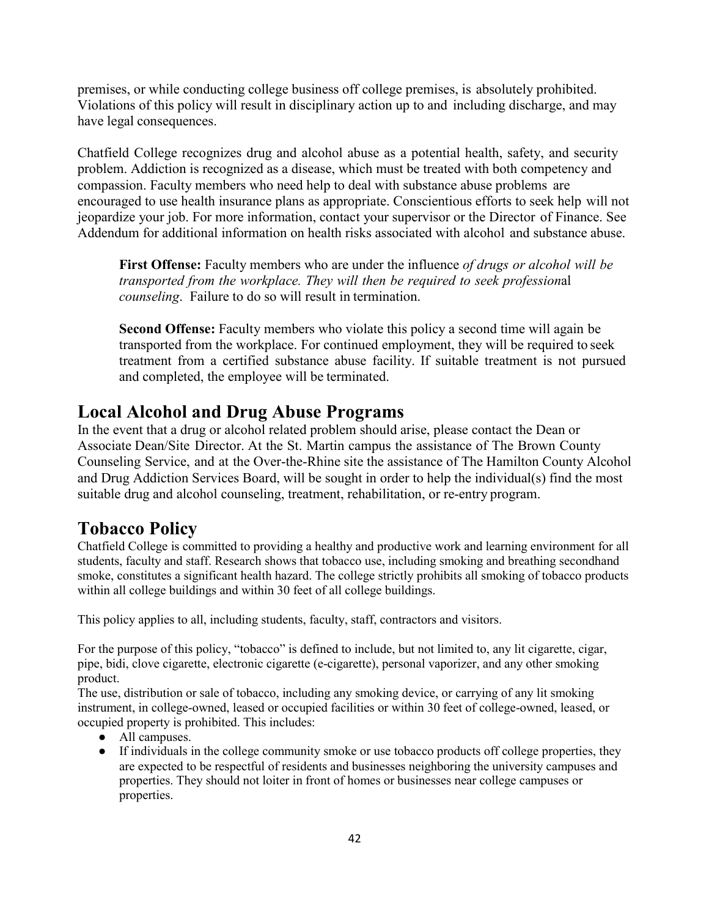premises, or while conducting college business off college premises, is absolutely prohibited. Violations of this policy will result in disciplinary action up to and including discharge, and may have legal consequences.

Chatfield College recognizes drug and alcohol abuse as a potential health, safety, and security problem. Addiction is recognized as a disease, which must be treated with both competency and compassion. Faculty members who need help to deal with substance abuse problems are encouraged to use health insurance plans as appropriate. Conscientious efforts to seek help will not jeopardize your job. For more information, contact your supervisor or the Director of Finance. See Addendum for additional information on health risks associated with alcohol and substance abuse.

> **First Offense:** Faculty members who are under the influence *of drugs or alcohol will be transported from the workplace. They will then be required to seek profession*al *counseling*. Failure to do so will result in termination.
>
> **Second Offense:** Faculty members who violate this policy a second time will again be transported from the workplace. For continued employment, they will be required to seek treatment from a certified substance abuse facility. If suitable treatment is not pursued and completed, the employee will be terminated.

## Local Alcohol and Drug Abuse Programs

In the event that a drug or alcohol related problem should arise, please contact the Dean or Associate Dean/Site Director. At the St. Martin campus the assistance of The Brown County Counseling Service, and at the Over-the-Rhine site the assistance of The Hamilton County Alcohol and Drug Addiction Services Board, will be sought in order to help the individual(s) find the most suitable drug and alcohol counseling, treatment, rehabilitation, or re-entry program.

## Tobacco Policy

Chatfield College is committed to providing a healthy and productive work and learning environment for all students, faculty and staff. Research shows that tobacco use, including smoking and breathing secondhand smoke, constitutes a significant health hazard. The college strictly prohibits all smoking of tobacco products within all college buildings and within 30 feet of all college buildings.

This policy applies to all, including students, faculty, staff, contractors and visitors.

For the purpose of this policy, "tobacco" is defined to include, but not limited to, any lit cigarette, cigar, pipe, bidi, clove cigarette, electronic cigarette (e-cigarette), personal vaporizer, and any other smoking product.

The use, distribution or sale of tobacco, including any smoking device, or carrying of any lit smoking instrument, in college-owned, leased or occupied facilities or within 30 feet of college-owned, leased, or occupied property is prohibited. This includes:

- All campuses.
- If individuals in the college community smoke or use tobacco products off college properties, they are expected to be respectful of residents and businesses neighboring the university campuses and properties. They should not loiter in front of homes or businesses near college campuses or properties.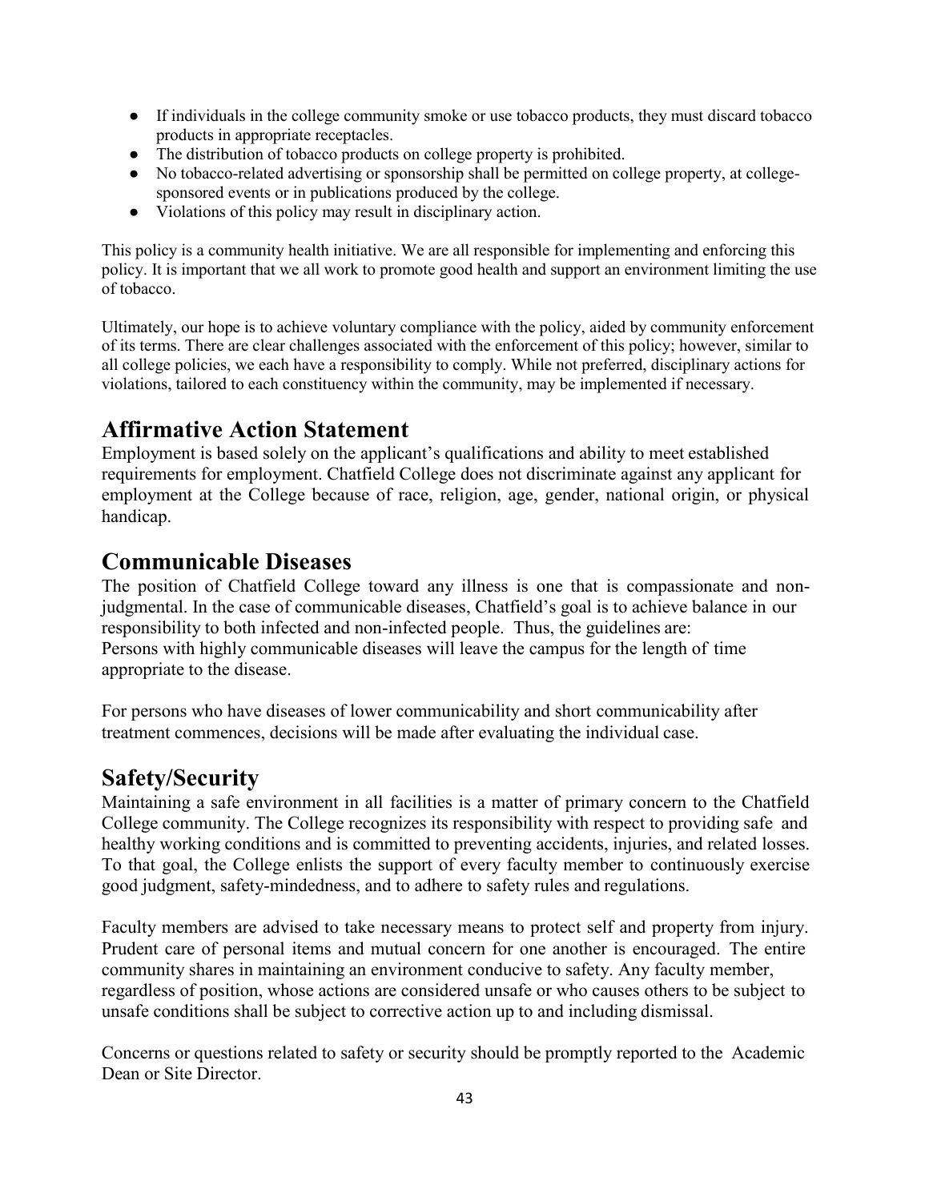- If individuals in the college community smoke or use tobacco products, they must discard tobacco products in appropriate receptacles.
- The distribution of tobacco products on college property is prohibited.
- No tobacco-related advertising or sponsorship shall be permitted on college property, at college-sponsored events or in publications produced by the college.
- Violations of this policy may result in disciplinary action.

This policy is a community health initiative. We are all responsible for implementing and enforcing this policy. It is important that we all work to promote good health and support an environment limiting the use of tobacco.

Ultimately, our hope is to achieve voluntary compliance with the policy, aided by community enforcement of its terms. There are clear challenges associated with the enforcement of this policy; however, similar to all college policies, we each have a responsibility to comply. While not preferred, disciplinary actions for violations, tailored to each constituency within the community, may be implemented if necessary.

## Affirmative Action Statement

Employment is based solely on the applicant's qualifications and ability to meet established requirements for employment. Chatfield College does not discriminate against any applicant for employment at the College because of race, religion, age, gender, national origin, or physical handicap.

## Communicable Diseases

The position of Chatfield College toward any illness is one that is compassionate and non-judgmental. In the case of communicable diseases, Chatfield's goal is to achieve balance in our responsibility to both infected and non-infected people. Thus, the guidelines are:
Persons with highly communicable diseases will leave the campus for the length of time appropriate to the disease.

For persons who have diseases of lower communicability and short communicability after treatment commences, decisions will be made after evaluating the individual case.

## Safety/Security

Maintaining a safe environment in all facilities is a matter of primary concern to the Chatfield College community. The College recognizes its responsibility with respect to providing safe and healthy working conditions and is committed to preventing accidents, injuries, and related losses. To that goal, the College enlists the support of every faculty member to continuously exercise good judgment, safety-mindedness, and to adhere to safety rules and regulations.

Faculty members are advised to take necessary means to protect self and property from injury. Prudent care of personal items and mutual concern for one another is encouraged. The entire community shares in maintaining an environment conducive to safety. Any faculty member, regardless of position, whose actions are considered unsafe or who causes others to be subject to unsafe conditions shall be subject to corrective action up to and including dismissal.

Concerns or questions related to safety or security should be promptly reported to the Academic Dean or Site Director.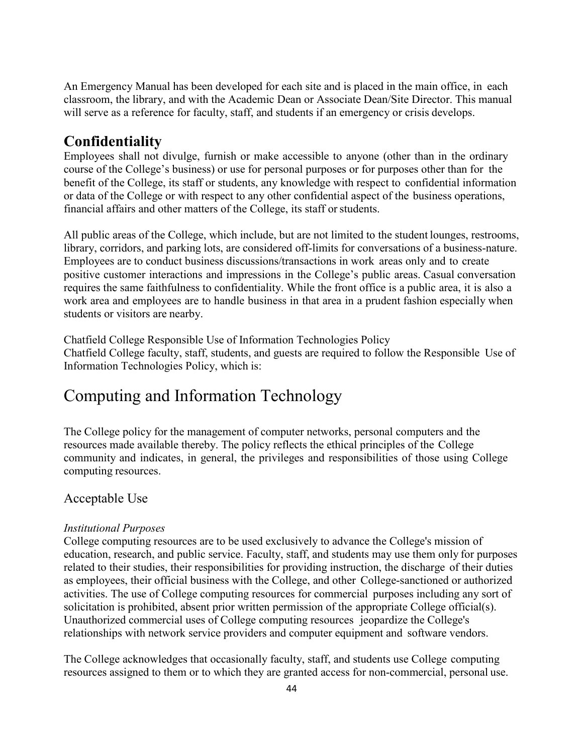An Emergency Manual has been developed for each site and is placed in the main office, in each classroom, the library, and with the Academic Dean or Associate Dean/Site Director. This manual will serve as a reference for faculty, staff, and students if an emergency or crisis develops.

## Confidentiality

Employees shall not divulge, furnish or make accessible to anyone (other than in the ordinary course of the College's business) or use for personal purposes or for purposes other than for the benefit of the College, its staff or students, any knowledge with respect to confidential information or data of the College or with respect to any other confidential aspect of the business operations, financial affairs and other matters of the College, its staff or students.

All public areas of the College, which include, but are not limited to the student lounges, restrooms, library, corridors, and parking lots, are considered off-limits for conversations of a business-nature. Employees are to conduct business discussions/transactions in work areas only and to create positive customer interactions and impressions in the College's public areas. Casual conversation requires the same faithfulness to confidentiality. While the front office is a public area, it is also a work area and employees are to handle business in that area in a prudent fashion especially when students or visitors are nearby.

Chatfield College Responsible Use of Information Technologies Policy
Chatfield College faculty, staff, students, and guests are required to follow the Responsible Use of Information Technologies Policy, which is:

# Computing and Information Technology

The College policy for the management of computer networks, personal computers and the resources made available thereby. The policy reflects the ethical principles of the College community and indicates, in general, the privileges and responsibilities of those using College computing resources.

## Acceptable Use

*Institutional Purposes*

College computing resources are to be used exclusively to advance the College's mission of education, research, and public service. Faculty, staff, and students may use them only for purposes related to their studies, their responsibilities for providing instruction, the discharge of their duties as employees, their official business with the College, and other College-sanctioned or authorized activities. The use of College computing resources for commercial purposes including any sort of solicitation is prohibited, absent prior written permission of the appropriate College official(s). Unauthorized commercial uses of College computing resources jeopardize the College's relationships with network service providers and computer equipment and software vendors.

The College acknowledges that occasionally faculty, staff, and students use College computing resources assigned to them or to which they are granted access for non-commercial, personal use.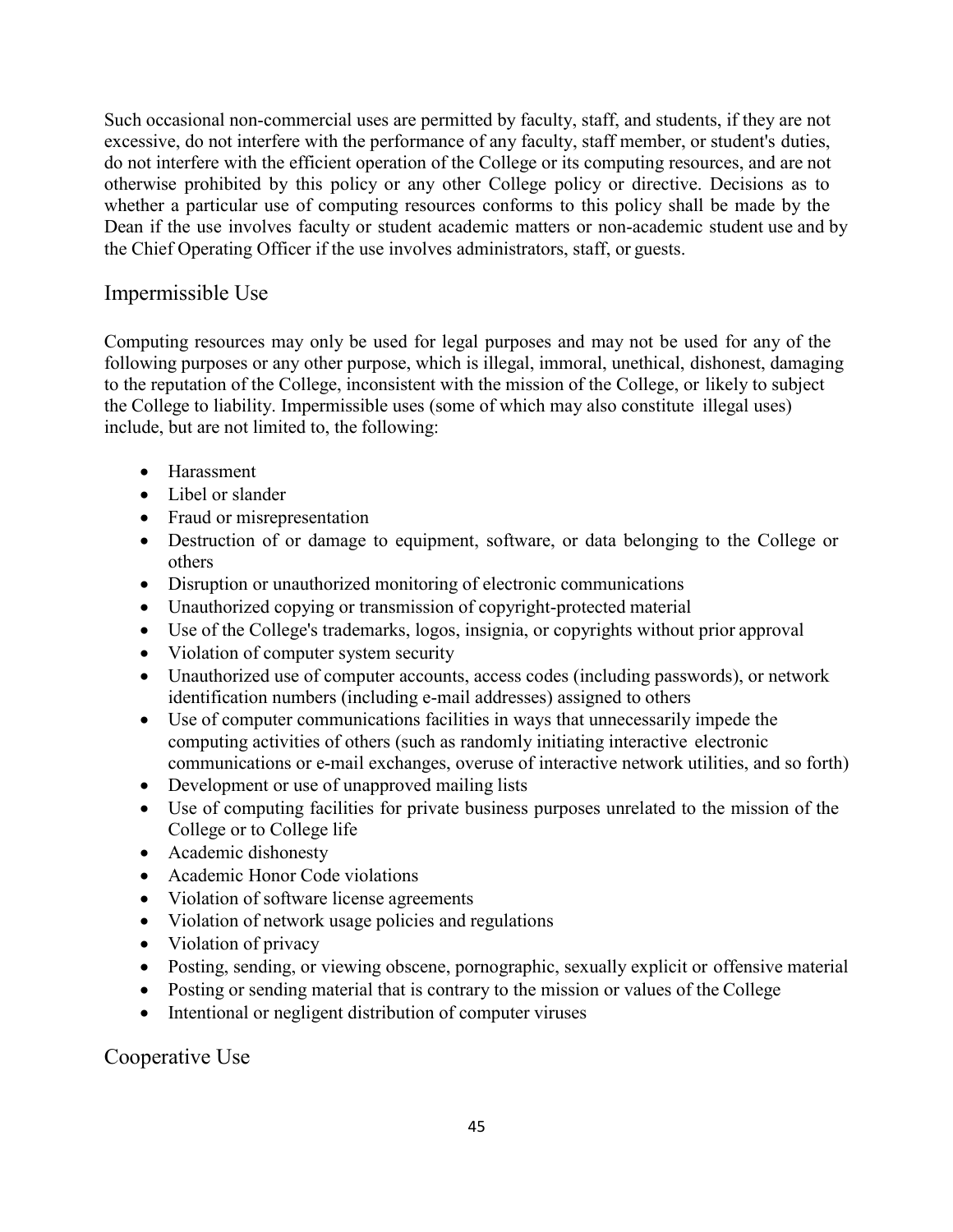Such occasional non-commercial uses are permitted by faculty, staff, and students, if they are not excessive, do not interfere with the performance of any faculty, staff member, or student's duties, do not interfere with the efficient operation of the College or its computing resources, and are not otherwise prohibited by this policy or any other College policy or directive. Decisions as to whether a particular use of computing resources conforms to this policy shall be made by the Dean if the use involves faculty or student academic matters or non-academic student use and by the Chief Operating Officer if the use involves administrators, staff, or guests.

## Impermissible Use

Computing resources may only be used for legal purposes and may not be used for any of the following purposes or any other purpose, which is illegal, immoral, unethical, dishonest, damaging to the reputation of the College, inconsistent with the mission of the College, or likely to subject the College to liability. Impermissible uses (some of which may also constitute illegal uses) include, but are not limited to, the following:

- Harassment
- Libel or slander
- Fraud or misrepresentation
- Destruction of or damage to equipment, software, or data belonging to the College or others
- Disruption or unauthorized monitoring of electronic communications
- Unauthorized copying or transmission of copyright-protected material
- Use of the College's trademarks, logos, insignia, or copyrights without prior approval
- Violation of computer system security
- Unauthorized use of computer accounts, access codes (including passwords), or network identification numbers (including e-mail addresses) assigned to others
- Use of computer communications facilities in ways that unnecessarily impede the computing activities of others (such as randomly initiating interactive electronic communications or e-mail exchanges, overuse of interactive network utilities, and so forth)
- Development or use of unapproved mailing lists
- Use of computing facilities for private business purposes unrelated to the mission of the College or to College life
- Academic dishonesty
- Academic Honor Code violations
- Violation of software license agreements
- Violation of network usage policies and regulations
- Violation of privacy
- Posting, sending, or viewing obscene, pornographic, sexually explicit or offensive material
- Posting or sending material that is contrary to the mission or values of the College
- Intentional or negligent distribution of computer viruses

## Cooperative Use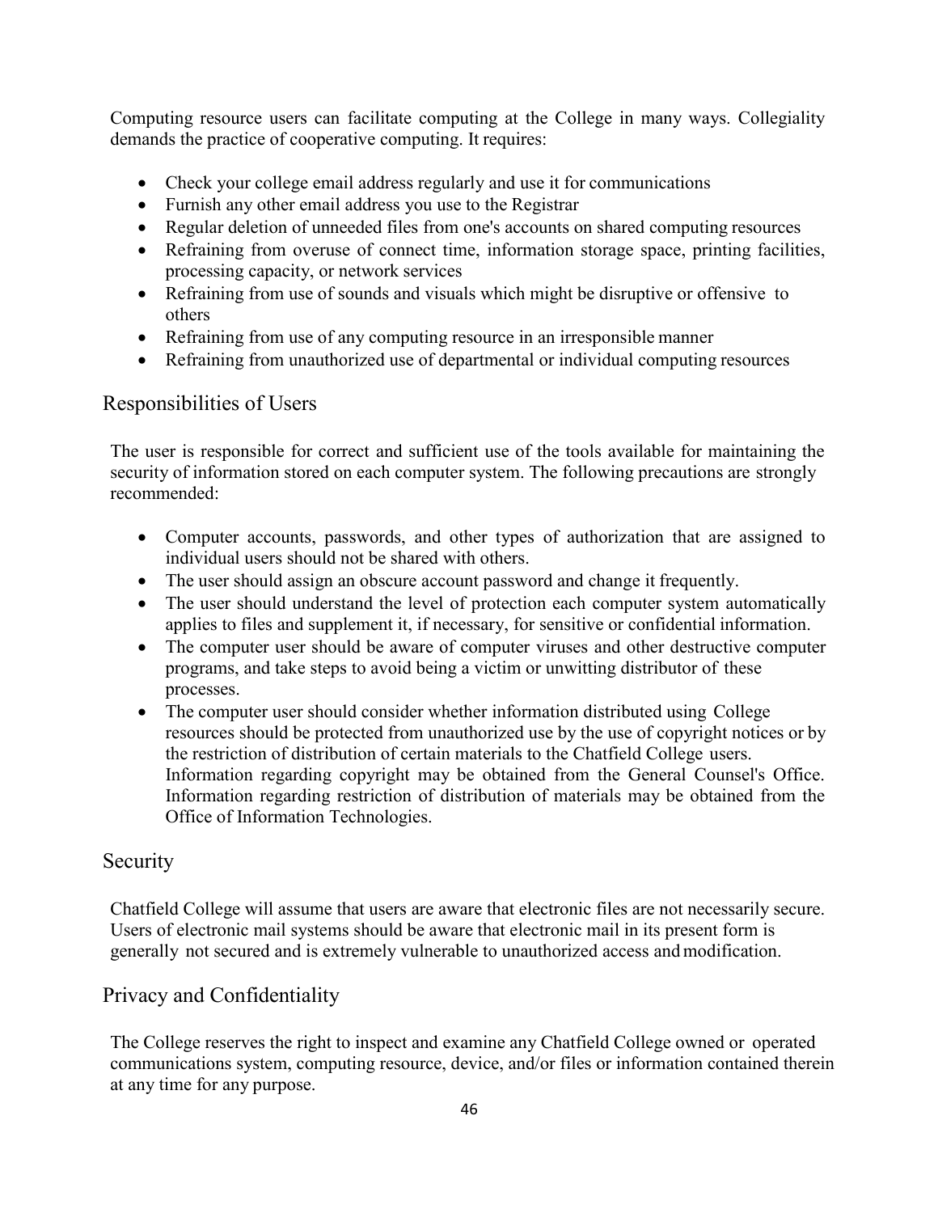Computing resource users can facilitate computing at the College in many ways. Collegiality demands the practice of cooperative computing. It requires:

- Check your college email address regularly and use it for communications
- Furnish any other email address you use to the Registrar
- Regular deletion of unneeded files from one's accounts on shared computing resources
- Refraining from overuse of connect time, information storage space, printing facilities, processing capacity, or network services
- Refraining from use of sounds and visuals which might be disruptive or offensive to others
- Refraining from use of any computing resource in an irresponsible manner
- Refraining from unauthorized use of departmental or individual computing resources

## Responsibilities of Users

The user is responsible for correct and sufficient use of the tools available for maintaining the security of information stored on each computer system. The following precautions are strongly recommended:

- Computer accounts, passwords, and other types of authorization that are assigned to individual users should not be shared with others.
- The user should assign an obscure account password and change it frequently.
- The user should understand the level of protection each computer system automatically applies to files and supplement it, if necessary, for sensitive or confidential information.
- The computer user should be aware of computer viruses and other destructive computer programs, and take steps to avoid being a victim or unwitting distributor of these processes.
- The computer user should consider whether information distributed using College resources should be protected from unauthorized use by the use of copyright notices or by the restriction of distribution of certain materials to the Chatfield College users. Information regarding copyright may be obtained from the General Counsel's Office. Information regarding restriction of distribution of materials may be obtained from the Office of Information Technologies.

## Security

Chatfield College will assume that users are aware that electronic files are not necessarily secure. Users of electronic mail systems should be aware that electronic mail in its present form is generally not secured and is extremely vulnerable to unauthorized access and modification.

## Privacy and Confidentiality

The College reserves the right to inspect and examine any Chatfield College owned or operated communications system, computing resource, device, and/or files or information contained therein at any time for any purpose.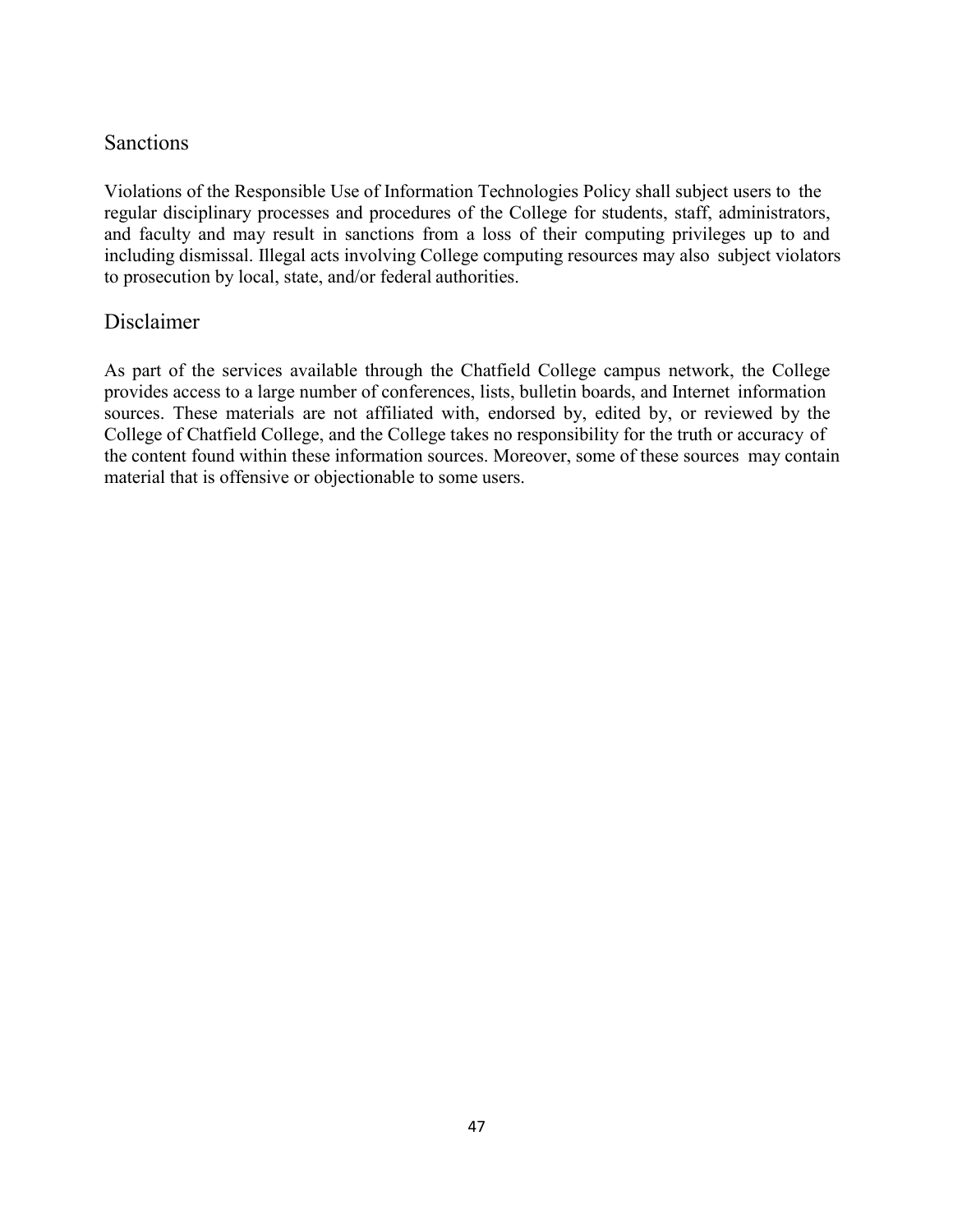## Sanctions

Violations of the Responsible Use of Information Technologies Policy shall subject users to the regular disciplinary processes and procedures of the College for students, staff, administrators, and faculty and may result in sanctions from a loss of their computing privileges up to and including dismissal. Illegal acts involving College computing resources may also subject violators to prosecution by local, state, and/or federal authorities.

## Disclaimer

As part of the services available through the Chatfield College campus network, the College provides access to a large number of conferences, lists, bulletin boards, and Internet information sources. These materials are not affiliated with, endorsed by, edited by, or reviewed by the College of Chatfield College, and the College takes no responsibility for the truth or accuracy of the content found within these information sources. Moreover, some of these sources may contain material that is offensive or objectionable to some users.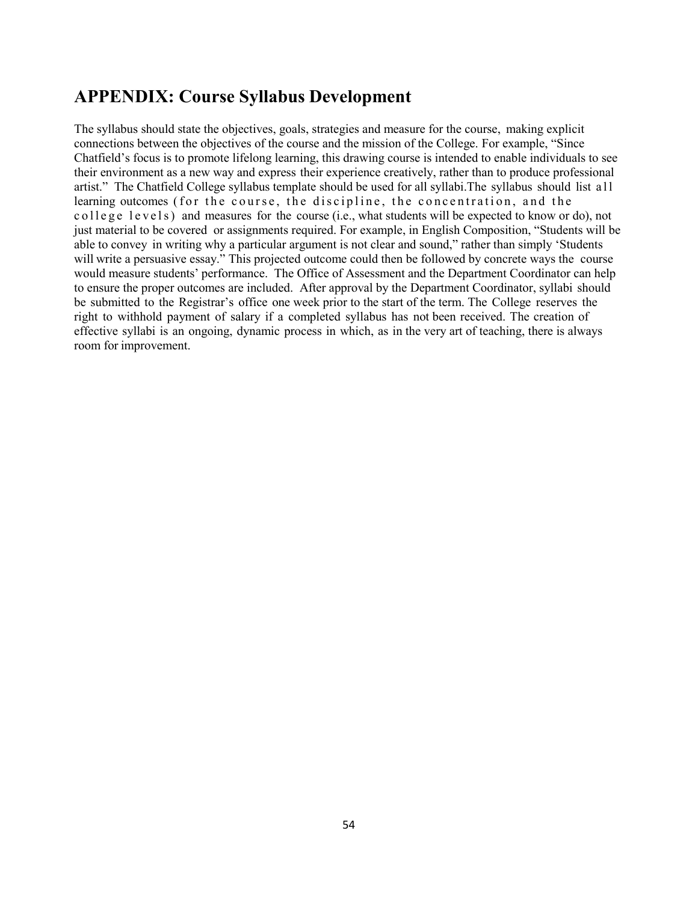## APPENDIX: Course Syllabus Development

The syllabus should state the objectives, goals, strategies and measure for the course, making explicit connections between the objectives of the course and the mission of the College. For example, "Since Chatfield's focus is to promote lifelong learning, this drawing course is intended to enable individuals to see their environment as a new way and express their experience creatively, rather than to produce professional artist." The Chatfield College syllabus template should be used for all syllabi.The syllabus should list all learning outcomes (for the course, the discipline, the concentration, and the college levels) and measures for the course (i.e., what students will be expected to know or do), not just material to be covered or assignments required. For example, in English Composition, "Students will be able to convey in writing why a particular argument is not clear and sound," rather than simply 'Students will write a persuasive essay." This projected outcome could then be followed by concrete ways the course would measure students' performance. The Office of Assessment and the Department Coordinator can help to ensure the proper outcomes are included. After approval by the Department Coordinator, syllabi should be submitted to the Registrar's office one week prior to the start of the term. The College reserves the right to withhold payment of salary if a completed syllabus has not been received. The creation of effective syllabi is an ongoing, dynamic process in which, as in the very art of teaching, there is always room for improvement.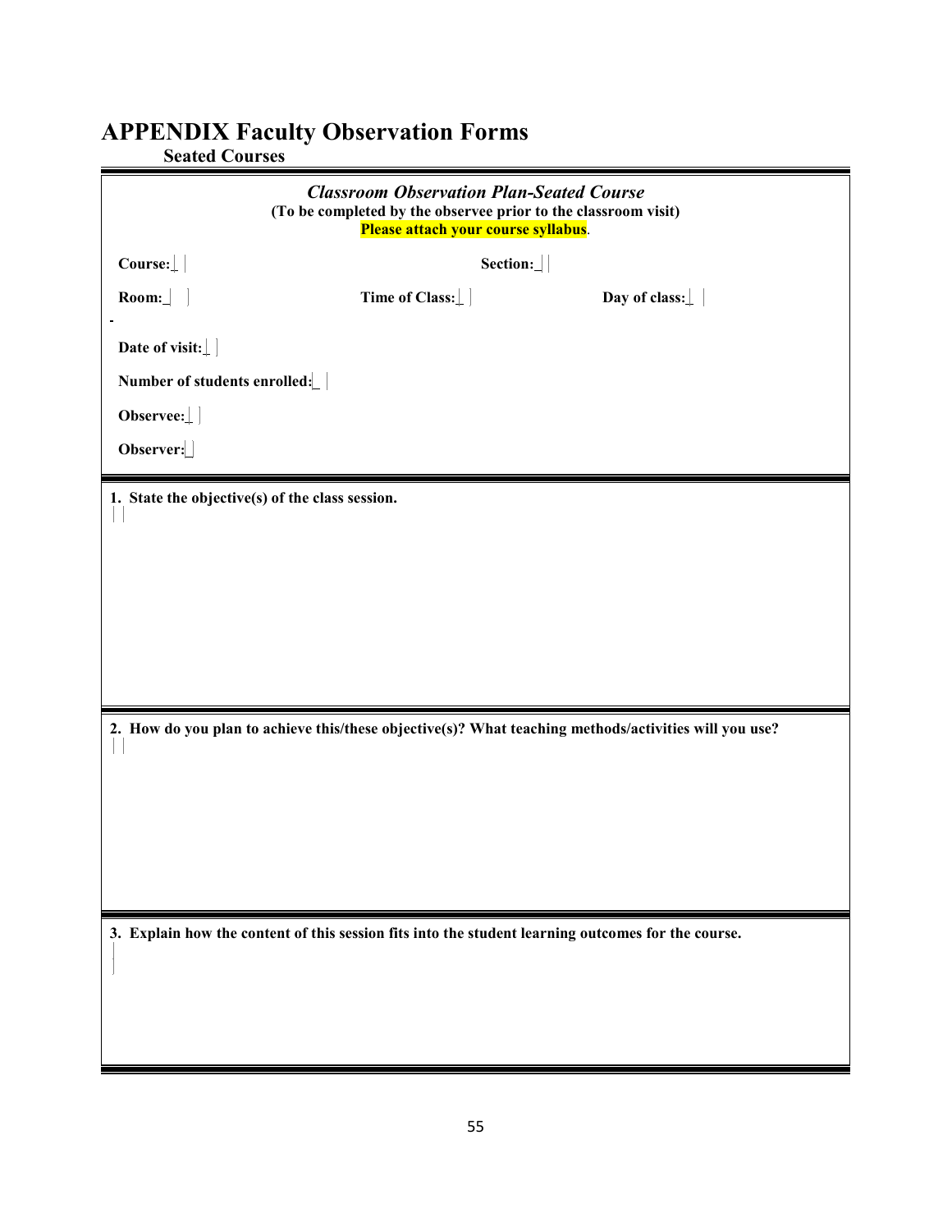# APPENDIX Faculty Observation Forms

**Seated Courses**

***Classroom Observation Plan-Seated Course***

**(To be completed by the observee prior to the classroom visit)**

**Please attach your course syllabus**.

**Course:** ____ **Section:** ____

**Room:** ____ **Time of Class:** ____ **Day of class:** ____

**Date of visit:** ____

**Number of students enrolled:** ____

**Observee:** ____

**Observer:** ____

**1. State the objective(s) of the class session.**

**2. How do you plan to achieve this/these objective(s)? What teaching methods/activities will you use?**

**3. Explain how the content of this session fits into the student learning outcomes for the course.**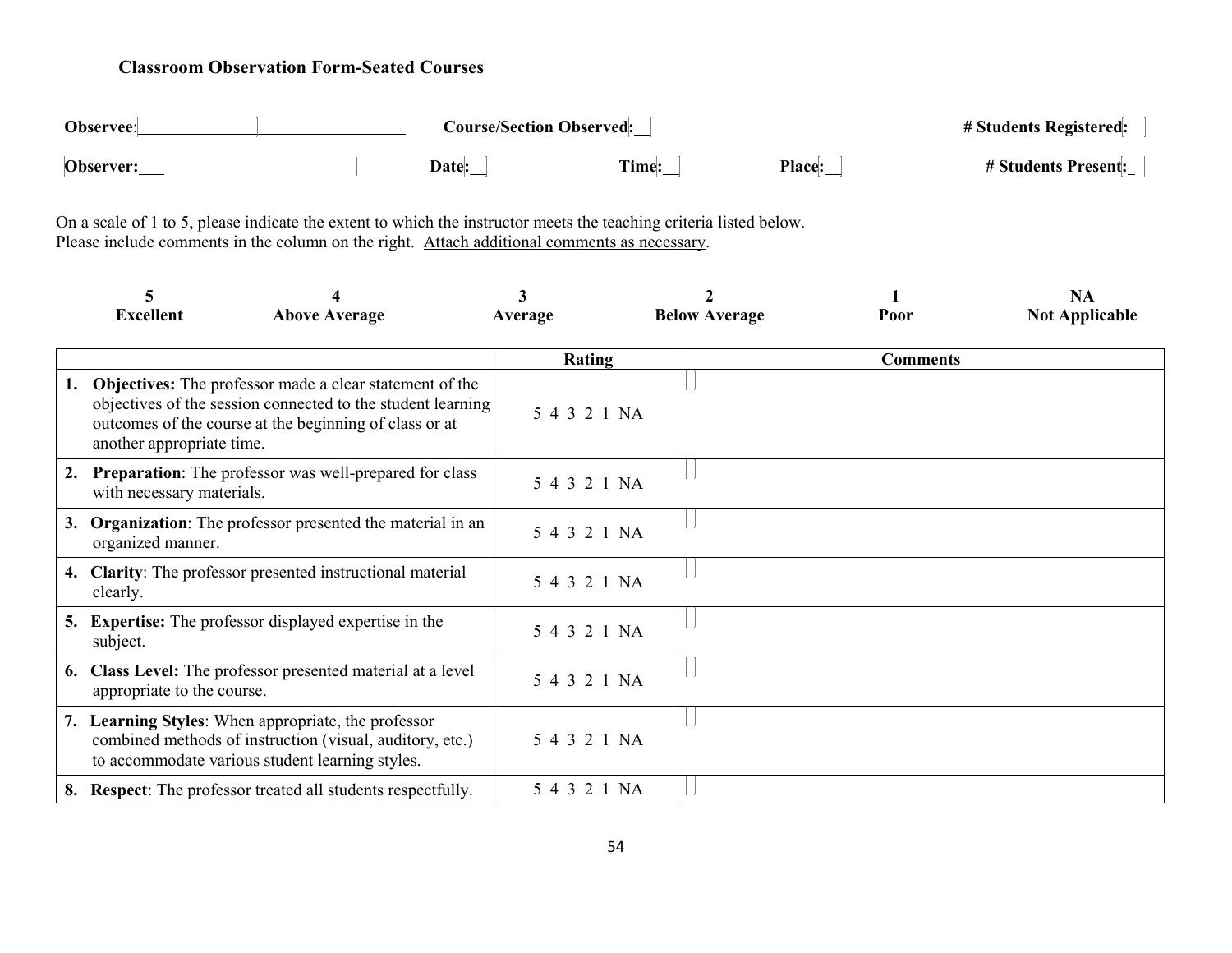### Classroom Observation Form-Seated Courses

**Observee**:______________ **Course/Section Observed**:__ **# Students Registered**:

**Observer**:___ **Date**:__ **Time**:__ **Place**:__ **# Students Present**:_

On a scale of 1 to 5, please indicate the extent to which the instructor meets the teaching criteria listed below.
Please include comments in the column on the right. Attach additional comments as necessary.

| 5 | 4 | 3 | 2 | 1 | NA |
|---|---|---|---|---|---|
| **Excellent** | **Above Average** | **Average** | **Below Average** | **Poor** | **Not Applicable** |

| | Rating | Comments |
|---|---|---|
| **1. Objectives:** The professor made a clear statement of the objectives of the session connected to the student learning outcomes of the course at the beginning of class or at another appropriate time. | 5 4 3 2 1 NA | |
| **2. Preparation**: The professor was well-prepared for class with necessary materials. | 5 4 3 2 1 NA | |
| **3. Organization**: The professor presented the material in an organized manner. | 5 4 3 2 1 NA | |
| **4. Clarity**: The professor presented instructional material clearly. | 5 4 3 2 1 NA | |
| **5. Expertise:** The professor displayed expertise in the subject. | 5 4 3 2 1 NA | |
| **6. Class Level:** The professor presented material at a level appropriate to the course. | 5 4 3 2 1 NA | |
| **7. Learning Styles**: When appropriate, the professor combined methods of instruction (visual, auditory, etc.) to accommodate various student learning styles. | 5 4 3 2 1 NA | |
| **8. Respect**: The professor treated all students respectfully. | 5 4 3 2 1 NA | |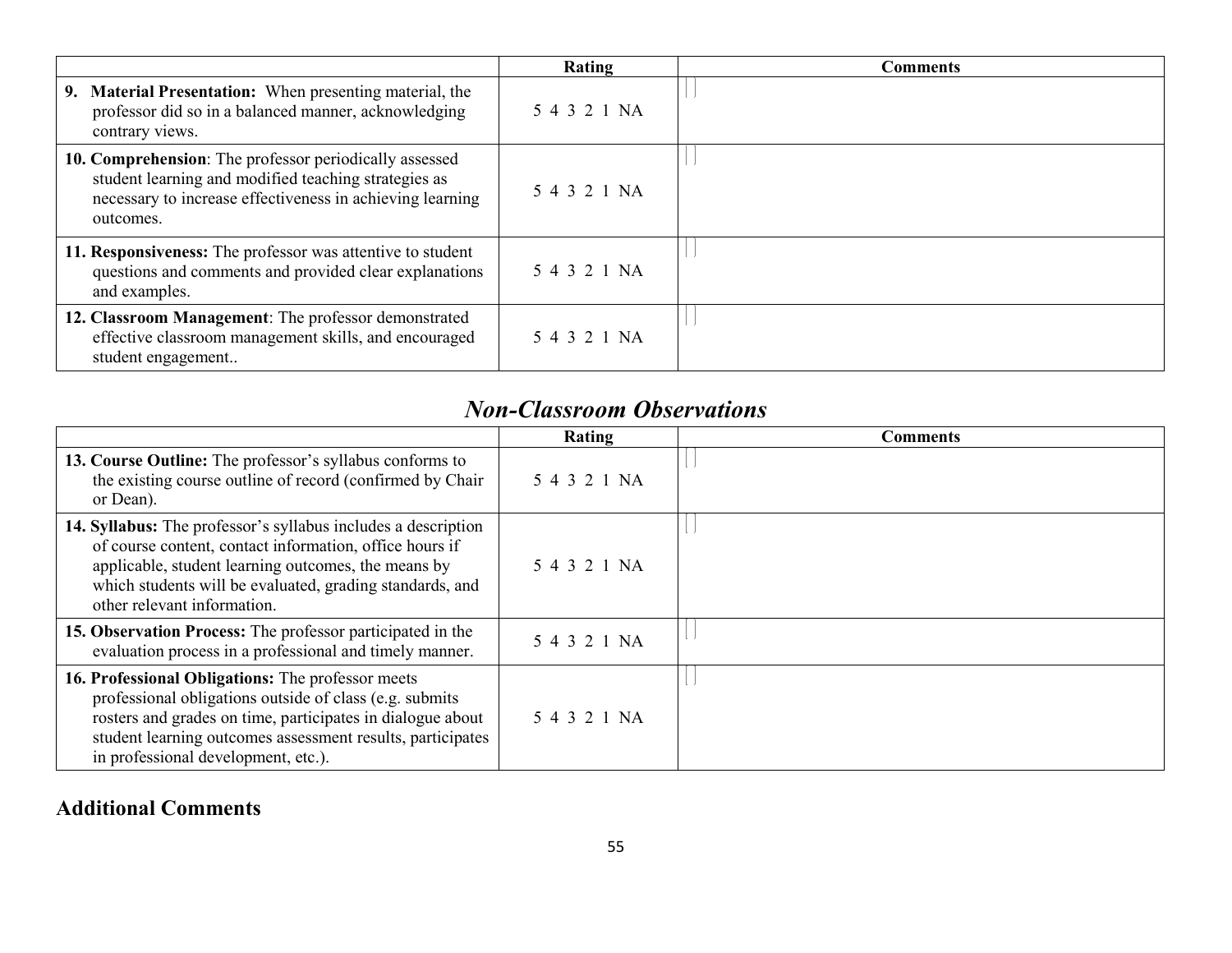| | Rating | Comments |
|---|---|---|
| **9. Material Presentation:** When presenting material, the professor did so in a balanced manner, acknowledging contrary views. | 5 4 3 2 1 NA | |
| **10. Comprehension**: The professor periodically assessed student learning and modified teaching strategies as necessary to increase effectiveness in achieving learning outcomes. | 5 4 3 2 1 NA | |
| **11. Responsiveness:** The professor was attentive to student questions and comments and provided clear explanations and examples. | 5 4 3 2 1 NA | |
| **12. Classroom Management**: The professor demonstrated effective classroom management skills, and encouraged student engagement.. | 5 4 3 2 1 NA | |

## *Non-Classroom Observations*

| | Rating | Comments |
|---|---|---|
| **13. Course Outline:** The professor's syllabus conforms to the existing course outline of record (confirmed by Chair or Dean). | 5 4 3 2 1 NA | |
| **14. Syllabus:** The professor's syllabus includes a description of course content, contact information, office hours if applicable, student learning outcomes, the means by which students will be evaluated, grading standards, and other relevant information. | 5 4 3 2 1 NA | |
| **15. Observation Process:** The professor participated in the evaluation process in a professional and timely manner. | 5 4 3 2 1 NA | |
| **16. Professional Obligations:** The professor meets professional obligations outside of class (e.g. submits rosters and grades on time, participates in dialogue about student learning outcomes assessment results, participates in professional development, etc.). | 5 4 3 2 1 NA | |

## Additional Comments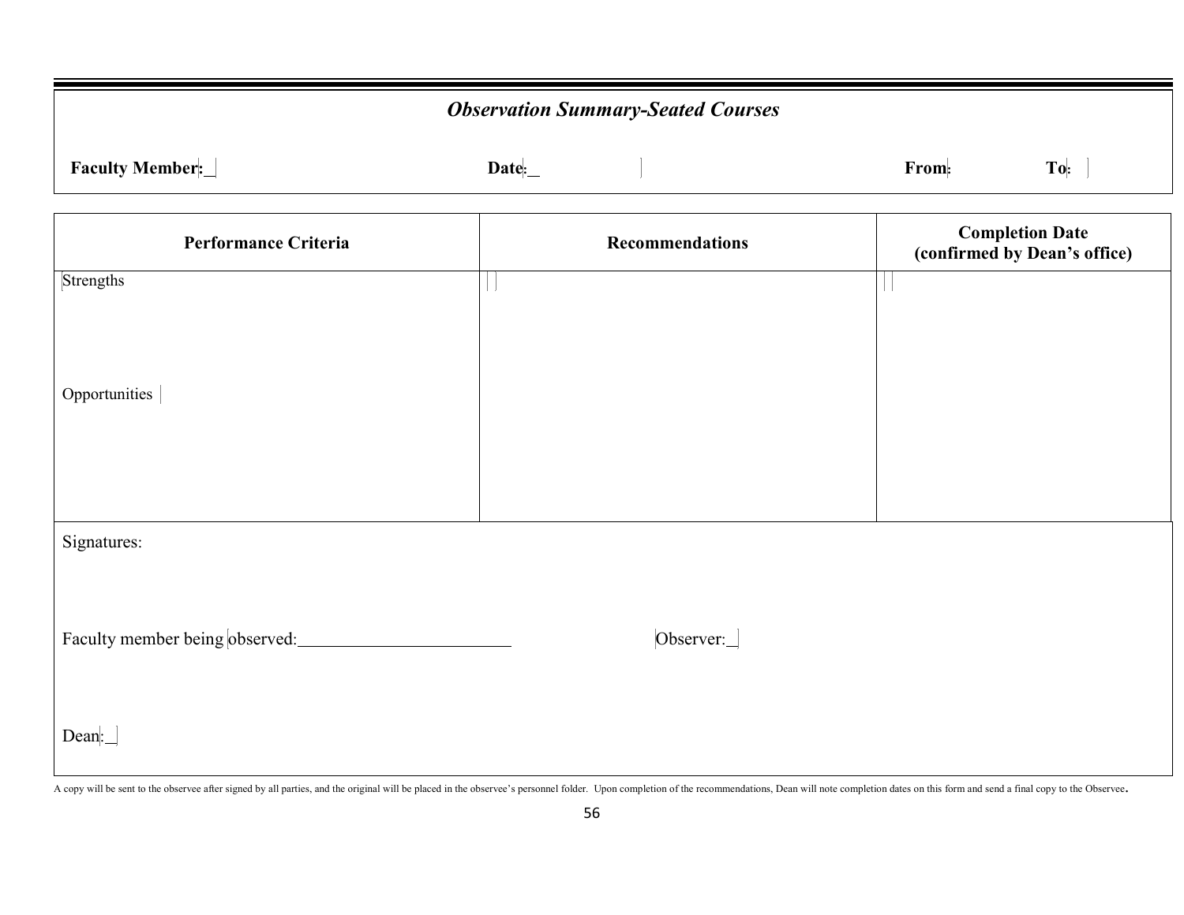## *Observation Summary-Seated Courses*

**Faculty Member:** ______ **Date:** ______ **From:** ______ **To:** ______

| Performance Criteria | Recommendations | Completion Date (confirmed by Dean's office) |
|---|---|---|
| Strengths<br><br><br><br>Opportunities | | |

Signatures:

Faculty member being observed: ________________________ Observer: ______

Dean: ______

A copy will be sent to the observee after signed by all parties, and the original will be placed in the observee's personnel folder. Upon completion of the recommendations, Dean will note completion dates on this form and send a final copy to the Observee.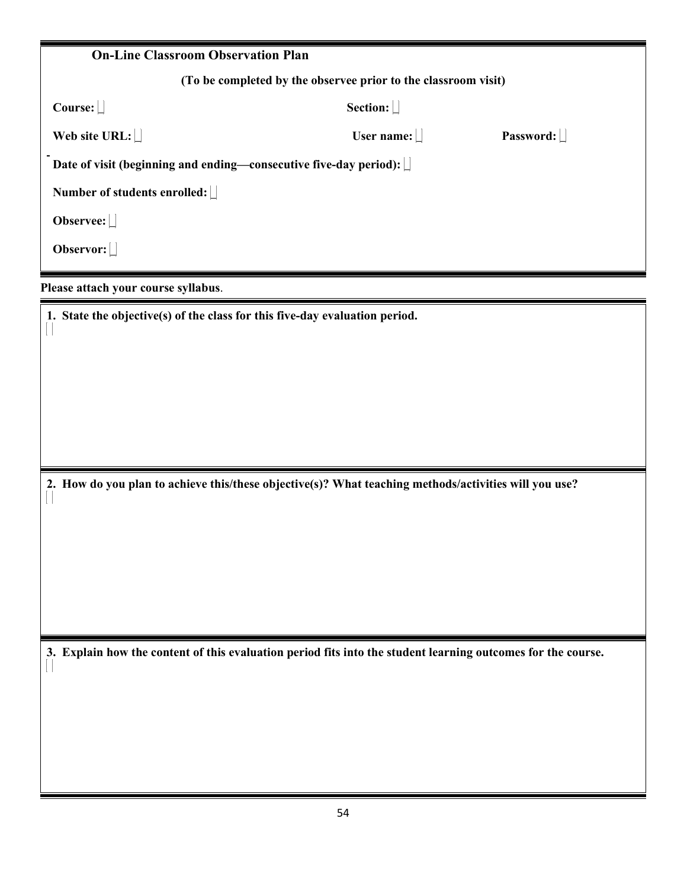## On-Line Classroom Observation Plan

**(To be completed by the observee prior to the classroom visit)**

**Course:** 

**Section:** 

**Web site URL:** 

**User name:** 

**Password:** 

**Date of visit (beginning and ending—consecutive five-day period):** 

**Number of students enrolled:** 

**Observee:** 

**Observor:** 

**Please attach your course syllabus**.

**1. State the objective(s) of the class for this five-day evaluation period.**

**2. How do you plan to achieve this/these objective(s)? What teaching methods/activities will you use?**

**3. Explain how the content of this evaluation period fits into the student learning outcomes for the course.**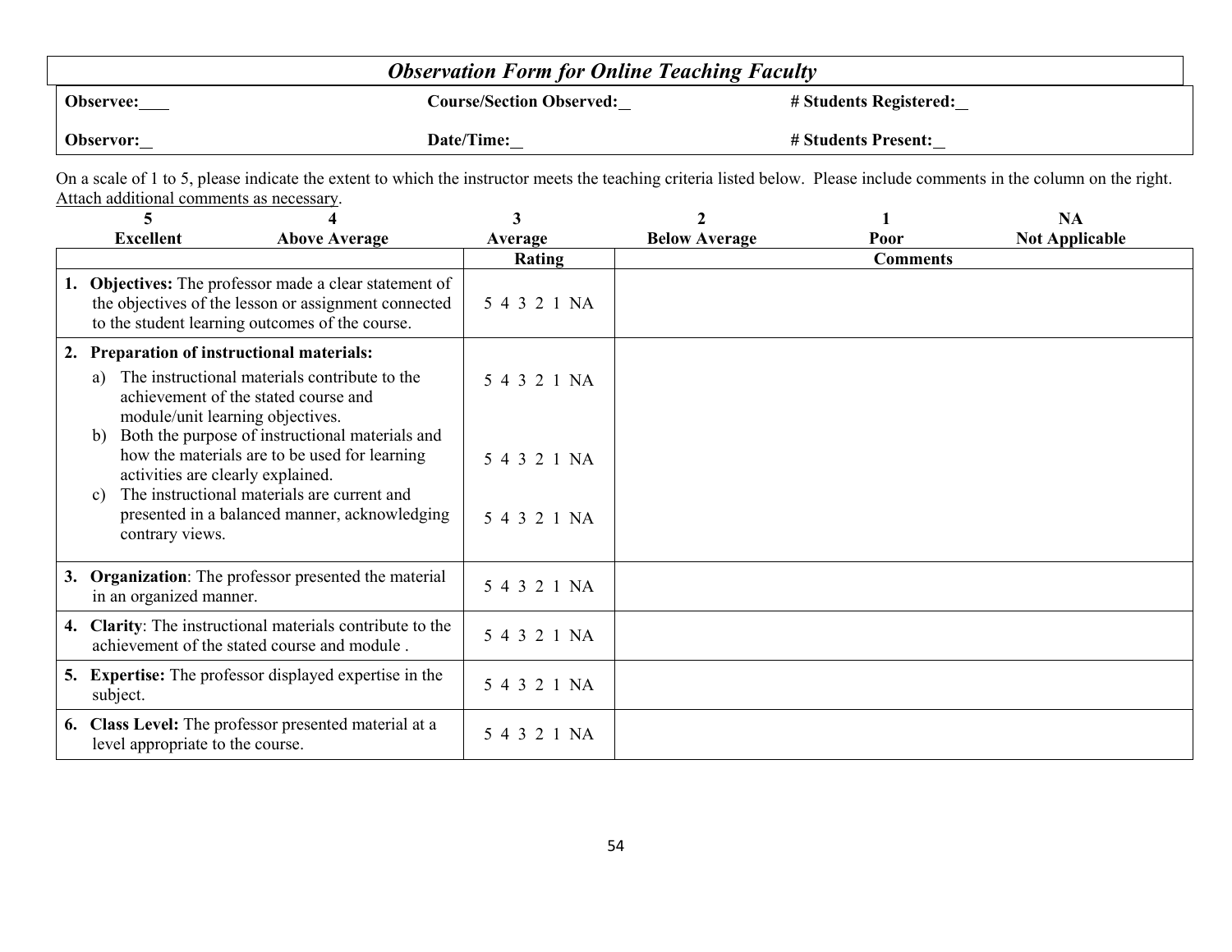## *Observation Form for Online Teaching Faculty*

| **Observee:**___ | **Course/Section Observed:**_ | **# Students Registered:**_ |
|---|---|---|
| **Observor:**_ | **Date/Time:**_ | **# Students Present:**_ |

On a scale of 1 to 5, please indicate the extent to which the instructor meets the teaching criteria listed below. Please include comments in the column on the right. <u>Attach additional comments as necessary</u>.

| 5 | 4 | 3 | 2 | 1 | NA |
|---|---|---|---|---|---|
| **Excellent** | **Above Average** | **Average** | **Below Average** | **Poor** | **Not Applicable** |

| | **Rating** | **Comments** |
|---|---|---|
| **1. Objectives:** The professor made a clear statement of the objectives of the lesson or assignment connected to the student learning outcomes of the course. | 5 4 3 2 1 NA | |
| **2. Preparation of instructional materials:** | | |
| a) The instructional materials contribute to the achievement of the stated course and module/unit learning objectives. | 5 4 3 2 1 NA | |
| b) Both the purpose of instructional materials and how the materials are to be used for learning activities are clearly explained. | 5 4 3 2 1 NA | |
| c) The instructional materials are current and presented in a balanced manner, acknowledging contrary views. | 5 4 3 2 1 NA | |
| **3. Organization**: The professor presented the material in an organized manner. | 5 4 3 2 1 NA | |
| **4. Clarity**: The instructional materials contribute to the achievement of the stated course and module . | 5 4 3 2 1 NA | |
| **5. Expertise:** The professor displayed expertise in the subject. | 5 4 3 2 1 NA | |
| **6. Class Level:** The professor presented material at a level appropriate to the course. | 5 4 3 2 1 NA | |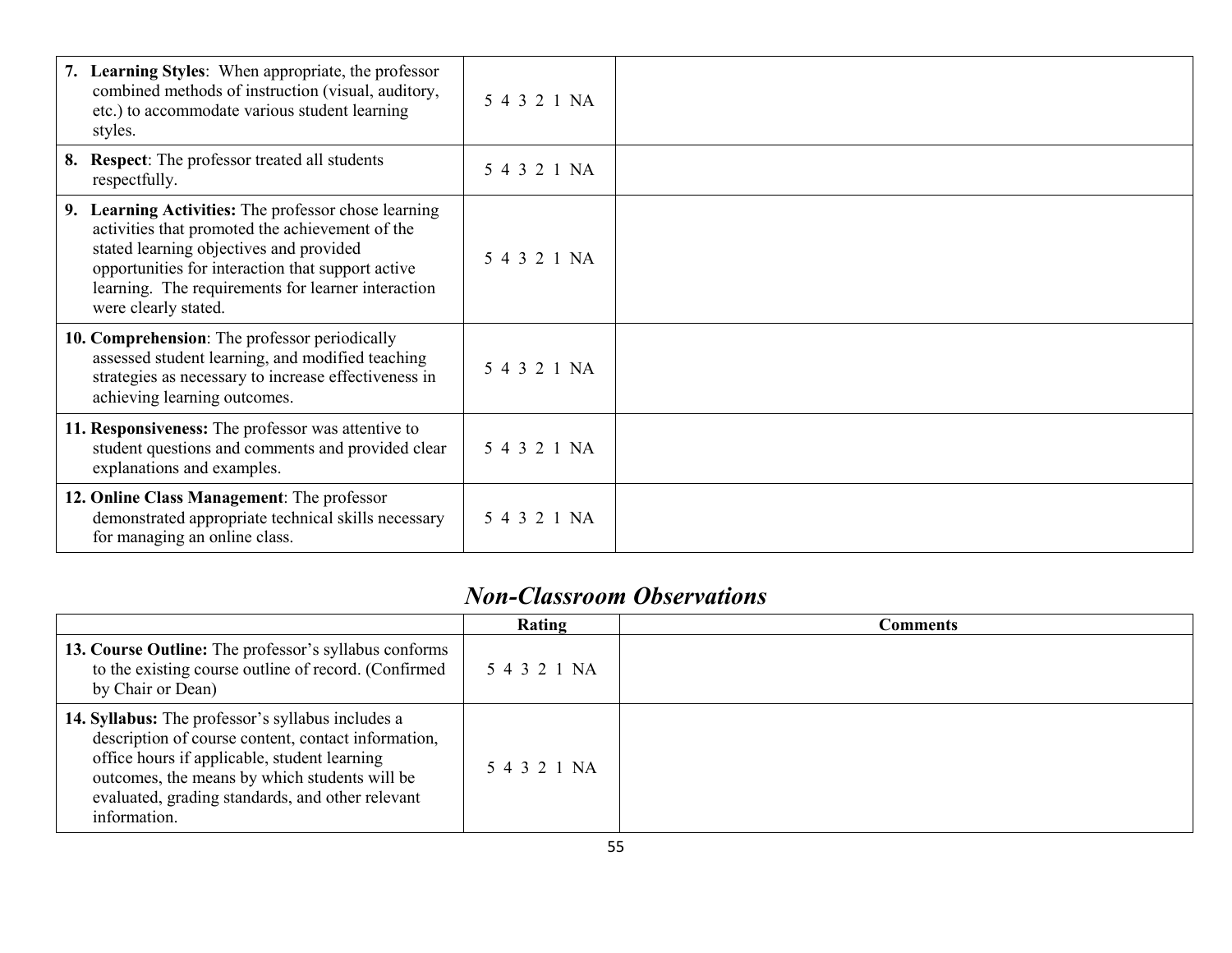| | | |
|---|---|---|
| **7. Learning Styles**: When appropriate, the professor combined methods of instruction (visual, auditory, etc.) to accommodate various student learning styles. | 5 4 3 2 1 NA | |
| **8. Respect**: The professor treated all students respectfully. | 5 4 3 2 1 NA | |
| **9. Learning Activities:** The professor chose learning activities that promoted the achievement of the stated learning objectives and provided opportunities for interaction that support active learning. The requirements for learner interaction were clearly stated. | 5 4 3 2 1 NA | |
| **10. Comprehension**: The professor periodically assessed student learning, and modified teaching strategies as necessary to increase effectiveness in achieving learning outcomes. | 5 4 3 2 1 NA | |
| **11. Responsiveness:** The professor was attentive to student questions and comments and provided clear explanations and examples. | 5 4 3 2 1 NA | |
| **12. Online Class Management**: The professor demonstrated appropriate technical skills necessary for managing an online class. | 5 4 3 2 1 NA | |

## *Non-Classroom Observations*

| | Rating | Comments |
|---|---|---|
| **13. Course Outline:** The professor's syllabus conforms to the existing course outline of record. (Confirmed by Chair or Dean) | 5 4 3 2 1 NA | |
| **14. Syllabus:** The professor's syllabus includes a description of course content, contact information, office hours if applicable, student learning outcomes, the means by which students will be evaluated, grading standards, and other relevant information. | 5 4 3 2 1 NA | |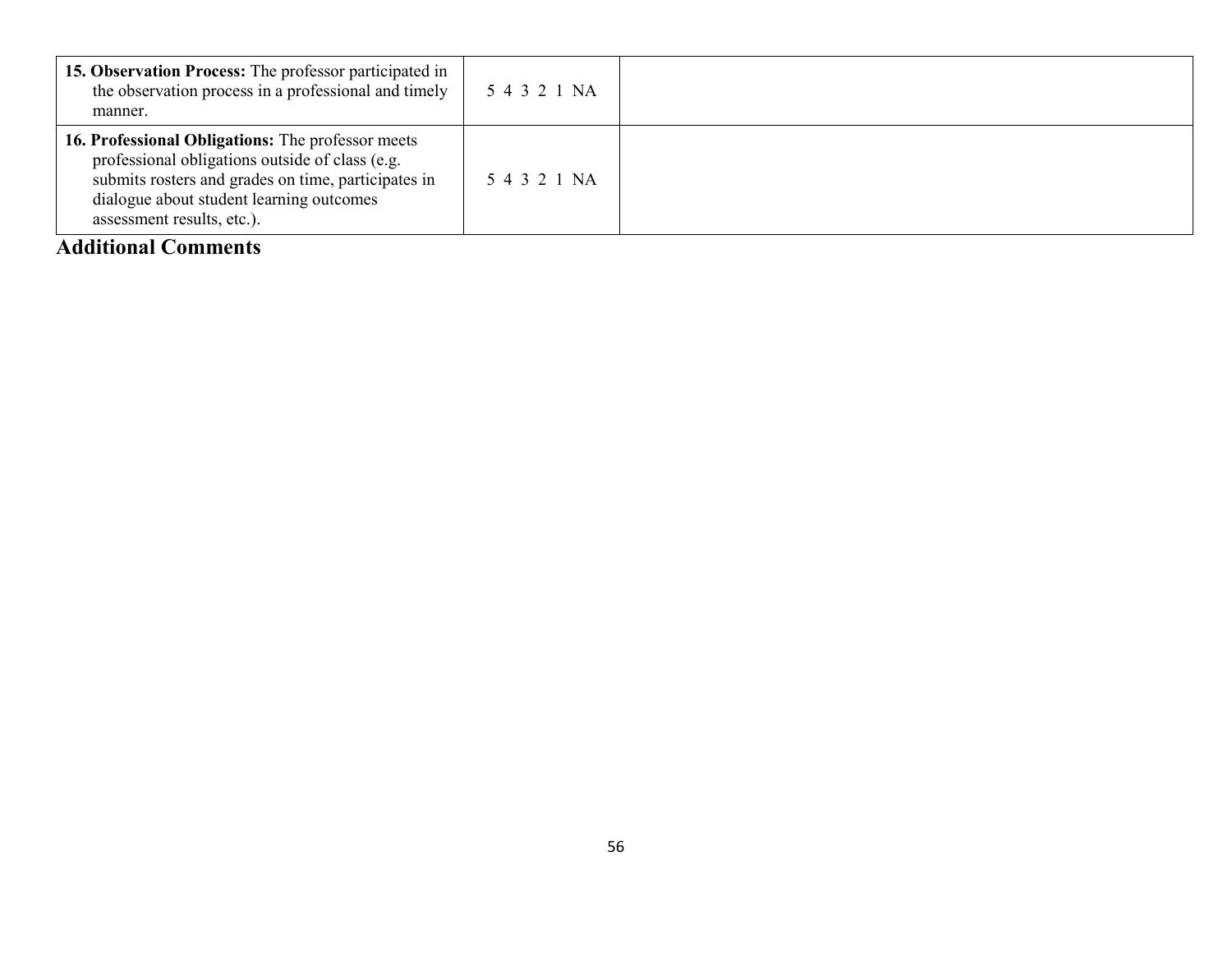| **15. Observation Process:** The professor participated in the observation process in a professional and timely manner. | 5 4 3 2 1 NA | |
|---|---|---|
| **16. Professional Obligations:** The professor meets professional obligations outside of class (e.g. submits rosters and grades on time, participates in dialogue about student learning outcomes assessment results, etc.). | 5 4 3 2 1 NA | |

## Additional Comments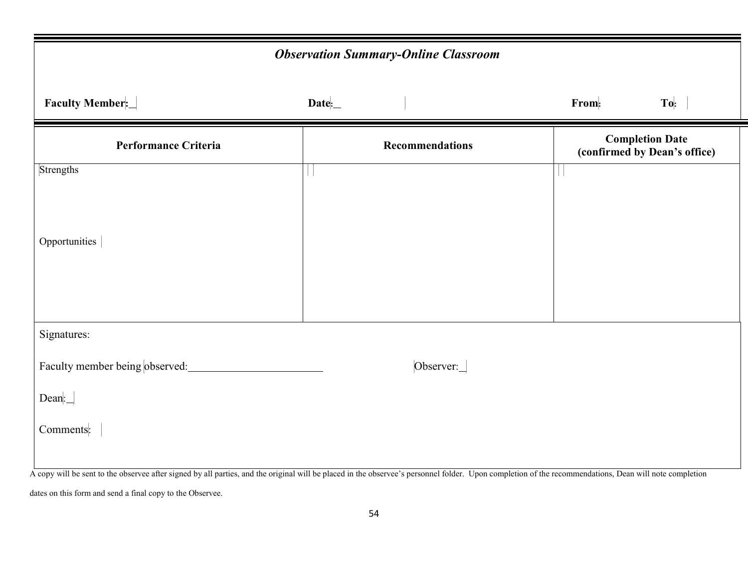## *Observation Summary-Online Classroom*

**Faculty Member:** ___ **Date:** ___ **From:** **To:**

| Performance Criteria | Recommendations | Completion Date (confirmed by Dean's office) |
|---|---|---|
| Strengths<br><br>Opportunities | | |

Signatures:

Faculty member being observed:________________________ Observer:___

Dean:___

Comments:

A copy will be sent to the observee after signed by all parties, and the original will be placed in the observee's personnel folder. Upon completion of the recommendations, Dean will note completion dates on this form and send a final copy to the Observee.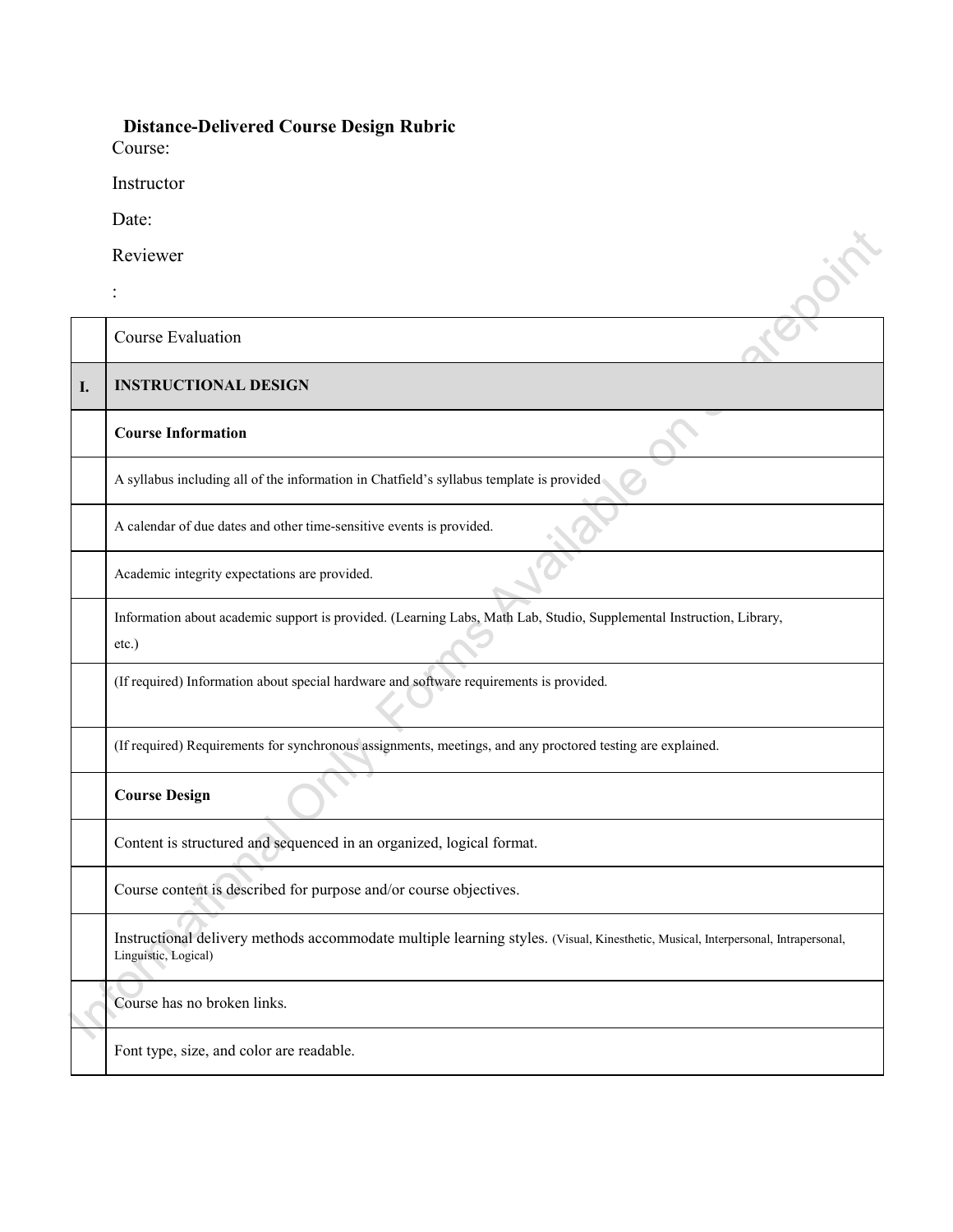**Distance-Delivered Course Design Rubric**

Course:

Instructor

Date:

Reviewer

:

| | Course Evaluation |
|---|---|
| **I.** | **INSTRUCTIONAL DESIGN** |
| | **Course Information** |
| | A syllabus including all of the information in Chatfield's syllabus template is provided |
| | A calendar of due dates and other time-sensitive events is provided. |
| | Academic integrity expectations are provided. |
| | Information about academic support is provided. (Learning Labs, Math Lab, Studio, Supplemental Instruction, Library, etc.) |
| | (If required) Information about special hardware and software requirements is provided. |
| | (If required) Requirements for synchronous assignments, meetings, and any proctored testing are explained. |
| | **Course Design** |
| | Content is structured and sequenced in an organized, logical format. |
| | Course content is described for purpose and/or course objectives. |
| | Instructional delivery methods accommodate multiple learning styles. (Visual, Kinesthetic, Musical, Interpersonal, Intrapersonal, Linguistic, Logical) |
| | Course has no broken links. |
| | Font type, size, and color are readable. |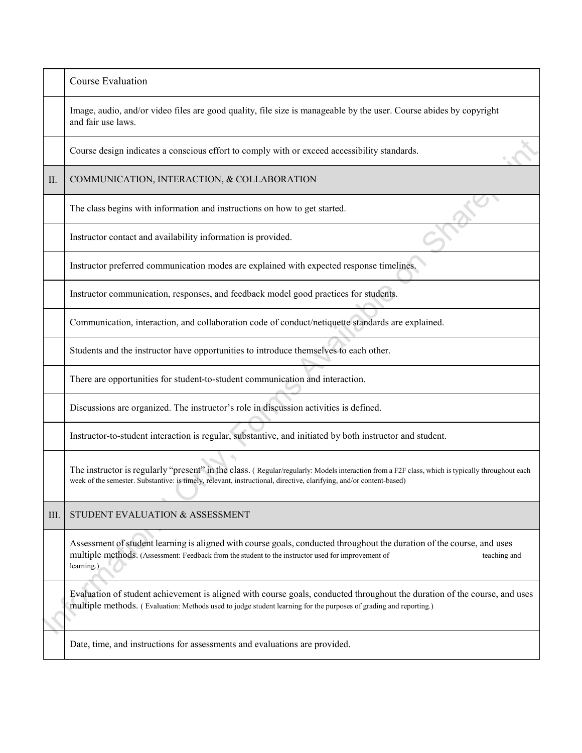| | Course Evaluation |
|---|---|
| | Image, audio, and/or video files are good quality, file size is manageable by the user. Course abides by copyright and fair use laws. |
| | Course design indicates a conscious effort to comply with or exceed accessibility standards. |
| II. | COMMUNICATION, INTERACTION, & COLLABORATION |
| | The class begins with information and instructions on how to get started. |
| | Instructor contact and availability information is provided. |
| | Instructor preferred communication modes are explained with expected response timelines. |
| | Instructor communication, responses, and feedback model good practices for students. |
| | Communication, interaction, and collaboration code of conduct/netiquette standards are explained. |
| | Students and the instructor have opportunities to introduce themselves to each other. |
| | There are opportunities for student-to-student communication and interaction. |
| | Discussions are organized. The instructor's role in discussion activities is defined. |
| | Instructor-to-student interaction is regular, substantive, and initiated by both instructor and student. |
| | The instructor is regularly "present" in the class. ( Regular/regularly: Models interaction from a F2F class, which is typically throughout each week of the semester. Substantive: is timely, relevant, instructional, directive, clarifying, and/or content-based) |
| III. | STUDENT EVALUATION & ASSESSMENT |
| | Assessment of student learning is aligned with course goals, conducted throughout the duration of the course, and uses multiple methods. (Assessment: Feedback from the student to the instructor used for improvement of teaching and learning.) |
| | Evaluation of student achievement is aligned with course goals, conducted throughout the duration of the course, and uses multiple methods. ( Evaluation: Methods used to judge student learning for the purposes of grading and reporting.) |
| | Date, time, and instructions for assessments and evaluations are provided. |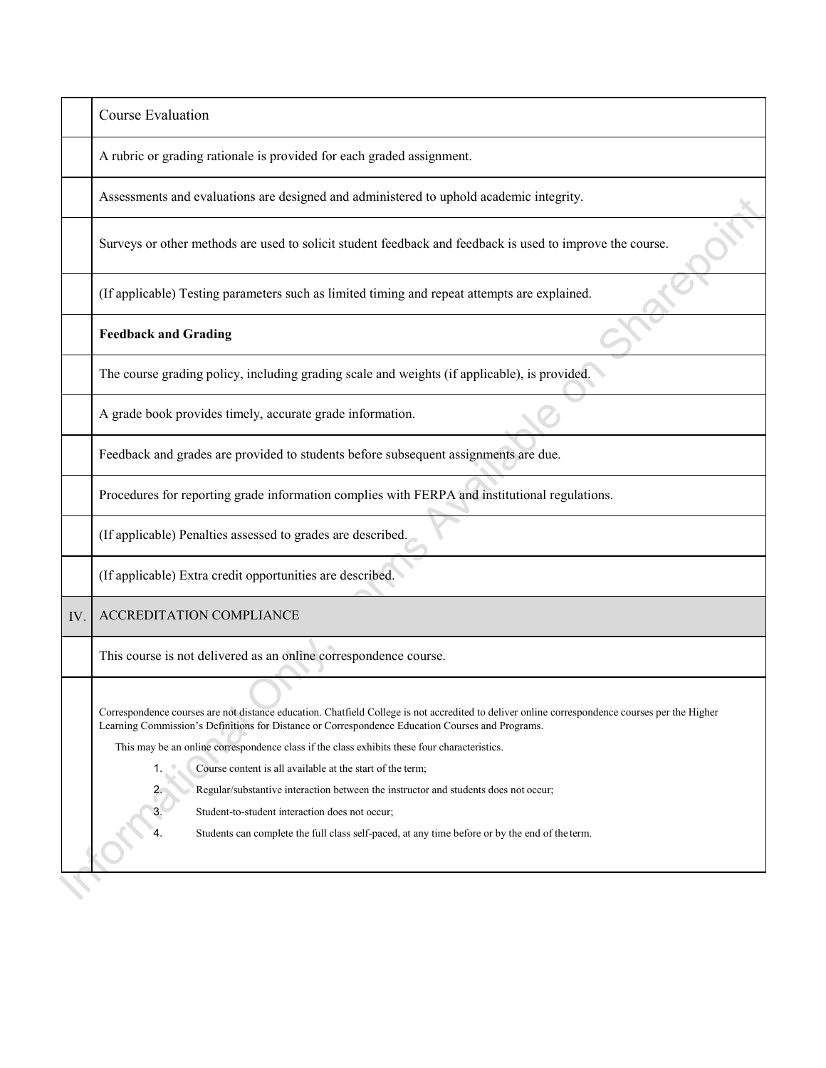| | Course Evaluation |
|---|---|
| | A rubric or grading rationale is provided for each graded assignment. |
| | Assessments and evaluations are designed and administered to uphold academic integrity. |
| | Surveys or other methods are used to solicit student feedback and feedback is used to improve the course. |
| | (If applicable) Testing parameters such as limited timing and repeat attempts are explained. |
| | **Feedback and Grading** |
| | The course grading policy, including grading scale and weights (if applicable), is provided. |
| | A grade book provides timely, accurate grade information. |
| | Feedback and grades are provided to students before subsequent assignments are due. |
| | Procedures for reporting grade information complies with FERPA and institutional regulations. |
| | (If applicable) Penalties assessed to grades are described. |
| | (If applicable) Extra credit opportunities are described. |
| IV. | ACCREDITATION COMPLIANCE |
| | This course is not delivered as an online correspondence course. |
| | Correspondence courses are not distance education. Chatfield College is not accredited to deliver online correspondence courses per the Higher Learning Commission's Definitions for Distance or Correspondence Education Courses and Programs.<br>This may be an online correspondence class if the class exhibits these four characteristics.<br>1. Course content is all available at the start of the term;<br>2. Regular/substantive interaction between the instructor and students does not occur;<br>3. Student-to-student interaction does not occur;<br>4. Students can complete the full class self-paced, at any time before or by the end of the term. |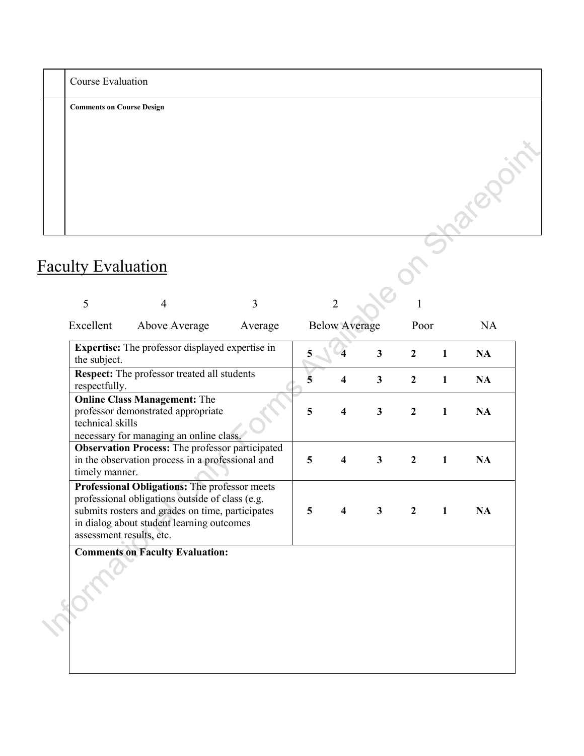| | Course Evaluation |
|---|---|
| | **Comments on Course Design** |

## Faculty Evaluation

| 5 | 4 | 3 | 2 | 1 | |
|---|---|---|---|---|---|
| Excellent | Above Average | Average | Below Average | Poor | NA |

| | | | | | | |
|---|---|---|---|---|---|---|
| **Expertise:** The professor displayed expertise in the subject. | **5** | **4** | **3** | **2** | **1** | **NA** |
| **Respect:** The professor treated all students respectfully. | **5** | **4** | **3** | **2** | **1** | **NA** |
| **Online Class Management:** The professor demonstrated appropriate technical skills necessary for managing an online class. | **5** | **4** | **3** | **2** | **1** | **NA** |
| **Observation Process:** The professor participated in the observation process in a professional and timely manner. | **5** | **4** | **3** | **2** | **1** | **NA** |
| **Professional Obligations:** The professor meets professional obligations outside of class (e.g. submits rosters and grades on time, participates in dialog about student learning outcomes assessment results, etc. | **5** | **4** | **3** | **2** | **1** | **NA** |
| **Comments on Faculty Evaluation:** | | | | | | |

Informational Only Forms Available on Sharepoint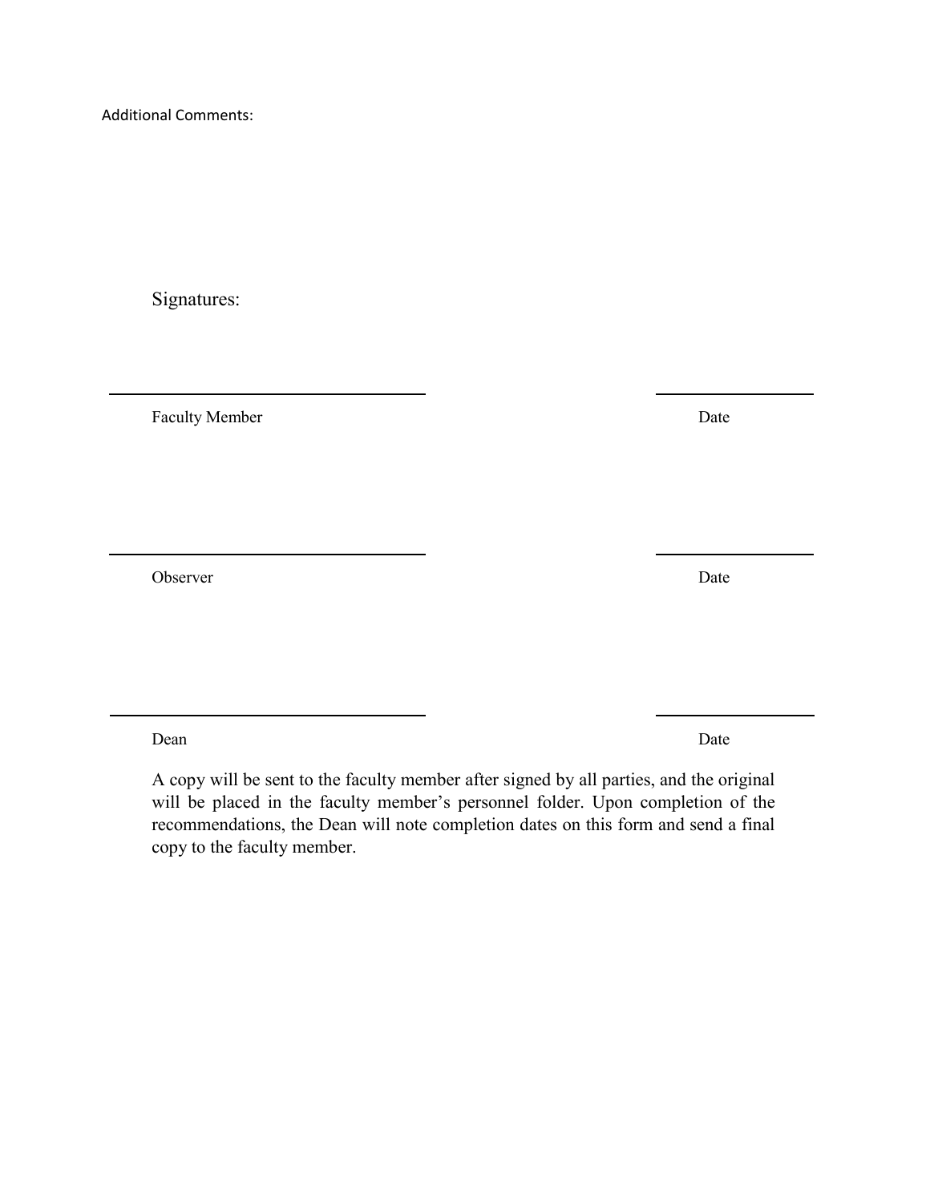Additional Comments:

Signatures:

______________________________ ______________

Faculty Member Date

______________________________ ______________

Observer Date

______________________________ ______________

Dean Date

A copy will be sent to the faculty member after signed by all parties, and the original will be placed in the faculty member's personnel folder. Upon completion of the recommendations, the Dean will note completion dates on this form and send a final copy to the faculty member.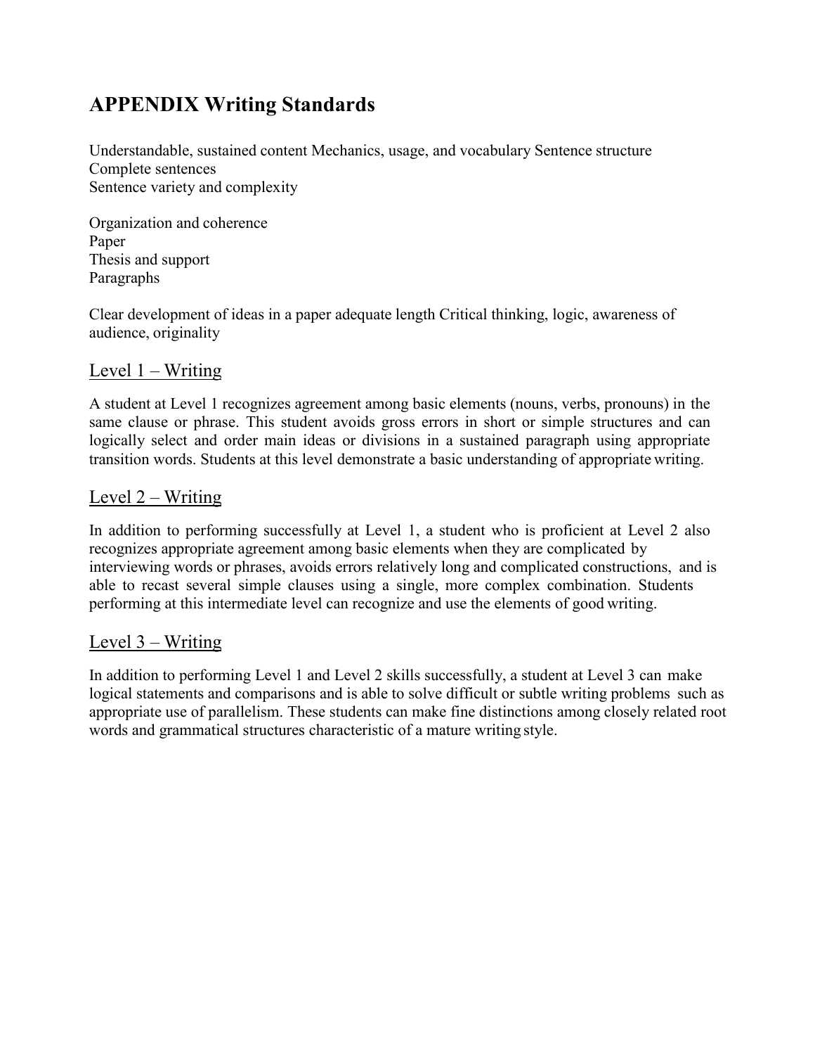# APPENDIX Writing Standards

Understandable, sustained content Mechanics, usage, and vocabulary Sentence structure
Complete sentences
Sentence variety and complexity

Organization and coherence
Paper
Thesis and support
Paragraphs

Clear development of ideas in a paper adequate length Critical thinking, logic, awareness of audience, originality

## Level 1 – Writing

A student at Level 1 recognizes agreement among basic elements (nouns, verbs, pronouns) in the same clause or phrase. This student avoids gross errors in short or simple structures and can logically select and order main ideas or divisions in a sustained paragraph using appropriate transition words. Students at this level demonstrate a basic understanding of appropriate writing.

## Level 2 – Writing

In addition to performing successfully at Level 1, a student who is proficient at Level 2 also recognizes appropriate agreement among basic elements when they are complicated by interviewing words or phrases, avoids errors relatively long and complicated constructions, and is able to recast several simple clauses using a single, more complex combination. Students performing at this intermediate level can recognize and use the elements of good writing.

## Level 3 – Writing

In addition to performing Level 1 and Level 2 skills successfully, a student at Level 3 can make logical statements and comparisons and is able to solve difficult or subtle writing problems such as appropriate use of parallelism. These students can make fine distinctions among closely related root words and grammatical structures characteristic of a mature writing style.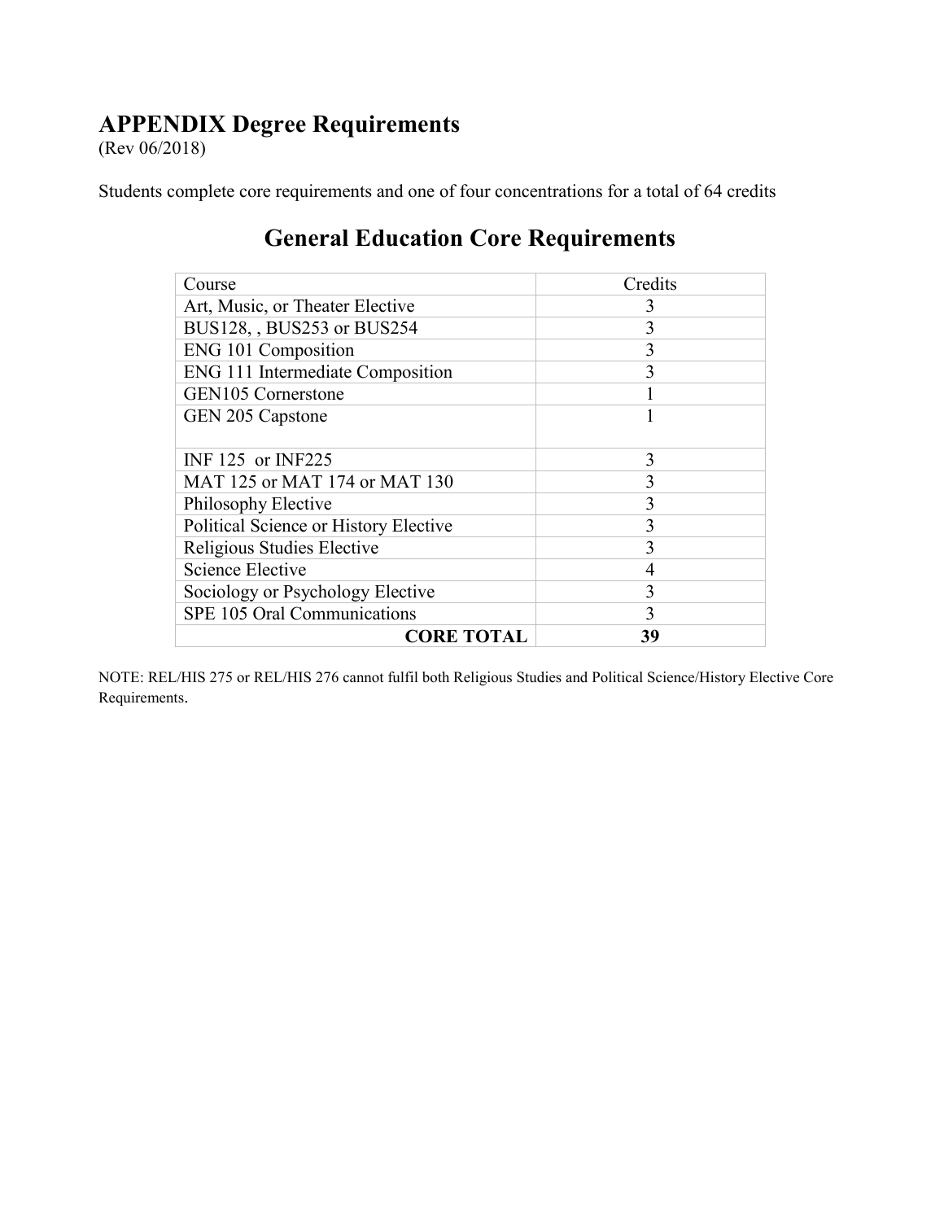# APPENDIX Degree Requirements

(Rev 06/2018)

Students complete core requirements and one of four concentrations for a total of 64 credits

## General Education Core Requirements

| Course | Credits |
|---|---|
| Art, Music, or Theater Elective | 3 |
| BUS128, , BUS253 or BUS254 | 3 |
| ENG 101 Composition | 3 |
| ENG 111 Intermediate Composition | 3 |
| GEN105 Cornerstone | 1 |
| GEN 205 Capstone | 1 |
| INF 125 or INF225 | 3 |
| MAT 125 or MAT 174 or MAT 130 | 3 |
| Philosophy Elective | 3 |
| Political Science or History Elective | 3 |
| Religious Studies Elective | 3 |
| Science Elective | 4 |
| Sociology or Psychology Elective | 3 |
| SPE 105 Oral Communications | 3 |
| **CORE TOTAL** | **39** |

NOTE: REL/HIS 275 or REL/HIS 276 cannot fulfil both Religious Studies and Political Science/History Elective Core Requirements.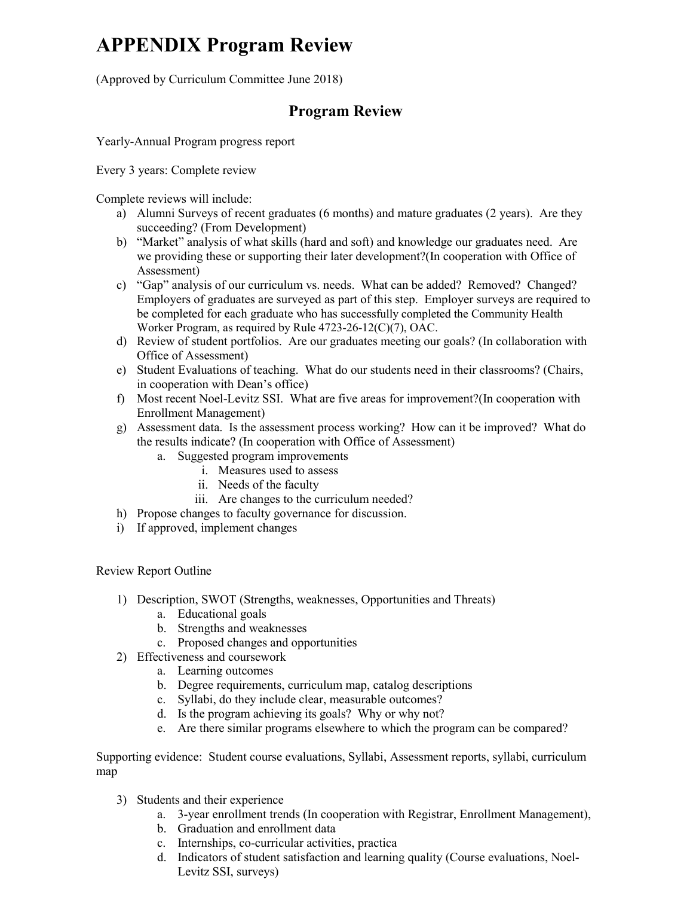# APPENDIX Program Review

(Approved by Curriculum Committee June 2018)

## Program Review

Yearly-Annual Program progress report

Every 3 years: Complete review

Complete reviews will include:

a) Alumni Surveys of recent graduates (6 months) and mature graduates (2 years). Are they succeeding? (From Development)
b) "Market" analysis of what skills (hard and soft) and knowledge our graduates need. Are we providing these or supporting their later development?(In cooperation with Office of Assessment)
c) "Gap" analysis of our curriculum vs. needs. What can be added? Removed? Changed? Employers of graduates are surveyed as part of this step. Employer surveys are required to be completed for each graduate who has successfully completed the Community Health Worker Program, as required by Rule 4723-26-12(C)(7), OAC.
d) Review of student portfolios. Are our graduates meeting our goals? (In collaboration with Office of Assessment)
e) Student Evaluations of teaching. What do our students need in their classrooms? (Chairs, in cooperation with Dean's office)
f) Most recent Noel-Levitz SSI. What are five areas for improvement?(In cooperation with Enrollment Management)
g) Assessment data. Is the assessment process working? How can it be improved? What do the results indicate? (In cooperation with Office of Assessment)
    a. Suggested program improvements
        i. Measures used to assess
        ii. Needs of the faculty
        iii. Are changes to the curriculum needed?
h) Propose changes to faculty governance for discussion.
i) If approved, implement changes

Review Report Outline

1) Description, SWOT (Strengths, weaknesses, Opportunities and Threats)
    a. Educational goals
    b. Strengths and weaknesses
    c. Proposed changes and opportunities
2) Effectiveness and coursework
    a. Learning outcomes
    b. Degree requirements, curriculum map, catalog descriptions
    c. Syllabi, do they include clear, measurable outcomes?
    d. Is the program achieving its goals? Why or why not?
    e. Are there similar programs elsewhere to which the program can be compared?

Supporting evidence: Student course evaluations, Syllabi, Assessment reports, syllabi, curriculum map

3) Students and their experience
    a. 3-year enrollment trends (In cooperation with Registrar, Enrollment Management),
    b. Graduation and enrollment data
    c. Internships, co-curricular activities, practica
    d. Indicators of student satisfaction and learning quality (Course evaluations, Noel-Levitz SSI, surveys)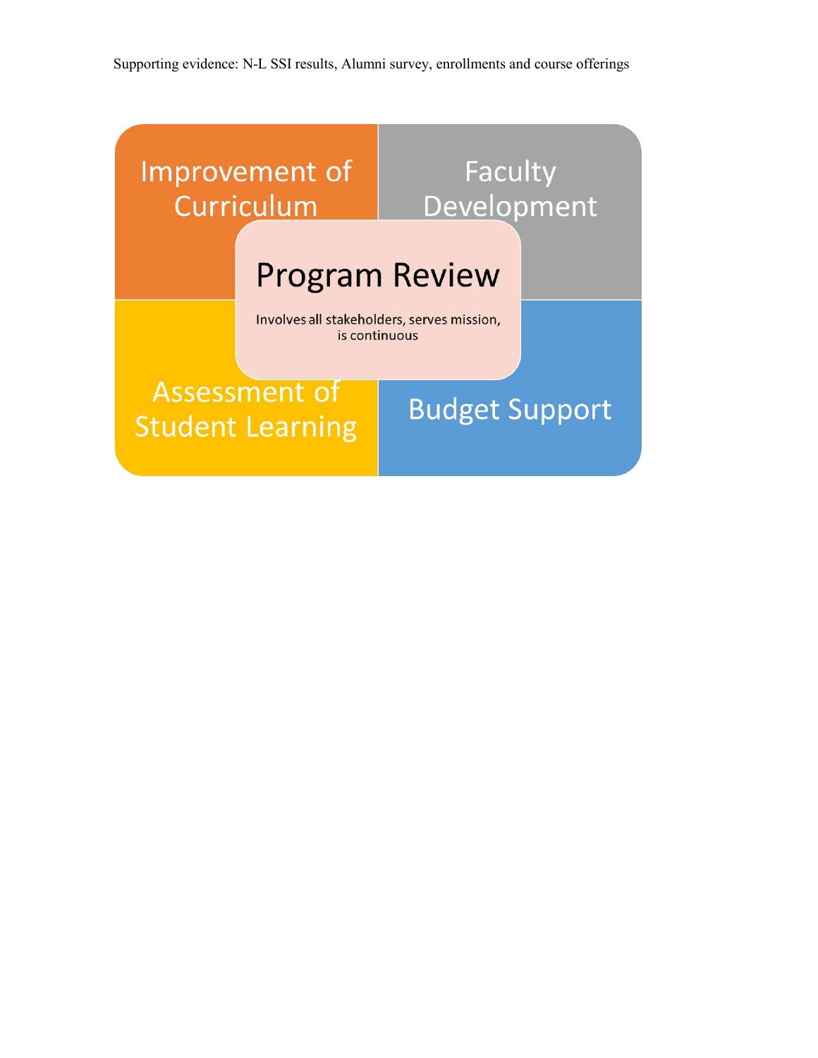Supporting evidence: N-L SSI results, Alumni survey, enrollments and course offerings

Improvement of Curriculum

Faculty Development

Program Review

Involves all stakeholders, serves mission, is continuous

Assessment of Student Learning

Budget Support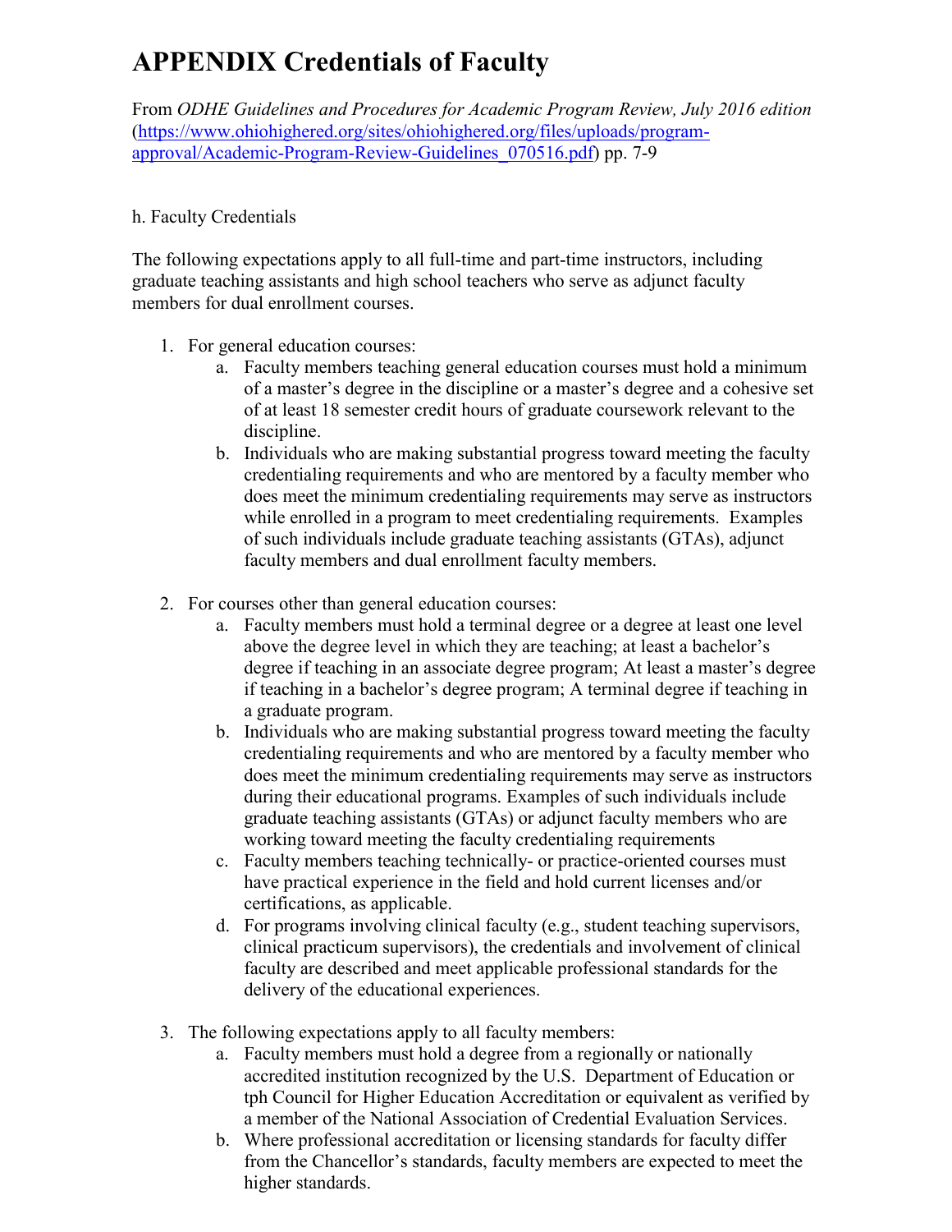# APPENDIX Credentials of Faculty

From *ODHE Guidelines and Procedures for Academic Program Review, July 2016 edition* (https://www.ohiohighered.org/sites/ohiohighered.org/files/uploads/program-approval/Academic-Program-Review-Guidelines_070516.pdf) pp. 7-9

h. Faculty Credentials

The following expectations apply to all full-time and part-time instructors, including graduate teaching assistants and high school teachers who serve as adjunct faculty members for dual enrollment courses.

1. For general education courses:
    a. Faculty members teaching general education courses must hold a minimum of a master's degree in the discipline or a master's degree and a cohesive set of at least 18 semester credit hours of graduate coursework relevant to the discipline.
    b. Individuals who are making substantial progress toward meeting the faculty credentialing requirements and who are mentored by a faculty member who does meet the minimum credentialing requirements may serve as instructors while enrolled in a program to meet credentialing requirements. Examples of such individuals include graduate teaching assistants (GTAs), adjunct faculty members and dual enrollment faculty members.

2. For courses other than general education courses:
    a. Faculty members must hold a terminal degree or a degree at least one level above the degree level in which they are teaching; at least a bachelor's degree if teaching in an associate degree program; At least a master's degree if teaching in a bachelor's degree program; A terminal degree if teaching in a graduate program.
    b. Individuals who are making substantial progress toward meeting the faculty credentialing requirements and who are mentored by a faculty member who does meet the minimum credentialing requirements may serve as instructors during their educational programs. Examples of such individuals include graduate teaching assistants (GTAs) or adjunct faculty members who are working toward meeting the faculty credentialing requirements
    c. Faculty members teaching technically- or practice-oriented courses must have practical experience in the field and hold current licenses and/or certifications, as applicable.
    d. For programs involving clinical faculty (e.g., student teaching supervisors, clinical practicum supervisors), the credentials and involvement of clinical faculty are described and meet applicable professional standards for the delivery of the educational experiences.

3. The following expectations apply to all faculty members:
    a. Faculty members must hold a degree from a regionally or nationally accredited institution recognized by the U.S. Department of Education or tph Council for Higher Education Accreditation or equivalent as verified by a member of the National Association of Credential Evaluation Services.
    b. Where professional accreditation or licensing standards for faculty differ from the Chancellor's standards, faculty members are expected to meet the higher standards.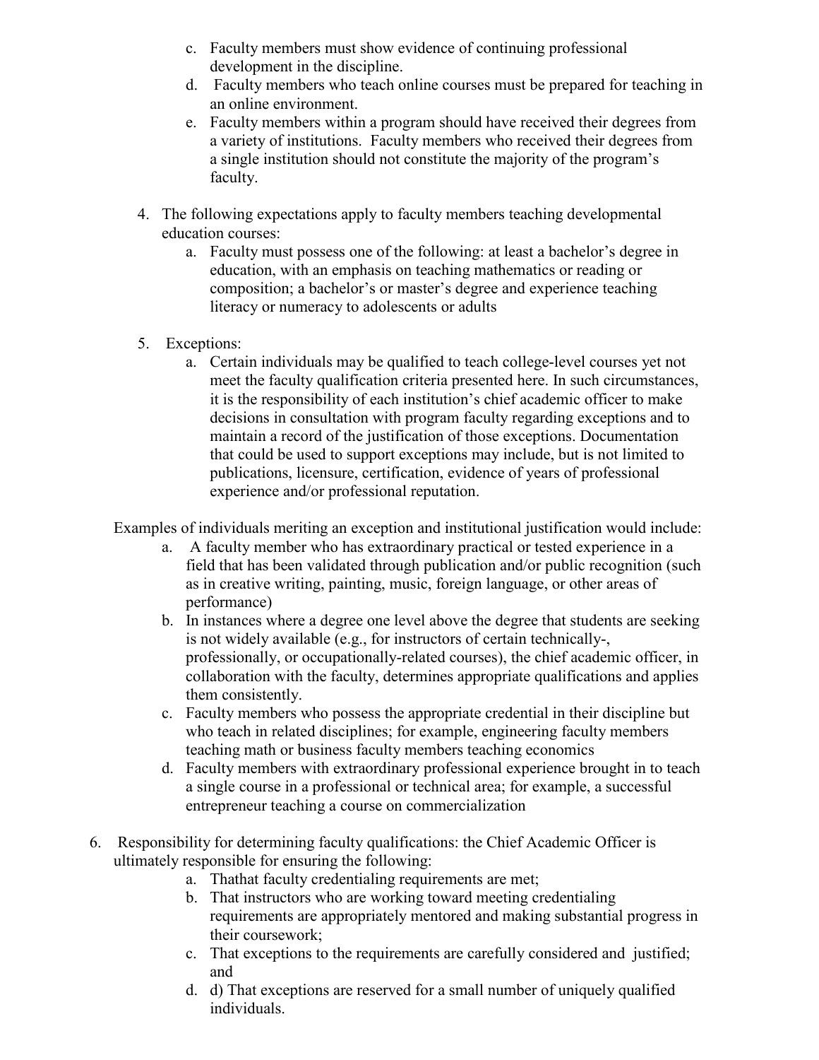c. Faculty members must show evidence of continuing professional development in the discipline.
   d. Faculty members who teach online courses must be prepared for teaching in an online environment.
   e. Faculty members within a program should have received their degrees from a variety of institutions. Faculty members who received their degrees from a single institution should not constitute the majority of the program's faculty.

4. The following expectations apply to faculty members teaching developmental education courses:
   a. Faculty must possess one of the following: at least a bachelor's degree in education, with an emphasis on teaching mathematics or reading or composition; a bachelor's or master's degree and experience teaching literacy or numeracy to adolescents or adults

5. Exceptions:
   a. Certain individuals may be qualified to teach college-level courses yet not meet the faculty qualification criteria presented here. In such circumstances, it is the responsibility of each institution's chief academic officer to make decisions in consultation with program faculty regarding exceptions and to maintain a record of the justification of those exceptions. Documentation that could be used to support exceptions may include, but is not limited to publications, licensure, certification, evidence of years of professional experience and/or professional reputation.

Examples of individuals meriting an exception and institutional justification would include:

   a. A faculty member who has extraordinary practical or tested experience in a field that has been validated through publication and/or public recognition (such as in creative writing, painting, music, foreign language, or other areas of performance)
   b. In instances where a degree one level above the degree that students are seeking is not widely available (e.g., for instructors of certain technically-, professionally, or occupationally-related courses), the chief academic officer, in collaboration with the faculty, determines appropriate qualifications and applies them consistently.
   c. Faculty members who possess the appropriate credential in their discipline but who teach in related disciplines; for example, engineering faculty members teaching math or business faculty members teaching economics
   d. Faculty members with extraordinary professional experience brought in to teach a single course in a professional or technical area; for example, a successful entrepreneur teaching a course on commercialization

6. Responsibility for determining faculty qualifications: the Chief Academic Officer is ultimately responsible for ensuring the following:
   a. Thathat faculty credentialing requirements are met;
   b. That instructors who are working toward meeting credentialing requirements are appropriately mentored and making substantial progress in their coursework;
   c. That exceptions to the requirements are carefully considered and justified; and
   d. d) That exceptions are reserved for a small number of uniquely qualified individuals.